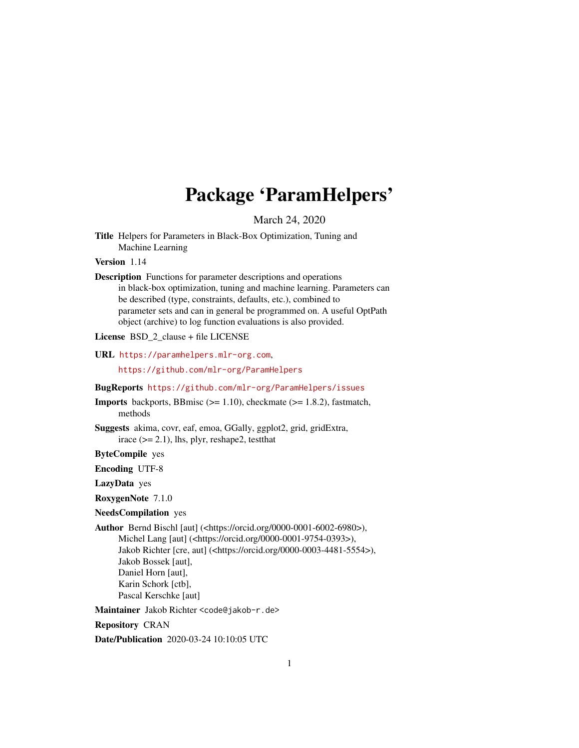# Package 'ParamHelpers'

March 24, 2020

**Title** Helpers for Parameters in Black-Box Optimization, Tuning and Machine Learning

**Version** 1.14

**Description** Functions for parameter descriptions and operations in black-box optimization, tuning and machine learning. Parameters can be described (type, constraints, defaults, etc.), combined to parameter sets and can in general be programmed on. A useful OptPath object (archive) to log function evaluations is also provided.

**License** BSD_2_clause + file LICENSE

**URL** https://paramhelpers.mlr-org.com,
https://github.com/mlr-org/ParamHelpers

**BugReports** https://github.com/mlr-org/ParamHelpers/issues

**Imports** backports, BBmisc (>= 1.10), checkmate (>= 1.8.2), fastmatch, methods

**Suggests** akima, covr, eaf, emoa, GGally, ggplot2, grid, gridExtra, irace (>= 2.1), lhs, plyr, reshape2, testthat

**ByteCompile** yes

**Encoding** UTF-8

**LazyData** yes

**RoxygenNote** 7.1.0

**NeedsCompilation** yes

**Author** Bernd Bischl [aut] (<https://orcid.org/0000-0001-6002-6980>),
Michel Lang [aut] (<https://orcid.org/0000-0001-9754-0393>),
Jakob Richter [cre, aut] (<https://orcid.org/0000-0003-4481-5554>),
Jakob Bossek [aut],
Daniel Horn [aut],
Karin Schork [ctb],
Pascal Kerschke [aut]

**Maintainer** Jakob Richter <code@jakob-r.de>

**Repository** CRAN

**Date/Publication** 2020-03-24 10:10:05 UTC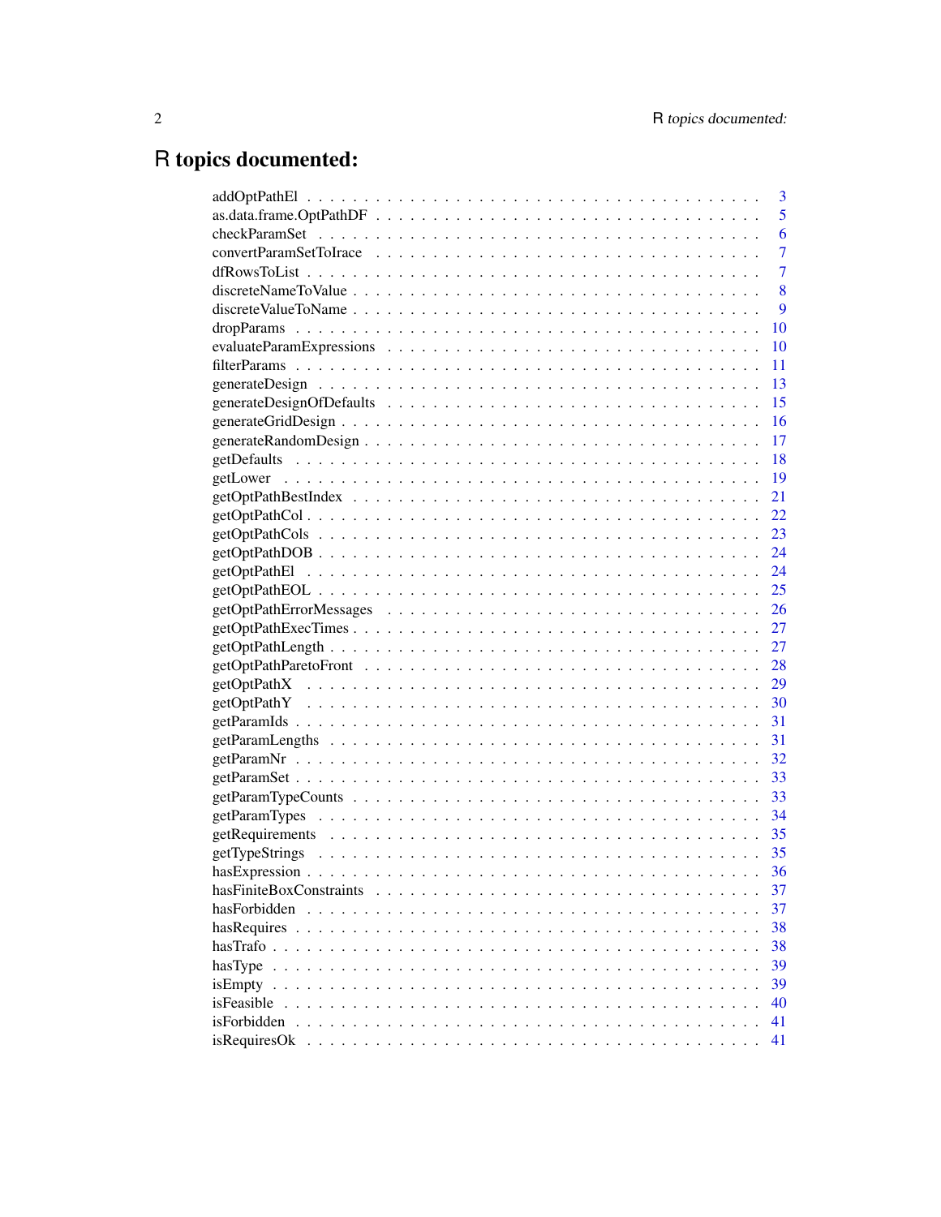# R topics documented:

| | |
|---|---|
| addOptPathEl | 3 |
| as.data.frame.OptPathDF | 5 |
| checkParamSet | 6 |
| convertParamSetToIrace | 7 |
| dfRowsToList | 7 |
| discreteNameToValue | 8 |
| discreteValueToName | 9 |
| dropParams | 10 |
| evaluateParamExpressions | 10 |
| filterParams | 11 |
| generateDesign | 13 |
| generateDesignOfDefaults | 15 |
| generateGridDesign | 16 |
| generateRandomDesign | 17 |
| getDefaults | 18 |
| getLower | 19 |
| getOptPathBestIndex | 21 |
| getOptPathCol | 22 |
| getOptPathCols | 23 |
| getOptPathDOB | 24 |
| getOptPathEl | 24 |
| getOptPathEOL | 25 |
| getOptPathErrorMessages | 26 |
| getOptPathExecTimes | 27 |
| getOptPathLength | 27 |
| getOptPathParetoFront | 28 |
| getOptPathX | 29 |
| getOptPathY | 30 |
| getParamIds | 31 |
| getParamLengths | 31 |
| getParamNr | 32 |
| getParamSet | 33 |
| getParamTypeCounts | 33 |
| getParamTypes | 34 |
| getRequirements | 35 |
| getTypeStrings | 35 |
| hasExpression | 36 |
| hasFiniteBoxConstraints | 37 |
| hasForbidden | 37 |
| hasRequires | 38 |
| hasTrafo | 38 |
| hasType | 39 |
| isEmpty | 39 |
| isFeasible | 40 |
| isForbidden | 41 |
| isRequiresOk | 41 |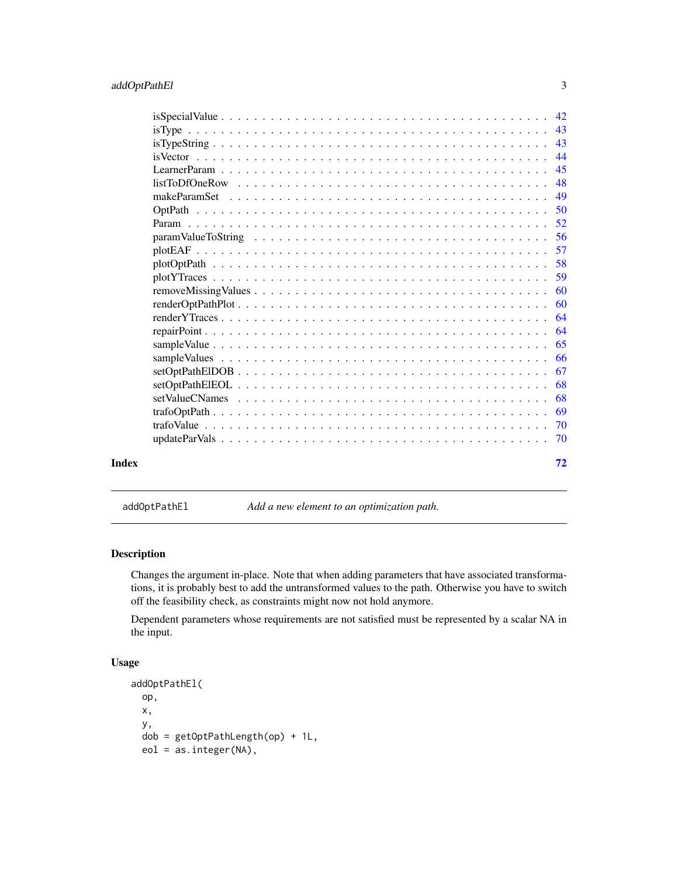| | |
|---|---|
| isSpecialValue | 42 |
| isType | 43 |
| isTypeString | 43 |
| isVector | 44 |
| LearnerParam | 45 |
| listToDfOneRow | 48 |
| makeParamSet | 49 |
| OptPath | 50 |
| Param | 52 |
| paramValueToString | 56 |
| plotEAF | 57 |
| plotOptPath | 58 |
| plotYTraces | 59 |
| removeMissingValues | 60 |
| renderOptPathPlot | 60 |
| renderYTraces | 64 |
| repairPoint | 64 |
| sampleValue | 65 |
| sampleValues | 66 |
| setOptPathElDOB | 67 |
| setOptPathElEOL | 68 |
| setValueCNames | 68 |
| trafoOptPath | 69 |
| trafoValue | 70 |
| updateParVals | 70 |

**Index** **72**

---

## addOptPathEl — *Add a new element to an optimization path.*

### Description

Changes the argument in-place. Note that when adding parameters that have associated transformations, it is probably best to add the untransformed values to the path. Otherwise you have to switch off the feasibility check, as constraints might now not hold anymore.

Dependent parameters whose requirements are not satisfied must be represented by a scalar NA in the input.

### Usage

```
addOptPathEl(
  op,
  x,
  y,
  dob = getOptPathLength(op) + 1L,
  eol = as.integer(NA),
```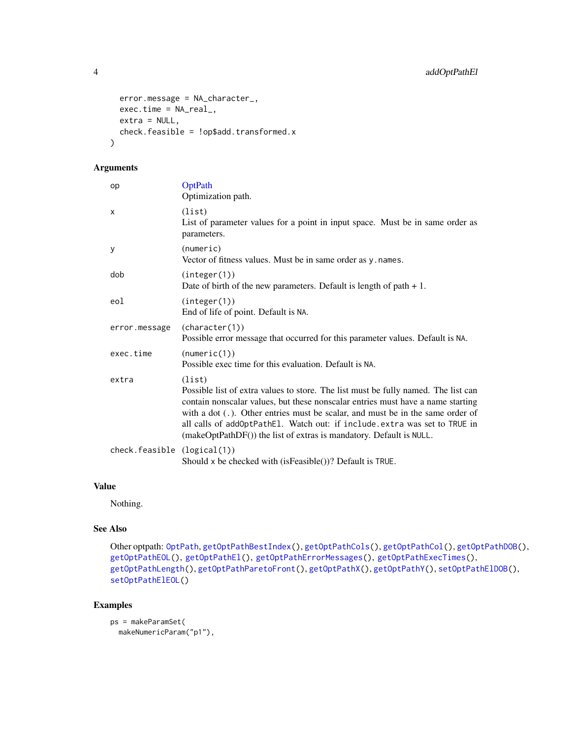```
  error.message = NA_character_,
  exec.time = NA_real_,
  extra = NULL,
  check.feasible = !op$add.transformed.x
)
```

### Arguments

| | |
|---|---|
| `op` | OptPath<br>Optimization path. |
| `x` | (`list`)<br>List of parameter values for a point in input space. Must be in same order as parameters. |
| `y` | (`numeric`)<br>Vector of fitness values. Must be in same order as `y.names`. |
| `dob` | (`integer(1)`)<br>Date of birth of the new parameters. Default is length of path + 1. |
| `eol` | (`integer(1)`)<br>End of life of point. Default is `NA`. |
| `error.message` | (`character(1)`)<br>Possible error message that occurred for this parameter values. Default is `NA`. |
| `exec.time` | (`numeric(1)`)<br>Possible exec time for this evaluation. Default is `NA`. |
| `extra` | (`list`)<br>Possible list of extra values to store. The list must be fully named. The list can contain nonscalar values, but these nonscalar entries must have a name starting with a dot (`.`). Other entries must be scalar, and must be in the same order of all calls of `addOptPathEl`. Watch out: if `include.extra` was set to `TRUE` in (makeOptPathDF()) the list of extras is mandatory. Default is `NULL`. |
| `check.feasible` | (`logical(1)`)<br>Should `x` be checked with (isFeasible())? Default is `TRUE`. |

### Value

Nothing.

### See Also

Other optpath: `OptPath`, `getOptPathBestIndex()`, `getOptPathCols()`, `getOptPathCol()`, `getOptPathDOB()`, `getOptPathEOL()`, `getOptPathEl()`, `getOptPathErrorMessages()`, `getOptPathExecTimes()`, `getOptPathLength()`, `getOptPathParetoFront()`, `getOptPathX()`, `getOptPathY()`, `setOptPathElDOB()`, `setOptPathElEOL()`

### Examples

```
ps = makeParamSet(
  makeNumericParam("p1"),
```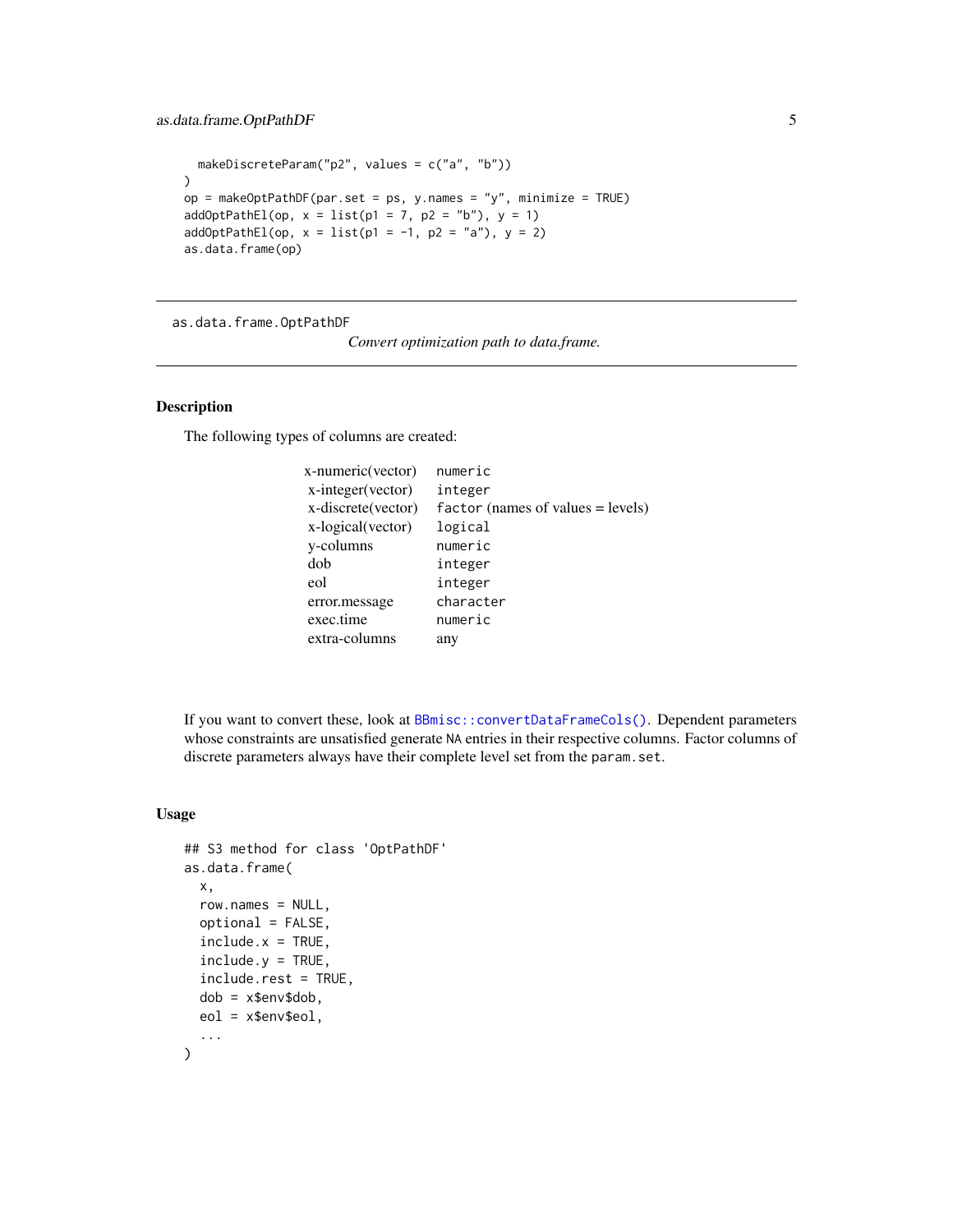```
  makeDiscreteParam("p2", values = c("a", "b"))
)
op = makeOptPathDF(par.set = ps, y.names = "y", minimize = TRUE)
addOptPathEl(op, x = list(p1 = 7, p2 = "b"), y = 1)
addOptPathEl(op, x = list(p1 = -1, p2 = "a"), y = 2)
as.data.frame(op)
```

---

`as.data.frame.OptPathDF` *Convert optimization path to data.frame.*

---

## Description

The following types of columns are created:

| | |
|---|---|
| x-numeric(vector) | `numeric` |
| x-integer(vector) | `integer` |
| x-discrete(vector) | `factor` (names of values = levels) |
| x-logical(vector) | `logical` |
| y-columns | `numeric` |
| dob | `integer` |
| eol | `integer` |
| error.message | `character` |
| exec.time | `numeric` |
| extra-columns | any |

If you want to convert these, look at `BBmisc::convertDataFrameCols()`. Dependent parameters whose constraints are unsatisfied generate `NA` entries in their respective columns. Factor columns of discrete parameters always have their complete level set from the `param.set`.

## Usage

```
## S3 method for class 'OptPathDF'
as.data.frame(
  x,
  row.names = NULL,
  optional = FALSE,
  include.x = TRUE,
  include.y = TRUE,
  include.rest = TRUE,
  dob = x$env$dob,
  eol = x$env$eol,
  ...
)
```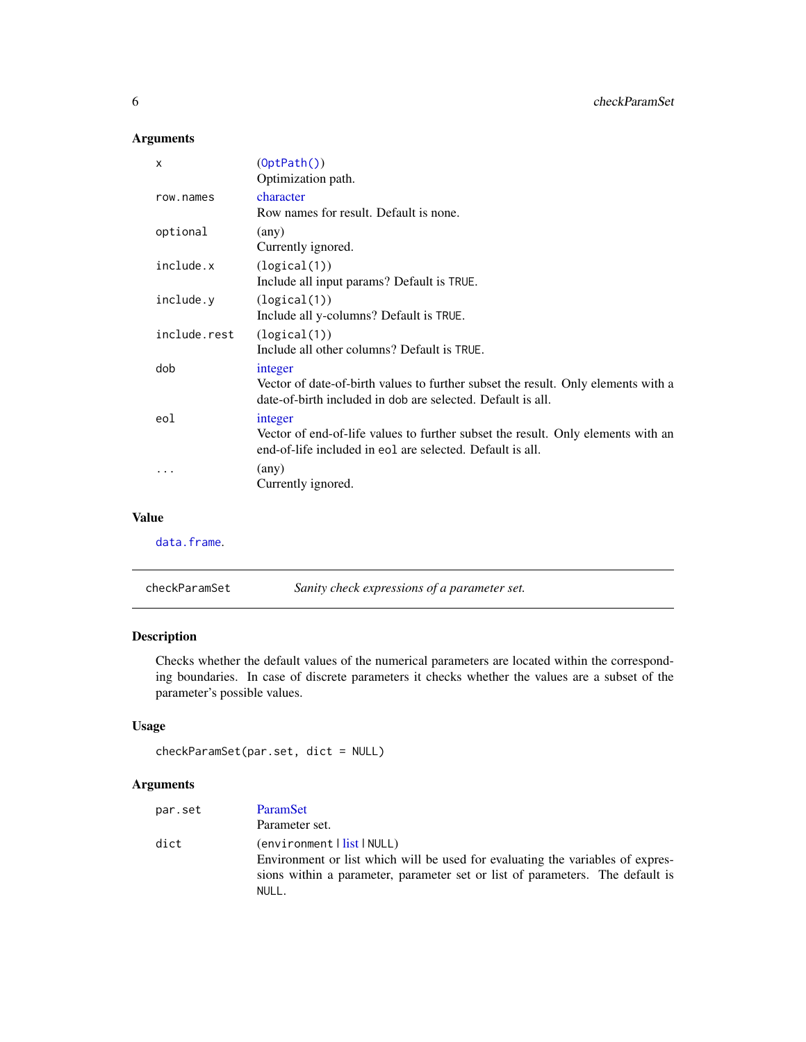### Arguments

| | |
|---|---|
| `x` | (`OptPath()`)<br>Optimization path. |
| `row.names` | character<br>Row names for result. Default is none. |
| `optional` | (any)<br>Currently ignored. |
| `include.x` | (`logical(1)`)<br>Include all input params? Default is `TRUE`. |
| `include.y` | (`logical(1)`)<br>Include all y-columns? Default is `TRUE`. |
| `include.rest` | (`logical(1)`)<br>Include all other columns? Default is `TRUE`. |
| `dob` | integer<br>Vector of date-of-birth values to further subset the result. Only elements with a date-of-birth included in `dob` are selected. Default is all. |
| `eol` | integer<br>Vector of end-of-life values to further subset the result. Only elements with an end-of-life included in `eol` are selected. Default is all. |
| `...` | (any)<br>Currently ignored. |

### Value

`data.frame`.

---

## checkParamSet — *Sanity check expressions of a parameter set.*

### Description

Checks whether the default values of the numerical parameters are located within the corresponding boundaries. In case of discrete parameters it checks whether the values are a subset of the parameter's possible values.

### Usage

```
checkParamSet(par.set, dict = NULL)
```

### Arguments

| | |
|---|---|
| `par.set` | ParamSet<br>Parameter set. |
| `dict` | (`environment` \| list \| `NULL`)<br>Environment or list which will be used for evaluating the variables of expressions within a parameter, parameter set or list of parameters. The default is `NULL`. |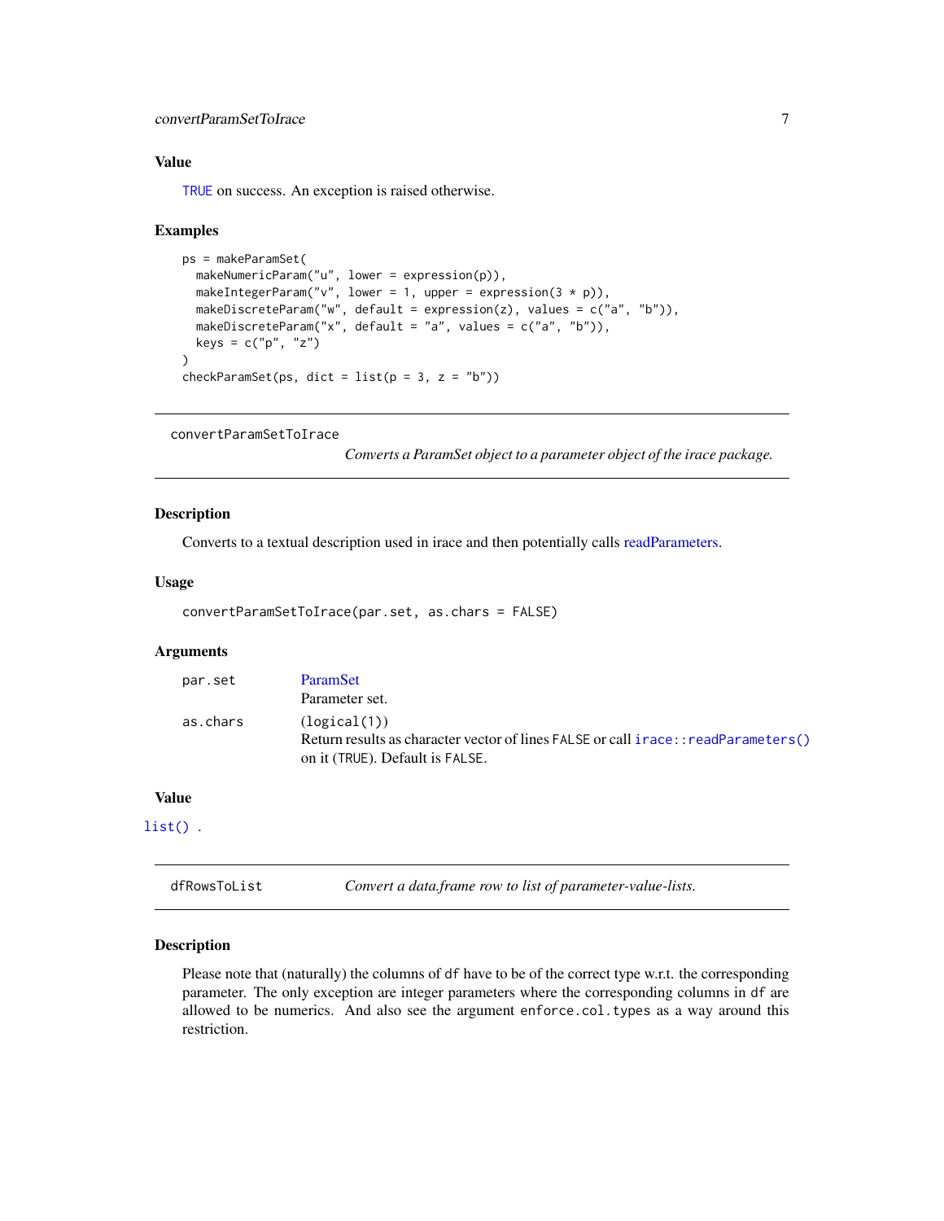### Value

TRUE on success. An exception is raised otherwise.

### Examples

```
ps = makeParamSet(
  makeNumericParam("u", lower = expression(p)),
  makeIntegerParam("v", lower = 1, upper = expression(3 * p)),
  makeDiscreteParam("w", default = expression(z), values = c("a", "b")),
  makeDiscreteParam("x", default = "a", values = c("a", "b")),
  keys = c("p", "z")
)
checkParamSet(ps, dict = list(p = 3, z = "b"))
```

---

## convertParamSetToIrace

*Converts a ParamSet object to a parameter object of the irace package.*

### Description

Converts to a textual description used in irace and then potentially calls readParameters.

### Usage

```
convertParamSetToIrace(par.set, as.chars = FALSE)
```

### Arguments

| | |
|---|---|
| par.set | ParamSet<br>Parameter set. |
| as.chars | (logical(1))<br>Return results as character vector of lines FALSE or call irace::readParameters() on it (TRUE). Default is FALSE. |

### Value

list() .

---

## dfRowsToList

*Convert a data.frame row to list of parameter-value-lists.*

### Description

Please note that (naturally) the columns of df have to be of the correct type w.r.t. the corresponding parameter. The only exception are integer parameters where the corresponding columns in df are allowed to be numerics. And also see the argument enforce.col.types as a way around this restriction.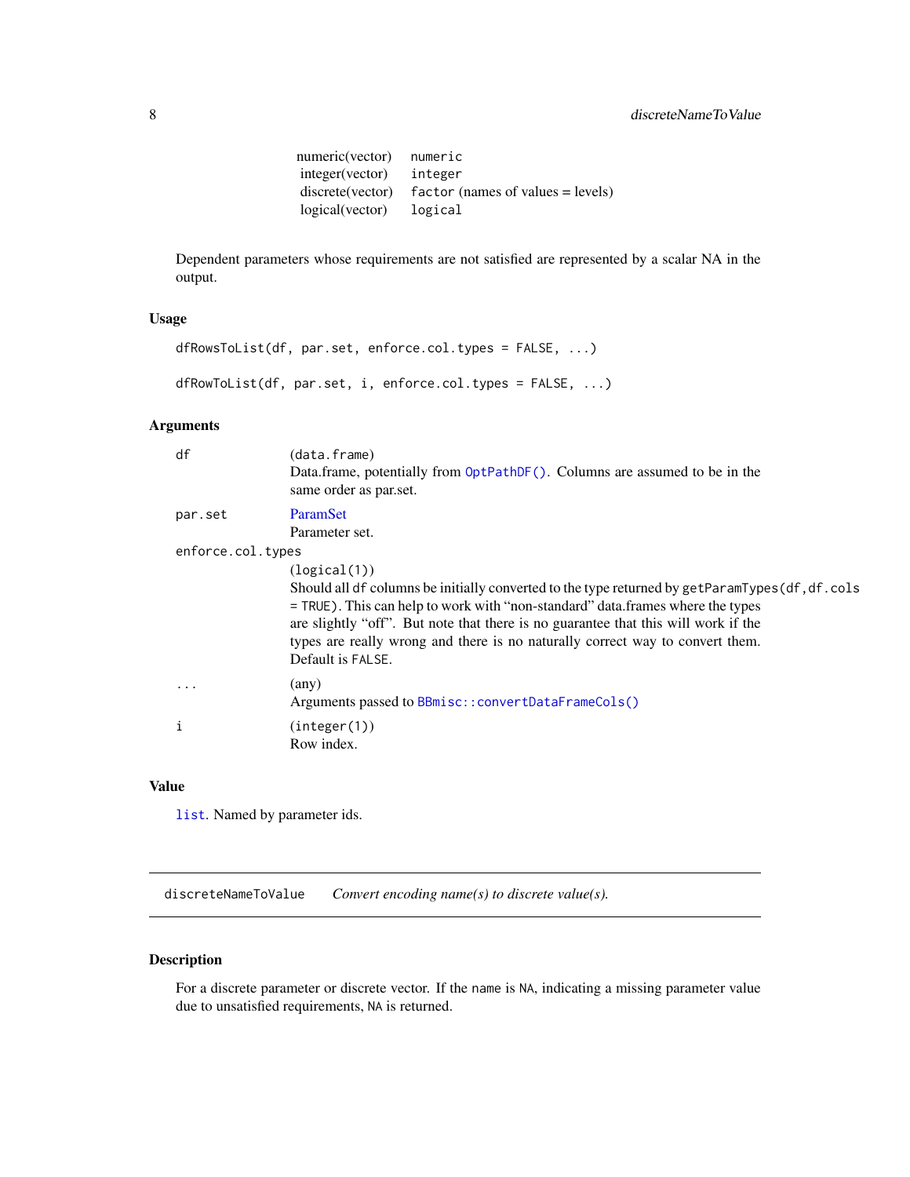| | |
|---|---|
| numeric(vector) | `numeric` |
| integer(vector) | `integer` |
| discrete(vector) | `factor` (names of values = levels) |
| logical(vector) | `logical` |

Dependent parameters whose requirements are not satisfied are represented by a scalar NA in the output.

### Usage

```
dfRowsToList(df, par.set, enforce.col.types = FALSE, ...)

dfRowToList(df, par.set, i, enforce.col.types = FALSE, ...)
```

### Arguments

`df` — (`data.frame`)
Data.frame, potentially from `OptPathDF()`. Columns are assumed to be in the same order as par.set.

`par.set` — ParamSet
Parameter set.

`enforce.col.types` — (`logical(1)`)
Should all `df` columns be initially converted to the type returned by `getParamTypes(df,df.cols = TRUE)`. This can help to work with "non-standard" data.frames where the types are slightly "off". But note that there is no guarantee that this will work if the types are really wrong and there is no naturally correct way to convert them. Default is `FALSE`.

`...` — (any)
Arguments passed to `BBmisc::convertDataFrameCols()`

`i` — (`integer(1)`)
Row index.

### Value

`list`. Named by parameter ids.

---

## discreteNameToValue — *Convert encoding name(s) to discrete value(s).*

### Description

For a discrete parameter or discrete vector. If the `name` is `NA`, indicating a missing parameter value due to unsatisfied requirements, `NA` is returned.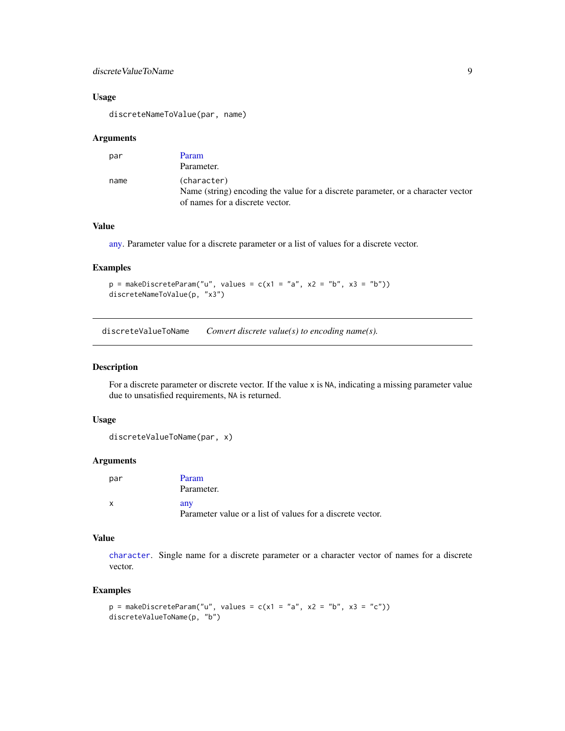### Usage

```
discreteNameToValue(par, name)
```

### Arguments

| | |
|---|---|
| par | Param<br>Parameter. |
| name | (character)<br>Name (string) encoding the value for a discrete parameter, or a character vector of names for a discrete vector. |

### Value

any. Parameter value for a discrete parameter or a list of values for a discrete vector.

### Examples

```
p = makeDiscreteParam("u", values = c(x1 = "a", x2 = "b", x3 = "b"))
discreteNameToValue(p, "x3")
```

---

## discreteValueToName *Convert discrete value(s) to encoding name(s).*

---

### Description

For a discrete parameter or discrete vector. If the value x is NA, indicating a missing parameter value due to unsatisfied requirements, NA is returned.

### Usage

```
discreteValueToName(par, x)
```

### Arguments

| | |
|---|---|
| par | Param<br>Parameter. |
| x | any<br>Parameter value or a list of values for a discrete vector. |

### Value

character. Single name for a discrete parameter or a character vector of names for a discrete vector.

### Examples

```
p = makeDiscreteParam("u", values = c(x1 = "a", x2 = "b", x3 = "c"))
discreteValueToName(p, "b")
```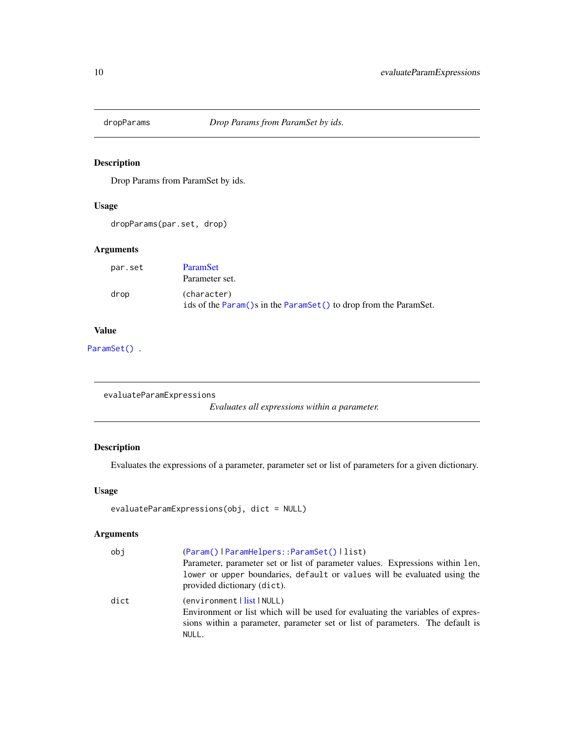## dropParams — *Drop Params from ParamSet by ids.*

### Description

Drop Params from ParamSet by ids.

### Usage

```
dropParams(par.set, drop)
```

### Arguments

| | |
|---|---|
| `par.set` | ParamSet<br>Parameter set. |
| `drop` | (`character`)<br>`ids` of the `Param()`s in the `ParamSet()` to drop from the ParamSet. |

### Value

`ParamSet()` .

## evaluateParamExpressions — *Evaluates all expressions within a parameter.*

### Description

Evaluates the expressions of a parameter, parameter set or list of parameters for a given dictionary.

### Usage

```
evaluateParamExpressions(obj, dict = NULL)
```

### Arguments

| | |
|---|---|
| `obj` | (`Param()` \| `ParamHelpers::ParamSet()` \| `list`)<br>Parameter, parameter set or list of parameter values. Expressions within `len`, `lower` or `upper` boundaries, `default` or `values` will be evaluated using the provided dictionary (`dict`). |
| `dict` | (`environment` \| list \| `NULL`)<br>Environment or list which will be used for evaluating the variables of expressions within a parameter, parameter set or list of parameters. The default is `NULL`. |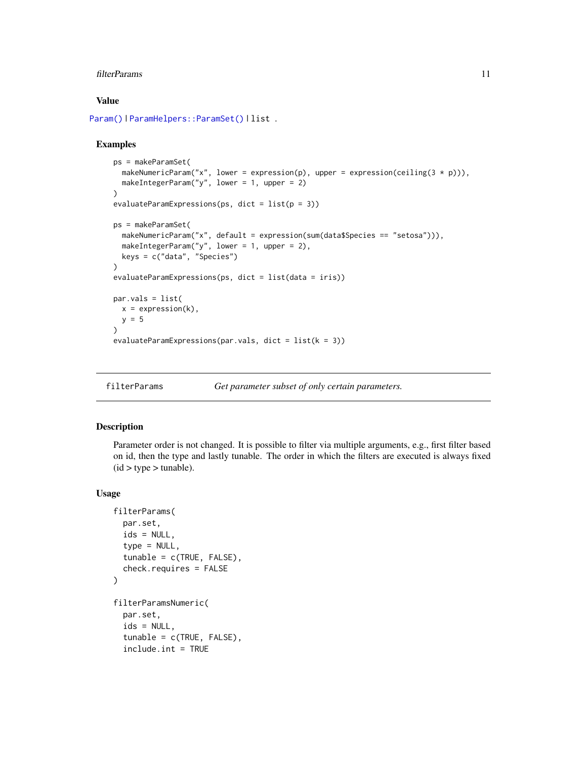### Value

`Param()` | `ParamHelpers::ParamSet()` | `list` .

### Examples

```
ps = makeParamSet(
  makeNumericParam("x", lower = expression(p), upper = expression(ceiling(3 * p))),
  makeIntegerParam("y", lower = 1, upper = 2)
)
evaluateParamExpressions(ps, dict = list(p = 3))

ps = makeParamSet(
  makeNumericParam("x", default = expression(sum(data$Species == "setosa"))),
  makeIntegerParam("y", lower = 1, upper = 2),
  keys = c("data", "Species")
)
evaluateParamExpressions(ps, dict = list(data = iris))

par.vals = list(
  x = expression(k),
  y = 5
)
evaluateParamExpressions(par.vals, dict = list(k = 3))
```

---

## filterParams — *Get parameter subset of only certain parameters.*

### Description

Parameter order is not changed. It is possible to filter via multiple arguments, e.g., first filter based on id, then the type and lastly tunable. The order in which the filters are executed is always fixed (id > type > tunable).

### Usage

```
filterParams(
  par.set,
  ids = NULL,
  type = NULL,
  tunable = c(TRUE, FALSE),
  check.requires = FALSE
)

filterParamsNumeric(
  par.set,
  ids = NULL,
  tunable = c(TRUE, FALSE),
  include.int = TRUE
```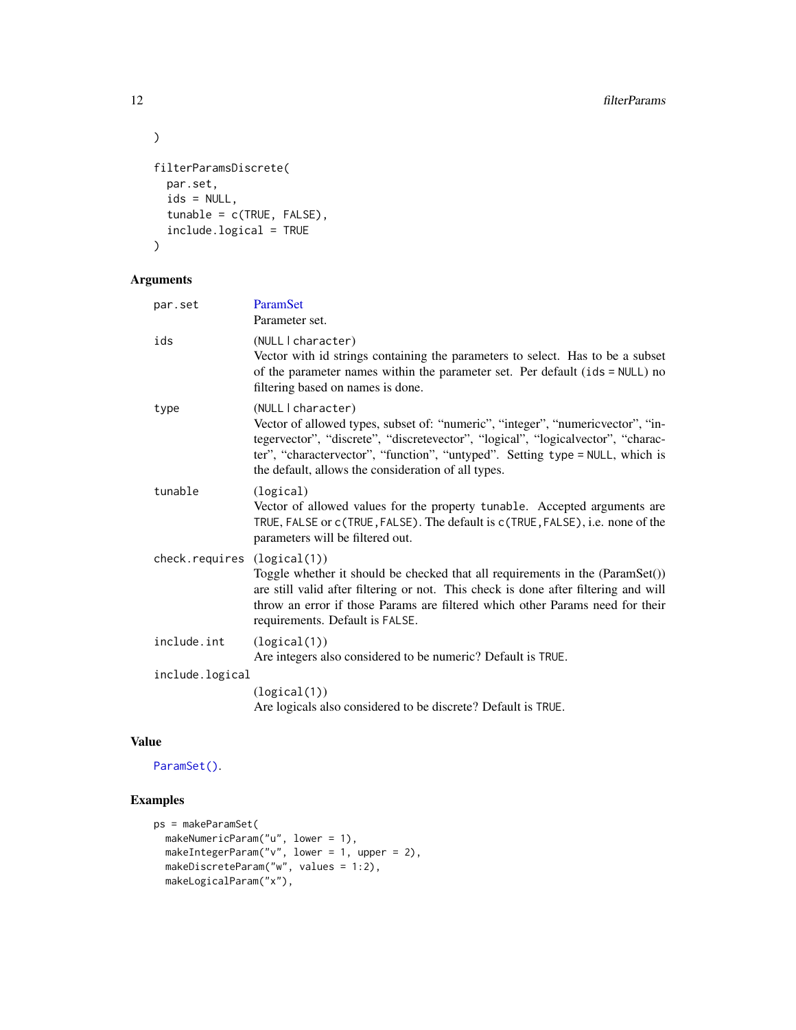```
)

filterParamsDiscrete(
  par.set,
  ids = NULL,
  tunable = c(TRUE, FALSE),
  include.logical = TRUE
)
```

## Arguments

**par.set**
ParamSet
Parameter set.

**ids**
(NULL | character)
Vector with id strings containing the parameters to select. Has to be a subset of the parameter names within the parameter set. Per default (ids = NULL) no filtering based on names is done.

**type**
(NULL | character)
Vector of allowed types, subset of: "numeric", "integer", "numericvector", "integervector", "discrete", "discretevector", "logical", "logicalvector", "character", "charactervector", "function", "untyped". Setting type = NULL, which is the default, allows the consideration of all types.

**tunable**
(logical)
Vector of allowed values for the property tunable. Accepted arguments are TRUE, FALSE or c(TRUE,FALSE). The default is c(TRUE,FALSE), i.e. none of the parameters will be filtered out.

**check.requires**
(logical(1))
Toggle whether it should be checked that all requirements in the (ParamSet()) are still valid after filtering or not. This check is done after filtering and will throw an error if those Params are filtered which other Params need for their requirements. Default is FALSE.

**include.int**
(logical(1))
Are integers also considered to be numeric? Default is TRUE.

**include.logical**
(logical(1))
Are logicals also considered to be discrete? Default is TRUE.

## Value

ParamSet().

## Examples

```
ps = makeParamSet(
  makeNumericParam("u", lower = 1),
  makeIntegerParam("v", lower = 1, upper = 2),
  makeDiscreteParam("w", values = 1:2),
  makeLogicalParam("x"),
```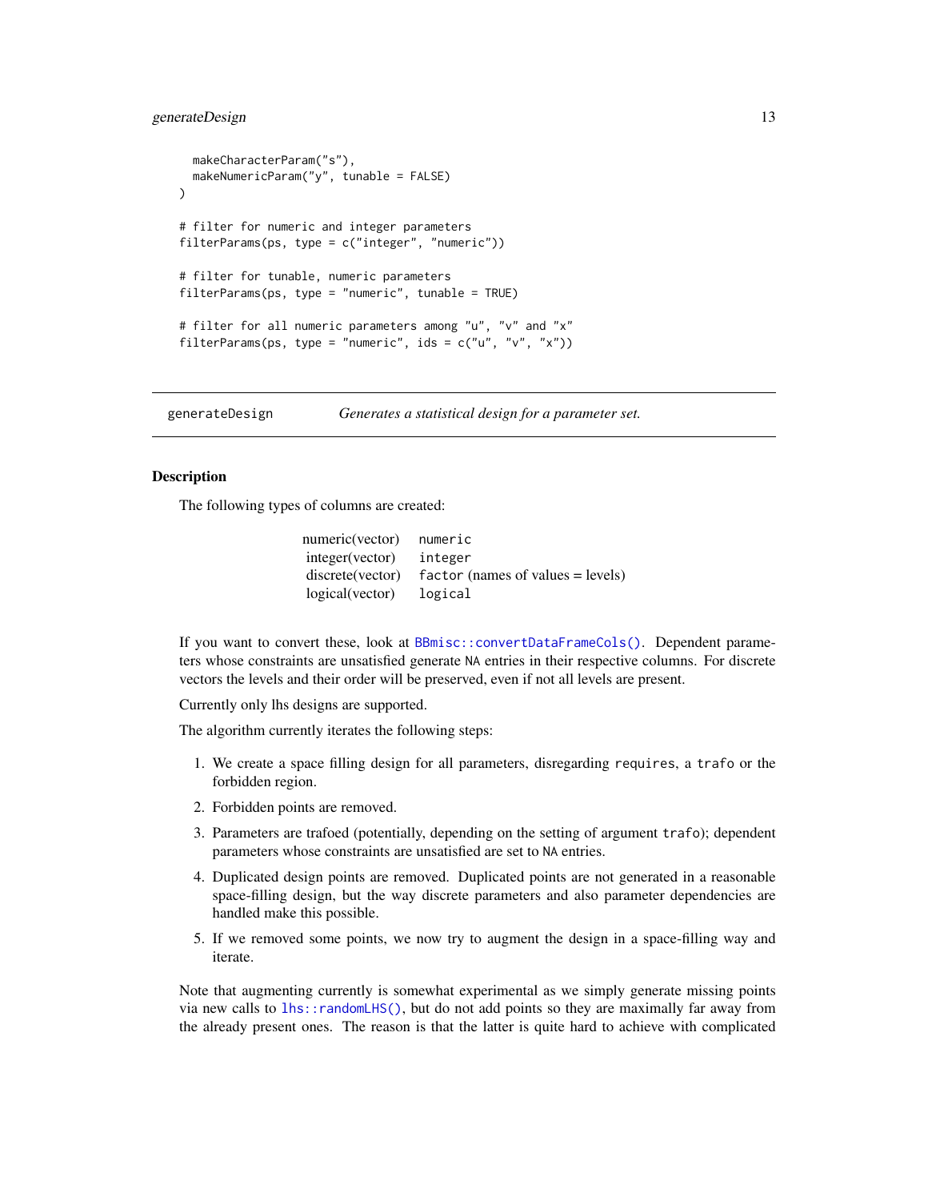```
  makeCharacterParam("s"),
  makeNumericParam("y", tunable = FALSE)
)

# filter for numeric and integer parameters
filterParams(ps, type = c("integer", "numeric"))

# filter for tunable, numeric parameters
filterParams(ps, type = "numeric", tunable = TRUE)

# filter for all numeric parameters among "u", "v" and "x"
filterParams(ps, type = "numeric", ids = c("u", "v", "x"))
```

## generateDesign — *Generates a statistical design for a parameter set.*

### Description

The following types of columns are created:

| | |
|---|---|
| numeric(vector) | `numeric` |
| integer(vector) | `integer` |
| discrete(vector) | `factor` (names of values = levels) |
| logical(vector) | `logical` |

If you want to convert these, look at `BBmisc::convertDataFrameCols()`. Dependent parameters whose constraints are unsatisfied generate `NA` entries in their respective columns. For discrete vectors the levels and their order will be preserved, even if not all levels are present.

Currently only lhs designs are supported.

The algorithm currently iterates the following steps:

1. We create a space filling design for all parameters, disregarding `requires`, a `trafo` or the forbidden region.
2. Forbidden points are removed.
3. Parameters are trafoed (potentially, depending on the setting of argument `trafo`); dependent parameters whose constraints are unsatisfied are set to `NA` entries.
4. Duplicated design points are removed. Duplicated points are not generated in a reasonable space-filling design, but the way discrete parameters and also parameter dependencies are handled make this possible.
5. If we removed some points, we now try to augment the design in a space-filling way and iterate.

Note that augmenting currently is somewhat experimental as we simply generate missing points via new calls to `lhs::randomLHS()`, but do not add points so they are maximally far away from the already present ones. The reason is that the latter is quite hard to achieve with complicated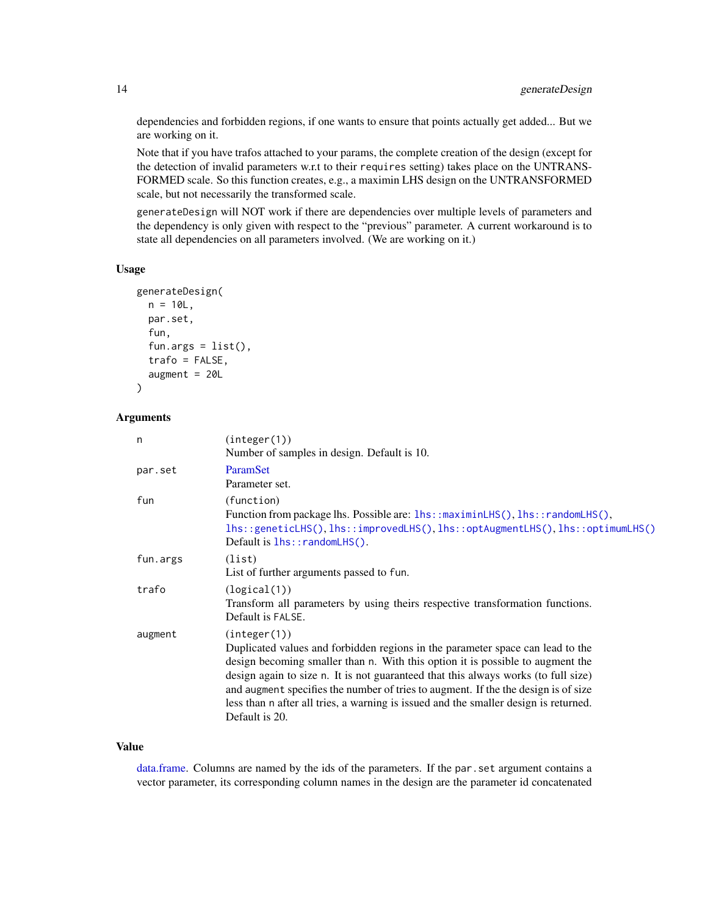dependencies and forbidden regions, if one wants to ensure that points actually get added... But we are working on it.

Note that if you have trafos attached to your params, the complete creation of the design (except for the detection of invalid parameters w.r.t to their `requires` setting) takes place on the UNTRANSFORMED scale. So this function creates, e.g., a maximin LHS design on the UNTRANSFORMED scale, but not necessarily the transformed scale.

`generateDesign` will NOT work if there are dependencies over multiple levels of parameters and the dependency is only given with respect to the "previous" parameter. A current workaround is to state all dependencies on all parameters involved. (We are working on it.)

### Usage

```
generateDesign(
  n = 10L,
  par.set,
  fun,
  fun.args = list(),
  trafo = FALSE,
  augment = 20L
)
```

### Arguments

| | |
|---|---|
| `n` | (`integer(1)`)<br>Number of samples in design. Default is 10. |
| `par.set` | ParamSet<br>Parameter set. |
| `fun` | (`function`)<br>Function from package lhs. Possible are: `lhs::maximinLHS()`, `lhs::randomLHS()`, `lhs::geneticLHS()`, `lhs::improvedLHS()`, `lhs::optAugmentLHS()`, `lhs::optimumLHS()`<br>Default is `lhs::randomLHS()`. |
| `fun.args` | (`list`)<br>List of further arguments passed to `fun`. |
| `trafo` | (`logical(1)`)<br>Transform all parameters by using theirs respective transformation functions. Default is `FALSE`. |
| `augment` | (`integer(1)`)<br>Duplicated values and forbidden regions in the parameter space can lead to the design becoming smaller than `n`. With this option it is possible to augment the design again to size `n`. It is not guaranteed that this always works (to full size) and `augment` specifies the number of tries to augment. If the the design is of size less than `n` after all tries, a warning is issued and the smaller design is returned. Default is 20. |

### Value

data.frame. Columns are named by the ids of the parameters. If the `par.set` argument contains a vector parameter, its corresponding column names in the design are the parameter id concatenated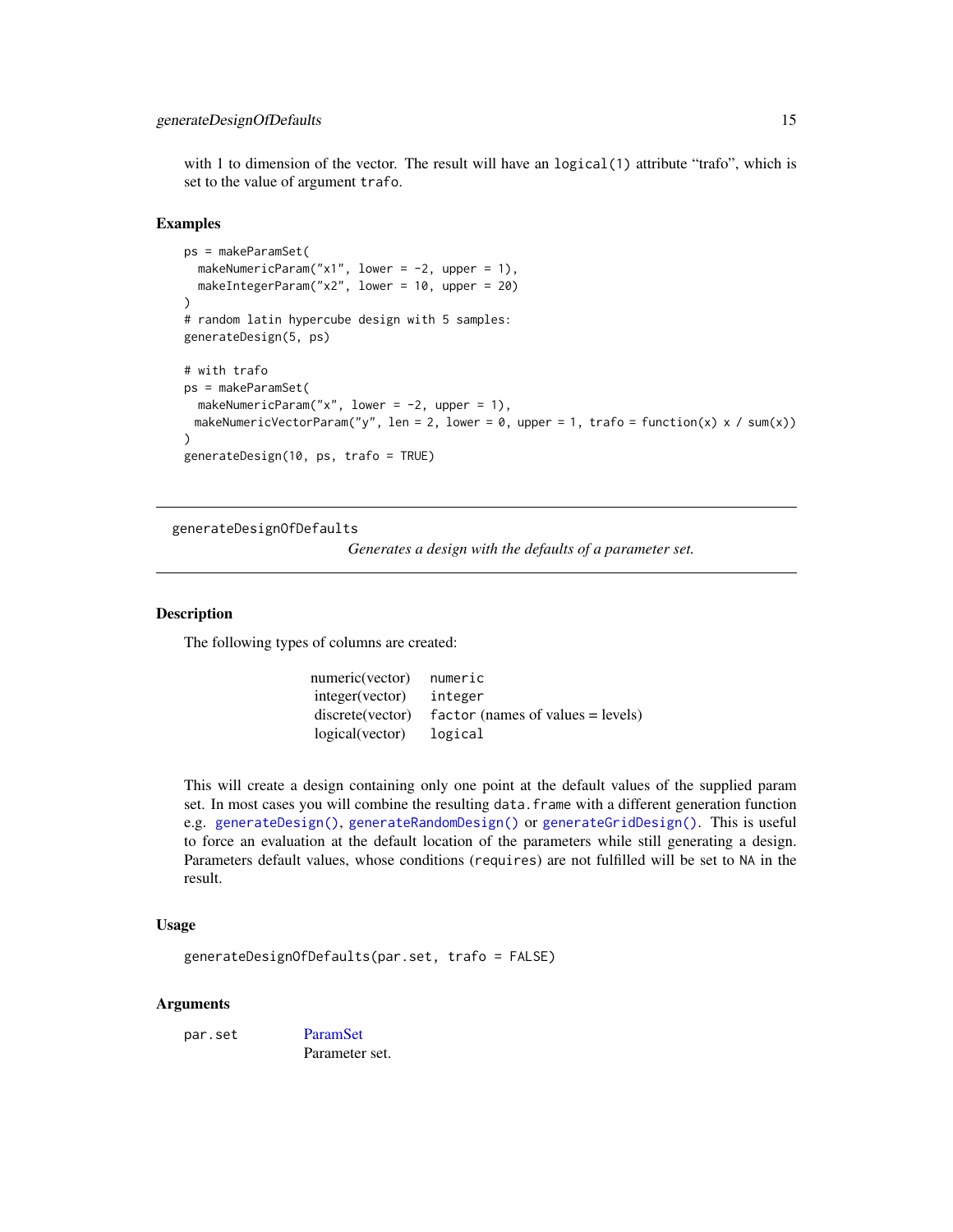with 1 to dimension of the vector. The result will have an `logical(1)` attribute "trafo", which is set to the value of argument `trafo`.

### Examples

```
ps = makeParamSet(
  makeNumericParam("x1", lower = -2, upper = 1),
  makeIntegerParam("x2", lower = 10, upper = 20)
)
# random latin hypercube design with 5 samples:
generateDesign(5, ps)

# with trafo
ps = makeParamSet(
  makeNumericParam("x", lower = -2, upper = 1),
 makeNumericVectorParam("y", len = 2, lower = 0, upper = 1, trafo = function(x) x / sum(x))
)
generateDesign(10, ps, trafo = TRUE)
```

---

## generateDesignOfDefaults

*Generates a design with the defaults of a parameter set.*

---

### Description

The following types of columns are created:

| | |
|---|---|
| numeric(vector) | `numeric` |
| integer(vector) | `integer` |
| discrete(vector) | `factor` (names of values = levels) |
| logical(vector) | `logical` |

This will create a design containing only one point at the default values of the supplied param set. In most cases you will combine the resulting `data.frame` with a different generation function e.g. `generateDesign()`, `generateRandomDesign()` or `generateGridDesign()`. This is useful to force an evaluation at the default location of the parameters while still generating a design. Parameters default values, whose conditions (`requires`) are not fulfilled will be set to `NA` in the result.

### Usage

```
generateDesignOfDefaults(par.set, trafo = FALSE)
```

### Arguments

| | |
|---|---|
| `par.set` | ParamSet<br>Parameter set. |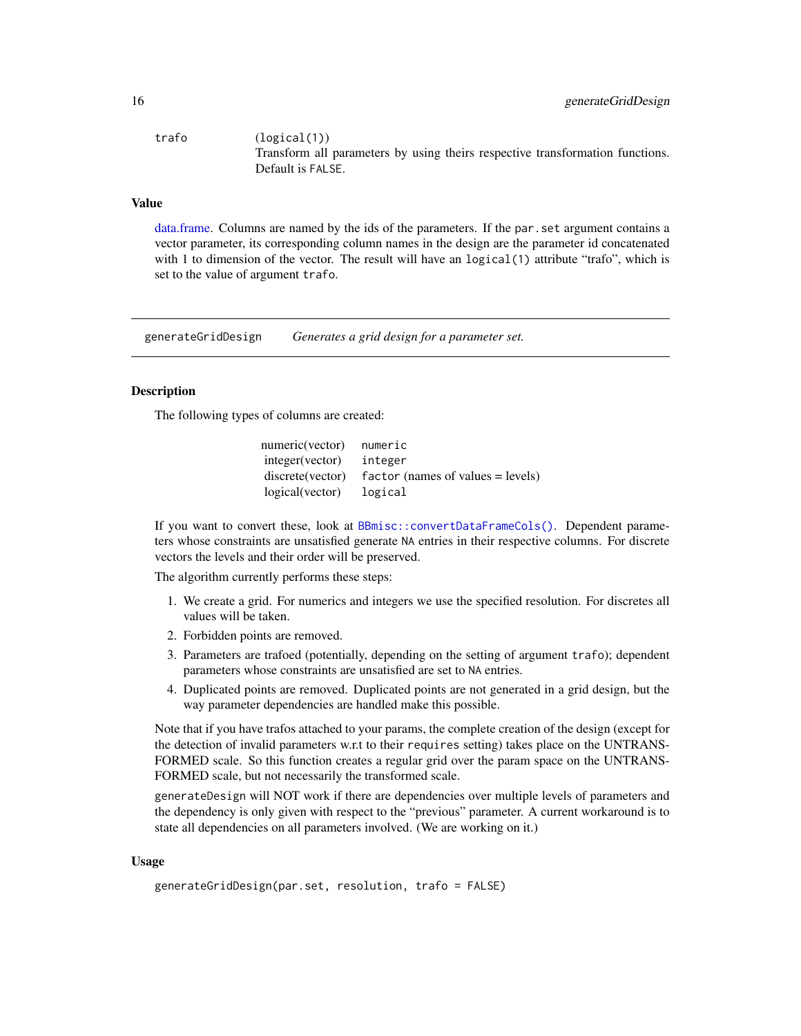| | |
|---|---|
| trafo | (logical(1)) Transform all parameters by using theirs respective transformation functions. Default is FALSE. |

### Value

data.frame. Columns are named by the ids of the parameters. If the par.set argument contains a vector parameter, its corresponding column names in the design are the parameter id concatenated with 1 to dimension of the vector. The result will have an logical(1) attribute "trafo", which is set to the value of argument trafo.

---

## generateGridDesign *Generates a grid design for a parameter set.*

### Description

The following types of columns are created:

| | |
|---|---|
| numeric(vector) | numeric |
| integer(vector) | integer |
| discrete(vector) | factor (names of values = levels) |
| logical(vector) | logical |

If you want to convert these, look at BBmisc::convertDataFrameCols(). Dependent parameters whose constraints are unsatisfied generate NA entries in their respective columns. For discrete vectors the levels and their order will be preserved.

The algorithm currently performs these steps:

1. We create a grid. For numerics and integers we use the specified resolution. For discretes all values will be taken.
2. Forbidden points are removed.
3. Parameters are trafoed (potentially, depending on the setting of argument trafo); dependent parameters whose constraints are unsatisfied are set to NA entries.
4. Duplicated points are removed. Duplicated points are not generated in a grid design, but the way parameter dependencies are handled make this possible.

Note that if you have trafos attached to your params, the complete creation of the design (except for the detection of invalid parameters w.r.t to their requires setting) takes place on the UNTRANSFORMED scale. So this function creates a regular grid over the param space on the UNTRANSFORMED scale, but not necessarily the transformed scale.

generateDesign will NOT work if there are dependencies over multiple levels of parameters and the dependency is only given with respect to the "previous" parameter. A current workaround is to state all dependencies on all parameters involved. (We are working on it.)

### Usage

```
generateGridDesign(par.set, resolution, trafo = FALSE)
```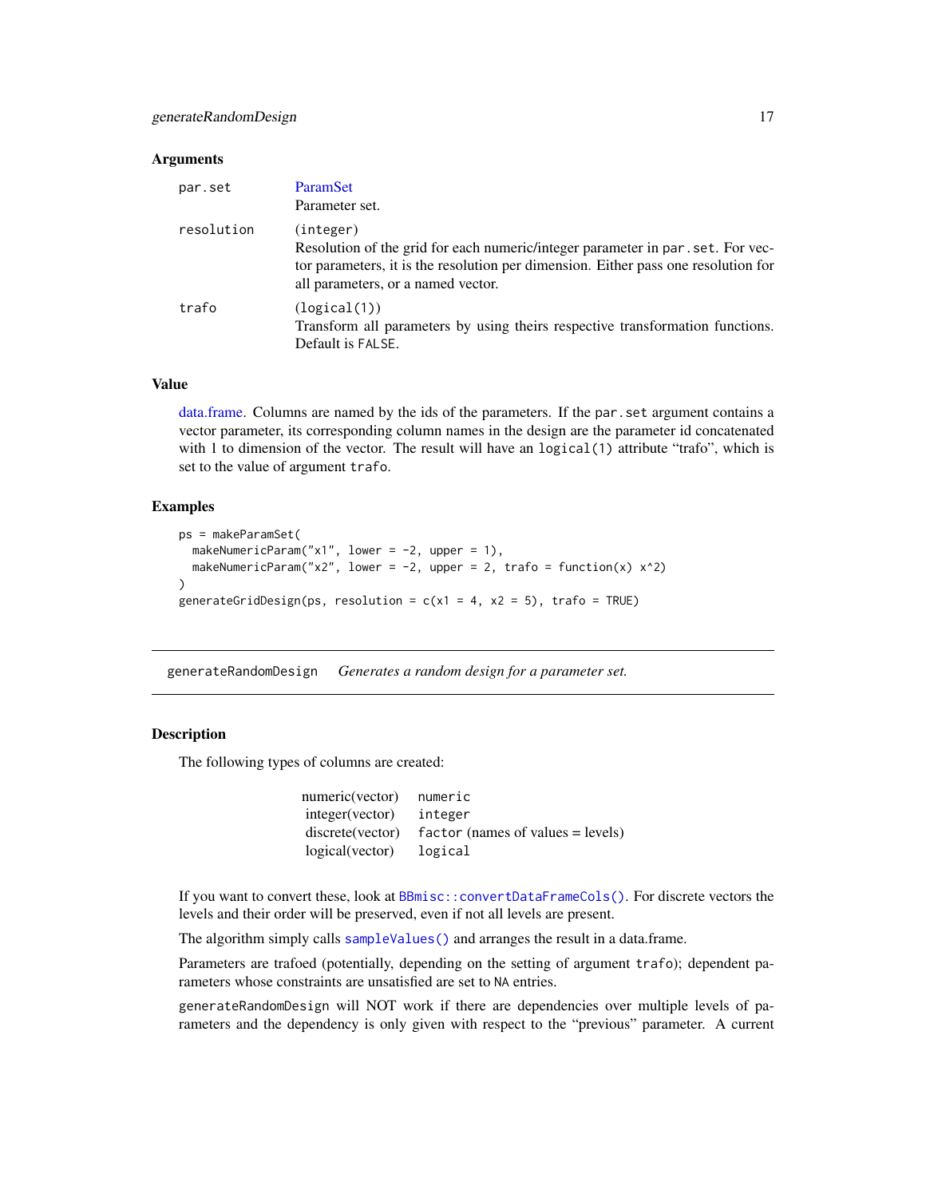### Arguments

| | |
|---|---|
| par.set | ParamSet<br>Parameter set. |
| resolution | (integer)<br>Resolution of the grid for each numeric/integer parameter in par.set. For vector parameters, it is the resolution per dimension. Either pass one resolution for all parameters, or a named vector. |
| trafo | (logical(1))<br>Transform all parameters by using theirs respective transformation functions. Default is FALSE. |

### Value

data.frame. Columns are named by the ids of the parameters. If the par.set argument contains a vector parameter, its corresponding column names in the design are the parameter id concatenated with 1 to dimension of the vector. The result will have an logical(1) attribute "trafo", which is set to the value of argument trafo.

### Examples

```
ps = makeParamSet(
  makeNumericParam("x1", lower = -2, upper = 1),
  makeNumericParam("x2", lower = -2, upper = 2, trafo = function(x) x^2)
)
generateGridDesign(ps, resolution = c(x1 = 4, x2 = 5), trafo = TRUE)
```

---

## generateRandomDesign *Generates a random design for a parameter set.*

---

### Description

The following types of columns are created:

| | |
|---|---|
| numeric(vector) | numeric |
| integer(vector) | integer |
| discrete(vector) | factor (names of values = levels) |
| logical(vector) | logical |

If you want to convert these, look at BBmisc::convertDataFrameCols(). For discrete vectors the levels and their order will be preserved, even if not all levels are present.

The algorithm simply calls sampleValues() and arranges the result in a data.frame.

Parameters are trafoed (potentially, depending on the setting of argument trafo); dependent parameters whose constraints are unsatisfied are set to NA entries.

generateRandomDesign will NOT work if there are dependencies over multiple levels of parameters and the dependency is only given with respect to the "previous" parameter. A current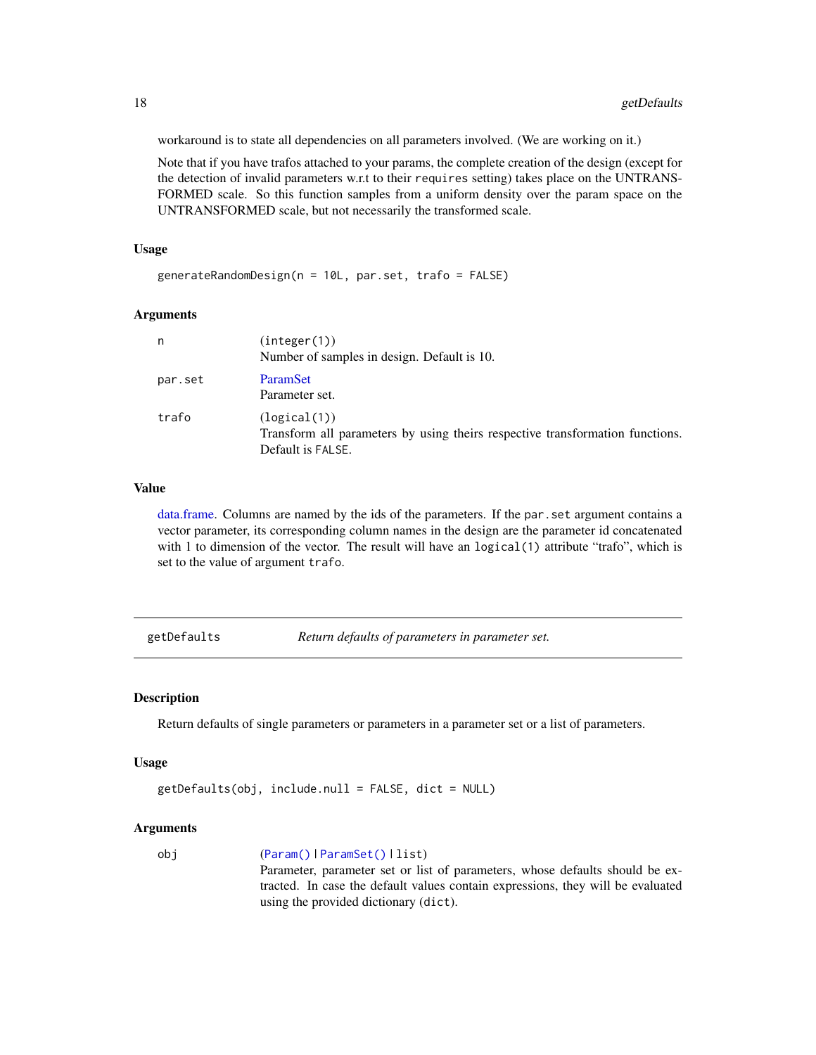workaround is to state all dependencies on all parameters involved. (We are working on it.)

Note that if you have trafos attached to your params, the complete creation of the design (except for the detection of invalid parameters w.r.t to their `requires` setting) takes place on the UNTRANSFORMED scale. So this function samples from a uniform density over the param space on the UNTRANSFORMED scale, but not necessarily the transformed scale.

### Usage

```
generateRandomDesign(n = 10L, par.set, trafo = FALSE)
```

### Arguments

| | |
|---|---|
| `n` | (`integer(1)`)<br>Number of samples in design. Default is 10. |
| `par.set` | ParamSet<br>Parameter set. |
| `trafo` | (`logical(1)`)<br>Transform all parameters by using theirs respective transformation functions. Default is `FALSE`. |

### Value

data.frame. Columns are named by the ids of the parameters. If the `par.set` argument contains a vector parameter, its corresponding column names in the design are the parameter id concatenated with 1 to dimension of the vector. The result will have an `logical(1)` attribute "trafo", which is set to the value of argument `trafo`.

---

## getDefaults — *Return defaults of parameters in parameter set.*

### Description

Return defaults of single parameters or parameters in a parameter set or a list of parameters.

### Usage

```
getDefaults(obj, include.null = FALSE, dict = NULL)
```

### Arguments

| | |
|---|---|
| `obj` | (`Param()` \| `ParamSet()` \| `list`)<br>Parameter, parameter set or list of parameters, whose defaults should be extracted. In case the default values contain expressions, they will be evaluated using the provided dictionary (`dict`). |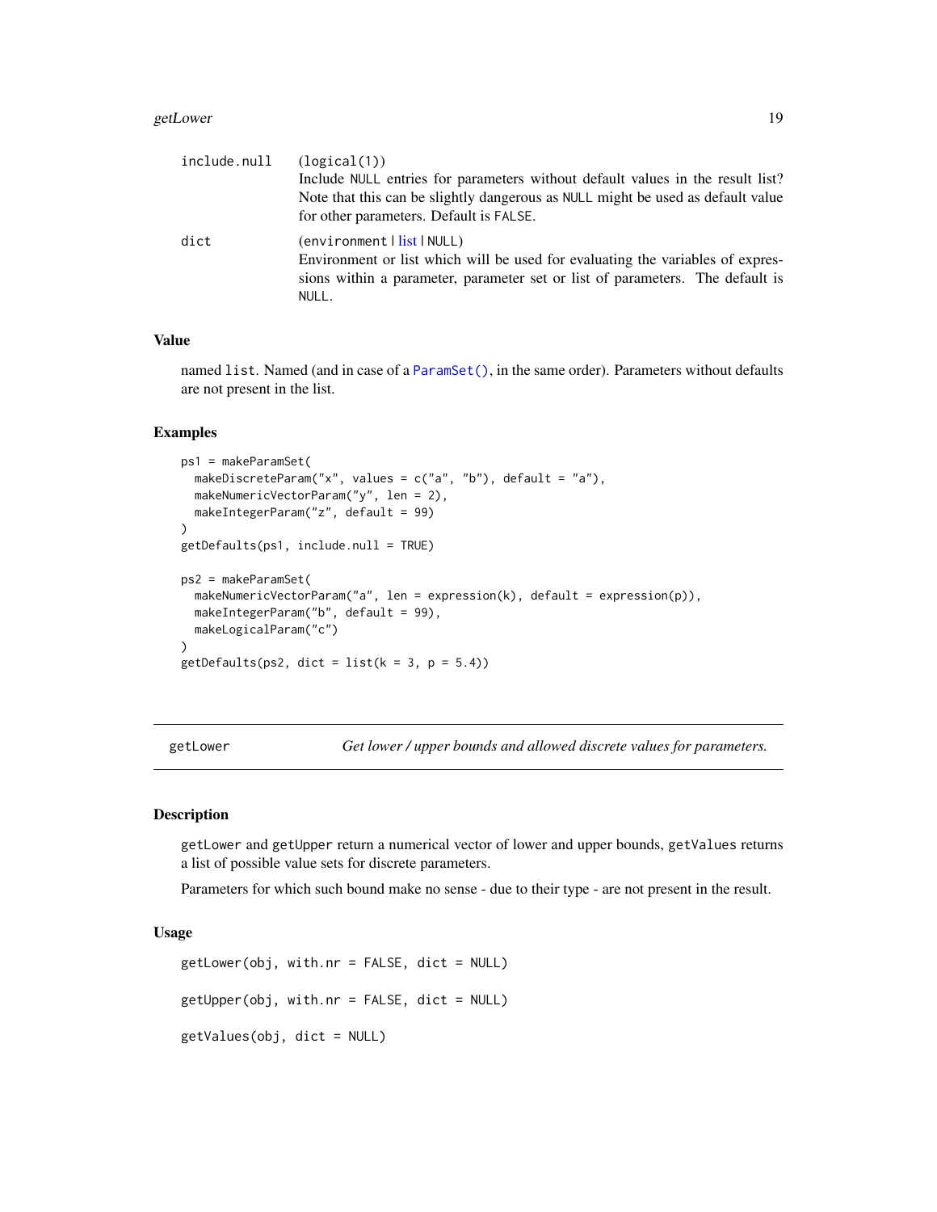| | |
|---|---|
| include.null | (logical(1))<br>Include NULL entries for parameters without default values in the result list? Note that this can be slightly dangerous as NULL might be used as default value for other parameters. Default is FALSE. |
| dict | (environment \| list \| NULL)<br>Environment or list which will be used for evaluating the variables of expressions within a parameter, parameter set or list of parameters. The default is NULL. |

### Value

named list. Named (and in case of a ParamSet(), in the same order). Parameters without defaults are not present in the list.

### Examples

```
ps1 = makeParamSet(
  makeDiscreteParam("x", values = c("a", "b"), default = "a"),
  makeNumericVectorParam("y", len = 2),
  makeIntegerParam("z", default = 99)
)
getDefaults(ps1, include.null = TRUE)

ps2 = makeParamSet(
  makeNumericVectorParam("a", len = expression(k), default = expression(p)),
  makeIntegerParam("b", default = 99),
  makeLogicalParam("c")
)
getDefaults(ps2, dict = list(k = 3, p = 5.4))
```

---

## getLower — *Get lower / upper bounds and allowed discrete values for parameters.*

---

### Description

getLower and getUpper return a numerical vector of lower and upper bounds, getValues returns a list of possible value sets for discrete parameters.

Parameters for which such bound make no sense - due to their type - are not present in the result.

### Usage

```
getLower(obj, with.nr = FALSE, dict = NULL)

getUpper(obj, with.nr = FALSE, dict = NULL)

getValues(obj, dict = NULL)
```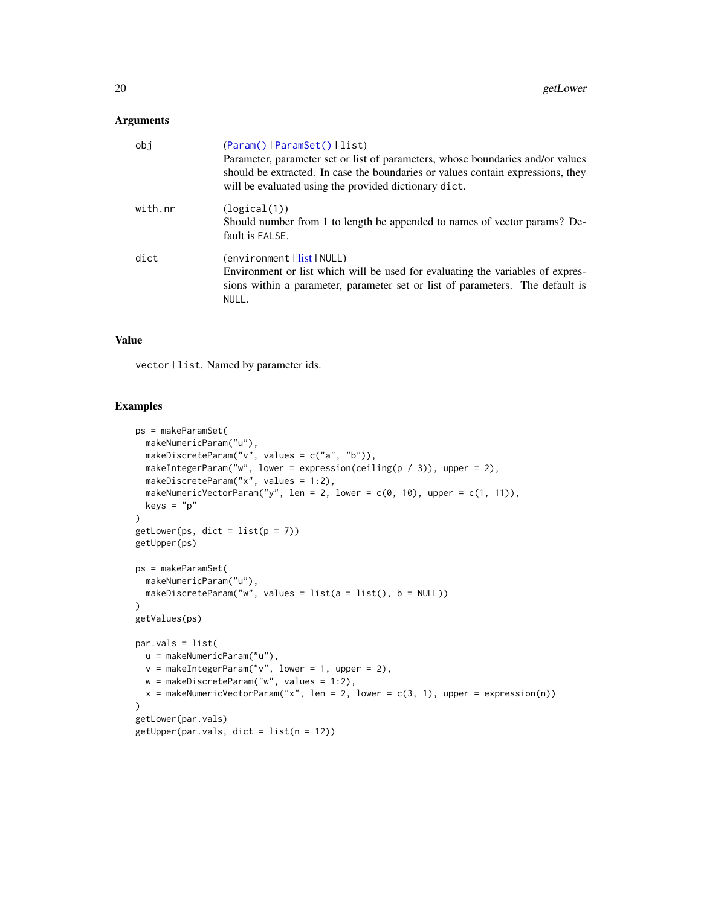## Arguments

obj
: (Param() | ParamSet() | list)
  Parameter, parameter set or list of parameters, whose boundaries and/or values should be extracted. In case the boundaries or values contain expressions, they will be evaluated using the provided dictionary `dict`.

with.nr
: (logical(1))
  Should number from 1 to length be appended to names of vector params? Default is `FALSE`.

dict
: (environment | list | NULL)
  Environment or list which will be used for evaluating the variables of expressions within a parameter, parameter set or list of parameters. The default is `NULL`.

## Value

`vector | list`. Named by parameter ids.

## Examples

```
ps = makeParamSet(
  makeNumericParam("u"),
  makeDiscreteParam("v", values = c("a", "b")),
  makeIntegerParam("w", lower = expression(ceiling(p / 3)), upper = 2),
  makeDiscreteParam("x", values = 1:2),
  makeNumericVectorParam("y", len = 2, lower = c(0, 10), upper = c(1, 11)),
  keys = "p"
)
getLower(ps, dict = list(p = 7))
getUpper(ps)

ps = makeParamSet(
  makeNumericParam("u"),
  makeDiscreteParam("w", values = list(a = list(), b = NULL))
)
getValues(ps)

par.vals = list(
  u = makeNumericParam("u"),
  v = makeIntegerParam("v", lower = 1, upper = 2),
  w = makeDiscreteParam("w", values = 1:2),
  x = makeNumericVectorParam("x", len = 2, lower = c(3, 1), upper = expression(n))
)
getLower(par.vals)
getUpper(par.vals, dict = list(n = 12))
```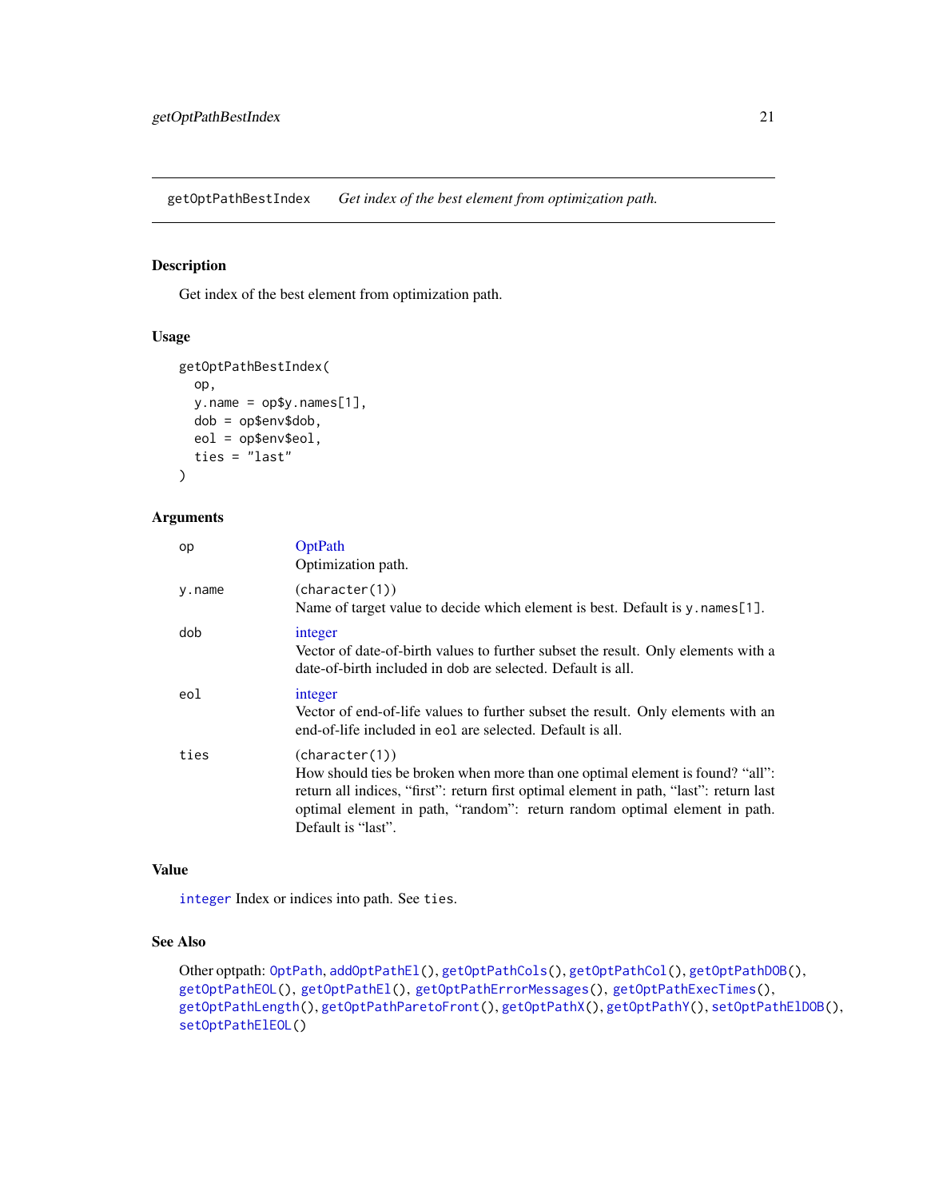# getOptPathBestIndex &nbsp;&nbsp;&nbsp; *Get index of the best element from optimization path.*

## Description

Get index of the best element from optimization path.

## Usage

```
getOptPathBestIndex(
  op,
  y.name = op$y.names[1],
  dob = op$env$dob,
  eol = op$env$eol,
  ties = "last"
)
```

## Arguments

| | |
|---|---|
| `op` | OptPath<br>Optimization path. |
| `y.name` | (`character(1)`)<br>Name of target value to decide which element is best. Default is `y.names[1]`. |
| `dob` | integer<br>Vector of date-of-birth values to further subset the result. Only elements with a date-of-birth included in `dob` are selected. Default is all. |
| `eol` | integer<br>Vector of end-of-life values to further subset the result. Only elements with an end-of-life included in `eol` are selected. Default is all. |
| `ties` | (`character(1)`)<br>How should ties be broken when more than one optimal element is found? "all": return all indices, "first": return first optimal element in path, "last": return last optimal element in path, "random": return random optimal element in path. Default is "last". |

## Value

`integer` Index or indices into path. See `ties`.

## See Also

Other optpath: `OptPath`, `addOptPathEl()`, `getOptPathCols()`, `getOptPathCol()`, `getOptPathDOB()`, `getOptPathEOL()`, `getOptPathEl()`, `getOptPathErrorMessages()`, `getOptPathExecTimes()`, `getOptPathLength()`, `getOptPathParetoFront()`, `getOptPathX()`, `getOptPathY()`, `setOptPathElDOB()`, `setOptPathElEOL()`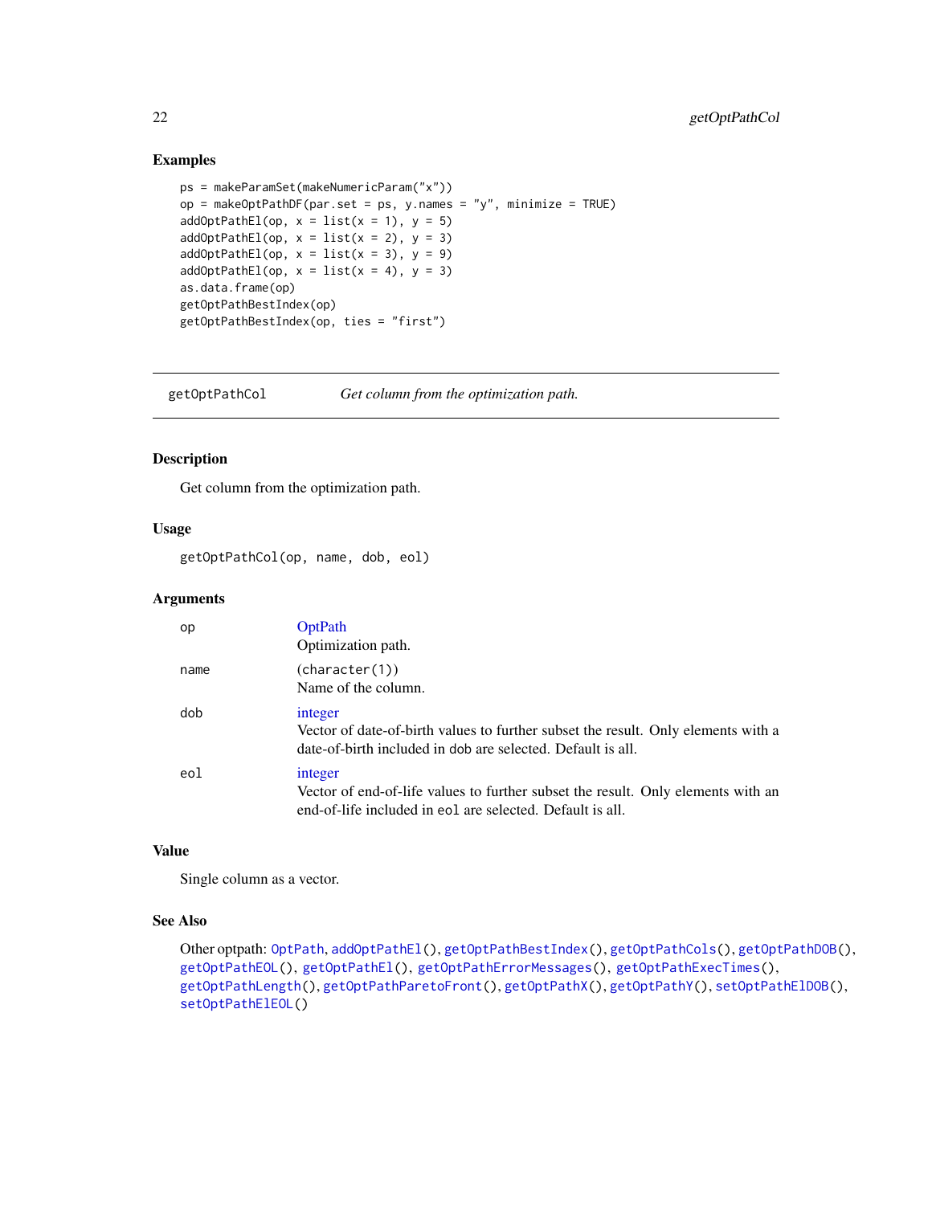## Examples

```
ps = makeParamSet(makeNumericParam("x"))
op = makeOptPathDF(par.set = ps, y.names = "y", minimize = TRUE)
addOptPathEl(op, x = list(x = 1), y = 5)
addOptPathEl(op, x = list(x = 2), y = 3)
addOptPathEl(op, x = list(x = 3), y = 9)
addOptPathEl(op, x = list(x = 4), y = 3)
as.data.frame(op)
getOptPathBestIndex(op)
getOptPathBestIndex(op, ties = "first")
```

---

# getOptPathCol — *Get column from the optimization path.*

---

## Description

Get column from the optimization path.

## Usage

```
getOptPathCol(op, name, dob, eol)
```

## Arguments

| | |
|---|---|
| `op` | OptPath<br>Optimization path. |
| `name` | (`character(1)`)<br>Name of the column. |
| `dob` | integer<br>Vector of date-of-birth values to further subset the result. Only elements with a date-of-birth included in `dob` are selected. Default is all. |
| `eol` | integer<br>Vector of end-of-life values to further subset the result. Only elements with an end-of-life included in `eol` are selected. Default is all. |

## Value

Single column as a vector.

## See Also

Other optpath: `OptPath`, `addOptPathEl()`, `getOptPathBestIndex()`, `getOptPathCols()`, `getOptPathDOB()`, `getOptPathEOL()`, `getOptPathEl()`, `getOptPathErrorMessages()`, `getOptPathExecTimes()`, `getOptPathLength()`, `getOptPathParetoFront()`, `getOptPathX()`, `getOptPathY()`, `setOptPathElDOB()`, `setOptPathElEOL()`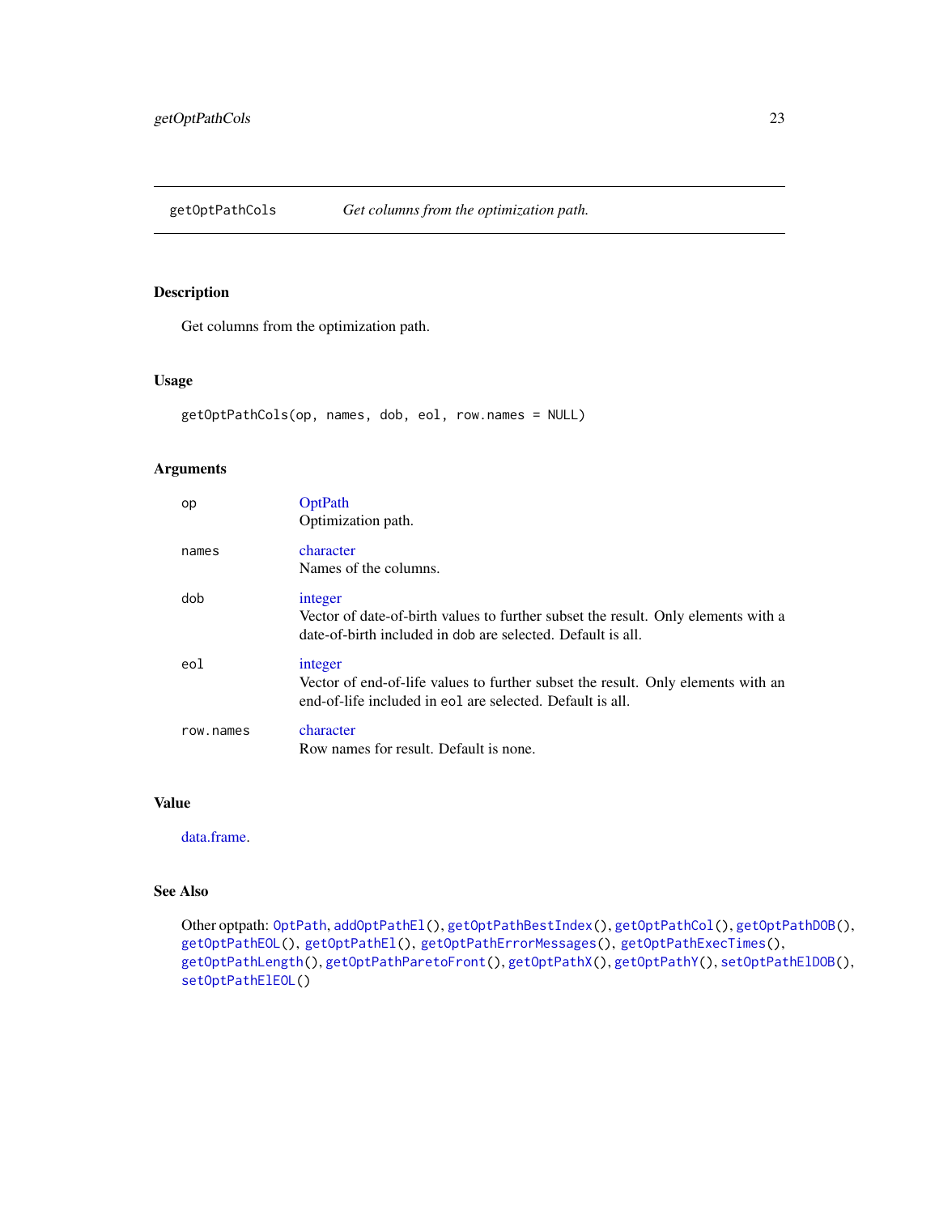## getOptPathCols — *Get columns from the optimization path.*

### Description

Get columns from the optimization path.

### Usage

```
getOptPathCols(op, names, dob, eol, row.names = NULL)
```

### Arguments

| | |
|---|---|
| `op` | OptPath<br>Optimization path. |
| `names` | character<br>Names of the columns. |
| `dob` | integer<br>Vector of date-of-birth values to further subset the result. Only elements with a date-of-birth included in `dob` are selected. Default is all. |
| `eol` | integer<br>Vector of end-of-life values to further subset the result. Only elements with an end-of-life included in `eol` are selected. Default is all. |
| `row.names` | character<br>Row names for result. Default is none. |

### Value

data.frame.

### See Also

Other optpath: `OptPath`, `addOptPathEl()`, `getOptPathBestIndex()`, `getOptPathCol()`, `getOptPathDOB()`, `getOptPathEOL()`, `getOptPathEl()`, `getOptPathErrorMessages()`, `getOptPathExecTimes()`, `getOptPathLength()`, `getOptPathParetoFront()`, `getOptPathX()`, `getOptPathY()`, `setOptPathElDOB()`, `setOptPathElEOL()`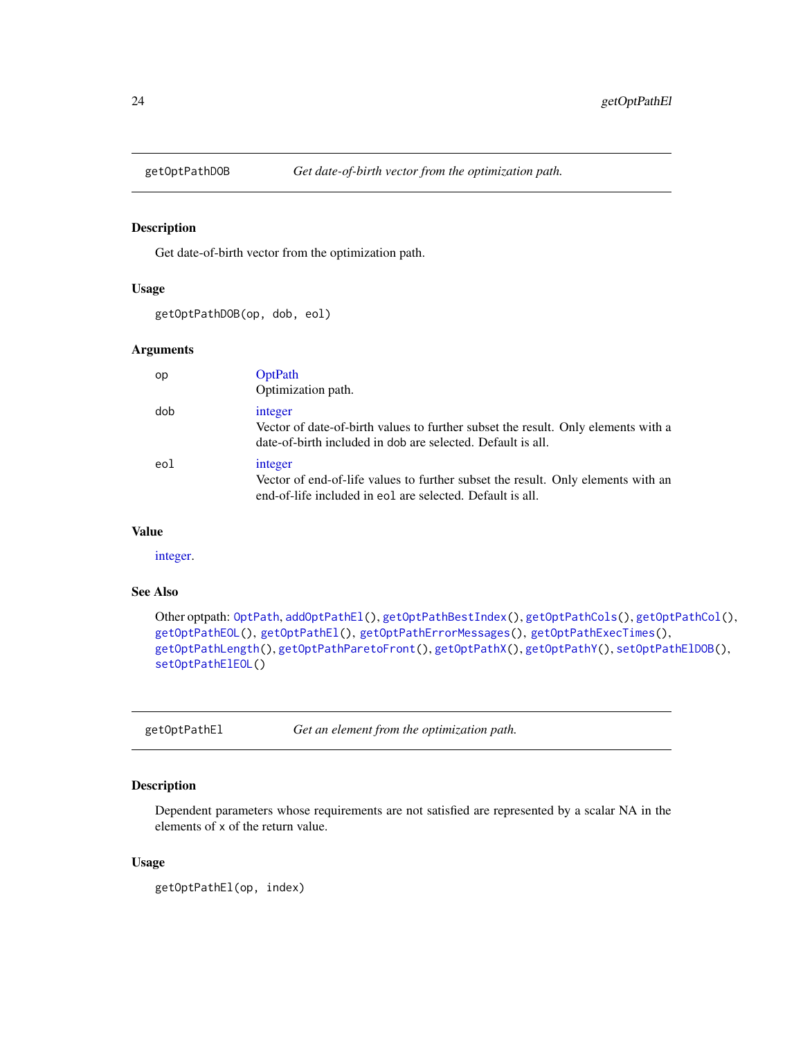## getOptPathDOB — *Get date-of-birth vector from the optimization path.*

### Description

Get date-of-birth vector from the optimization path.

### Usage

```
getOptPathDOB(op, dob, eol)
```

### Arguments

| | |
|---|---|
| op | OptPath<br>Optimization path. |
| dob | integer<br>Vector of date-of-birth values to further subset the result. Only elements with a date-of-birth included in dob are selected. Default is all. |
| eol | integer<br>Vector of end-of-life values to further subset the result. Only elements with an end-of-life included in eol are selected. Default is all. |

### Value

integer.

### See Also

Other optpath: `OptPath`, `addOptPathEl()`, `getOptPathBestIndex()`, `getOptPathCols()`, `getOptPathCol()`, `getOptPathEOL()`, `getOptPathEl()`, `getOptPathErrorMessages()`, `getOptPathExecTimes()`, `getOptPathLength()`, `getOptPathParetoFront()`, `getOptPathX()`, `getOptPathY()`, `setOptPathElDOB()`, `setOptPathElEOL()`

## getOptPathEl — *Get an element from the optimization path.*

### Description

Dependent parameters whose requirements are not satisfied are represented by a scalar NA in the elements of x of the return value.

### Usage

```
getOptPathEl(op, index)
```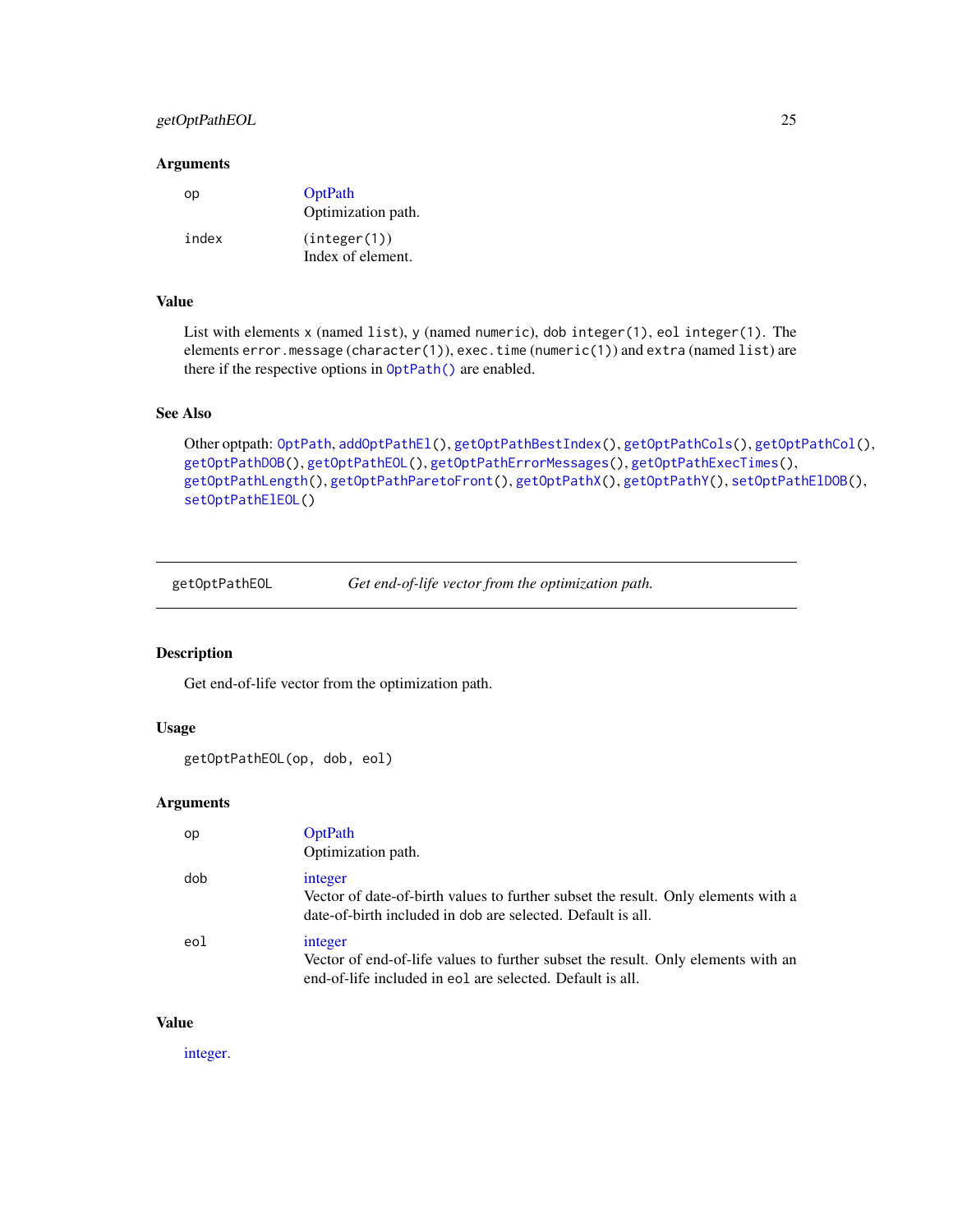### Arguments

- `op` — OptPath
  Optimization path.
- `index` — `(integer(1))`
  Index of element.

### Value

List with elements `x` (named `list`), `y` (named `numeric`), `dob integer(1)`, `eol integer(1)`. The elements `error.message` (`character(1)`), `exec.time` (`numeric(1)`) and `extra` (named `list`) are there if the respective options in `OptPath()` are enabled.

### See Also

Other optpath: `OptPath`, `addOptPathEl()`, `getOptPathBestIndex()`, `getOptPathCols()`, `getOptPathCol()`, `getOptPathDOB()`, `getOptPathEOL()`, `getOptPathErrorMessages()`, `getOptPathExecTimes()`, `getOptPathLength()`, `getOptPathParetoFront()`, `getOptPathX()`, `getOptPathY()`, `setOptPathElDOB()`, `setOptPathElEOL()`

---

## getOptPathEOL — *Get end-of-life vector from the optimization path.*

### Description

Get end-of-life vector from the optimization path.

### Usage

```
getOptPathEOL(op, dob, eol)
```

### Arguments

- `op` — OptPath
  Optimization path.
- `dob` — integer
  Vector of date-of-birth values to further subset the result. Only elements with a date-of-birth included in `dob` are selected. Default is all.
- `eol` — integer
  Vector of end-of-life values to further subset the result. Only elements with an end-of-life included in `eol` are selected. Default is all.

### Value

integer.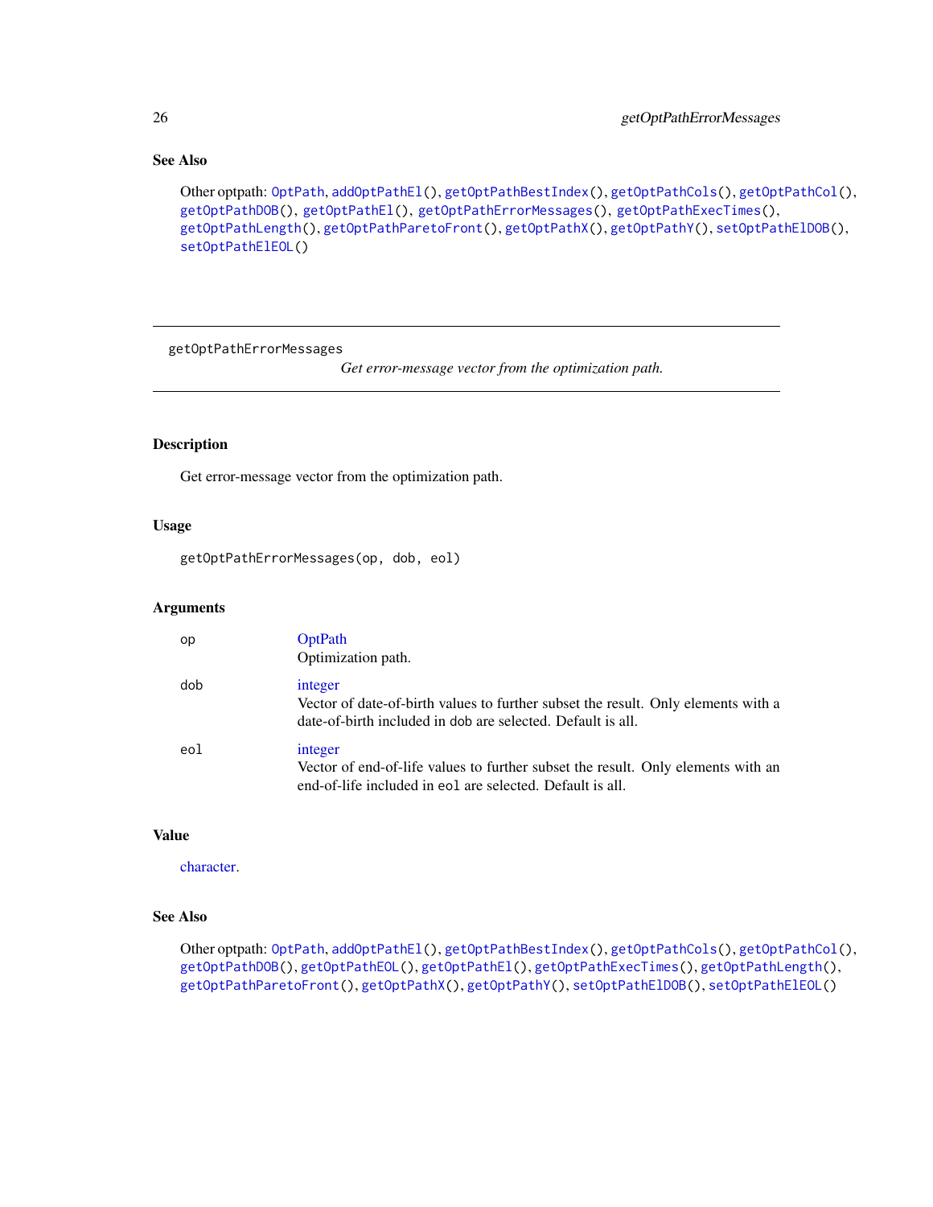### See Also

Other optpath: `OptPath`, `addOptPathEl()`, `getOptPathBestIndex()`, `getOptPathCols()`, `getOptPathCol()`, `getOptPathDOB()`, `getOptPathEl()`, `getOptPathErrorMessages()`, `getOptPathExecTimes()`, `getOptPathLength()`, `getOptPathParetoFront()`, `getOptPathX()`, `getOptPathY()`, `setOptPathElDOB()`, `setOptPathElEOL()`

---

## getOptPathErrorMessages

*Get error-message vector from the optimization path.*

---

### Description

Get error-message vector from the optimization path.

### Usage

```
getOptPathErrorMessages(op, dob, eol)
```

### Arguments

| | |
|---|---|
| `op` | OptPath<br>Optimization path. |
| `dob` | integer<br>Vector of date-of-birth values to further subset the result. Only elements with a date-of-birth included in `dob` are selected. Default is all. |
| `eol` | integer<br>Vector of end-of-life values to further subset the result. Only elements with an end-of-life included in `eol` are selected. Default is all. |

### Value

character.

### See Also

Other optpath: `OptPath`, `addOptPathEl()`, `getOptPathBestIndex()`, `getOptPathCols()`, `getOptPathCol()`, `getOptPathDOB()`, `getOptPathEOL()`, `getOptPathEl()`, `getOptPathExecTimes()`, `getOptPathLength()`, `getOptPathParetoFront()`, `getOptPathX()`, `getOptPathY()`, `setOptPathElDOB()`, `setOptPathElEOL()`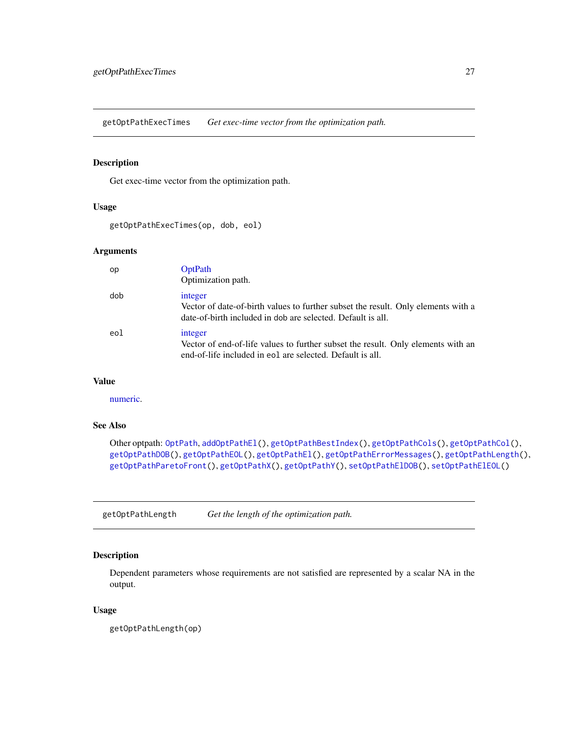## getOptPathExecTimes — *Get exec-time vector from the optimization path.*

### Description

Get exec-time vector from the optimization path.

### Usage

```
getOptPathExecTimes(op, dob, eol)
```

### Arguments

| | |
|---|---|
| op | OptPath<br>Optimization path. |
| dob | integer<br>Vector of date-of-birth values to further subset the result. Only elements with a date-of-birth included in dob are selected. Default is all. |
| eol | integer<br>Vector of end-of-life values to further subset the result. Only elements with an end-of-life included in eol are selected. Default is all. |

### Value

numeric.

### See Also

Other optpath: `OptPath`, `addOptPathEl()`, `getOptPathBestIndex()`, `getOptPathCols()`, `getOptPathCol()`, `getOptPathDOB()`, `getOptPathEOL()`, `getOptPathEl()`, `getOptPathErrorMessages()`, `getOptPathLength()`, `getOptPathParetoFront()`, `getOptPathX()`, `getOptPathY()`, `setOptPathElDOB()`, `setOptPathElEOL()`

## getOptPathLength — *Get the length of the optimization path.*

### Description

Dependent parameters whose requirements are not satisfied are represented by a scalar NA in the output.

### Usage

```
getOptPathLength(op)
```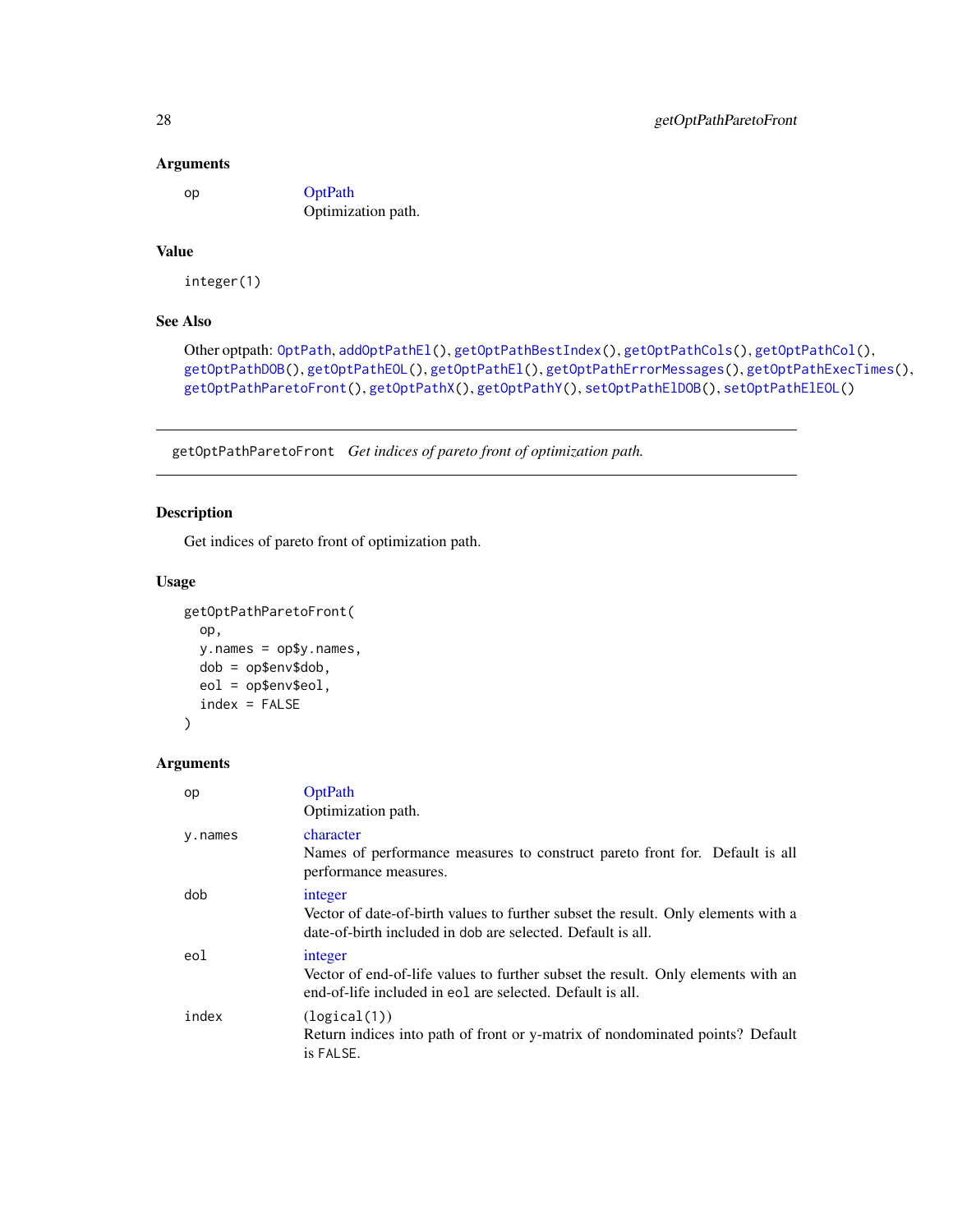### Arguments

| | |
|---|---|
| op | OptPath<br>Optimization path. |

### Value

integer(1)

### See Also

Other optpath: OptPath, addOptPathEl(), getOptPathBestIndex(), getOptPathCols(), getOptPathCol(), getOptPathDOB(), getOptPathEOL(), getOptPathEl(), getOptPathErrorMessages(), getOptPathExecTimes(), getOptPathParetoFront(), getOptPathX(), getOptPathY(), setOptPathElDOB(), setOptPathElEOL()

---

## getOptPathParetoFront *Get indices of pareto front of optimization path.*

---

### Description

Get indices of pareto front of optimization path.

### Usage

```
getOptPathParetoFront(
  op,
  y.names = op$y.names,
  dob = op$env$dob,
  eol = op$env$eol,
  index = FALSE
)
```

### Arguments

| | |
|---|---|
| op | OptPath<br>Optimization path. |
| y.names | character<br>Names of performance measures to construct pareto front for. Default is all performance measures. |
| dob | integer<br>Vector of date-of-birth values to further subset the result. Only elements with a date-of-birth included in dob are selected. Default is all. |
| eol | integer<br>Vector of end-of-life values to further subset the result. Only elements with an end-of-life included in eol are selected. Default is all. |
| index | (logical(1))<br>Return indices into path of front or y-matrix of nondominated points? Default is FALSE. |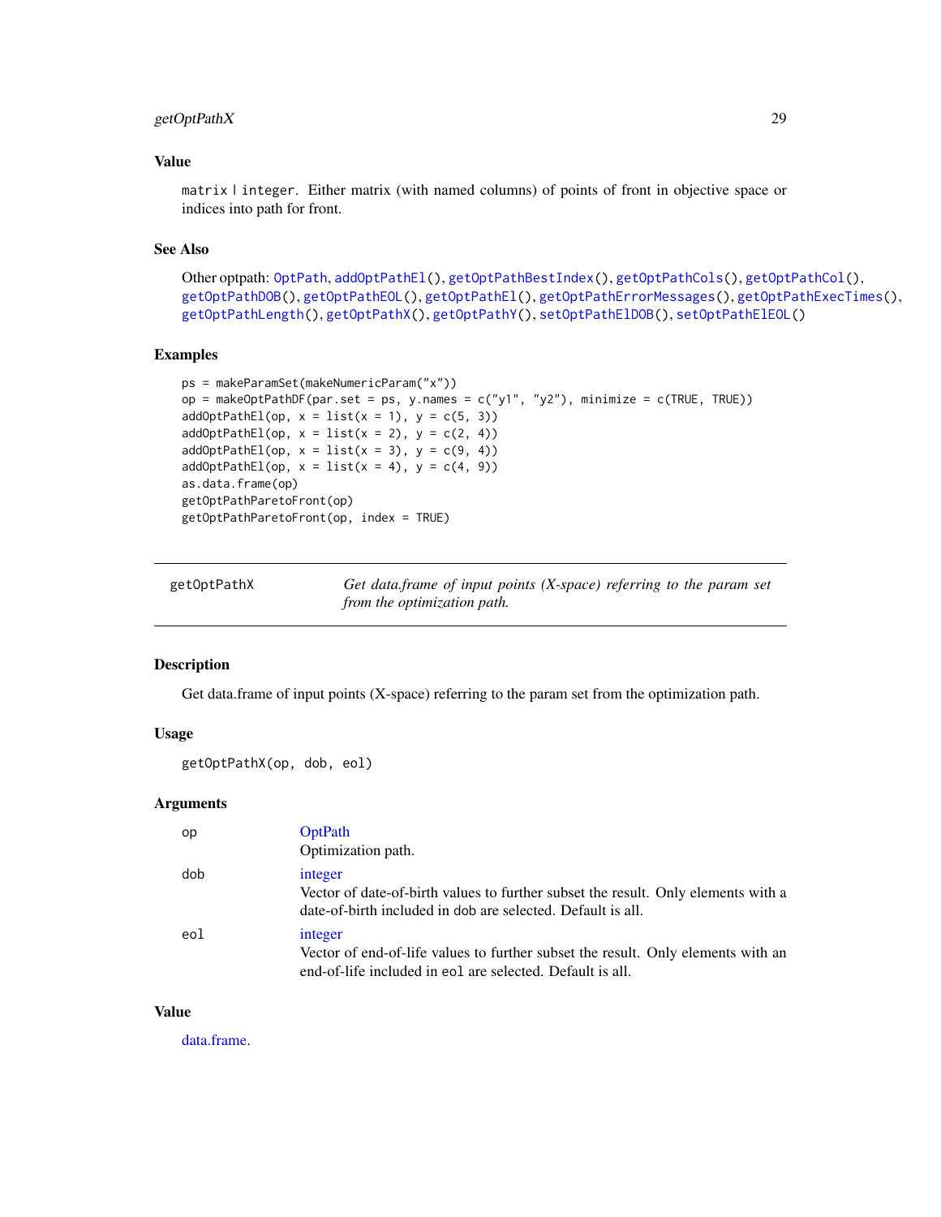### Value

`matrix | integer`. Either matrix (with named columns) of points of front in objective space or indices into path for front.

### See Also

Other optpath: `OptPath`, `addOptPathEl()`, `getOptPathBestIndex()`, `getOptPathCols()`, `getOptPathCol()`, `getOptPathDOB()`, `getOptPathEOL()`, `getOptPathEl()`, `getOptPathErrorMessages()`, `getOptPathExecTimes()`, `getOptPathLength()`, `getOptPathX()`, `getOptPathY()`, `setOptPathElDOB()`, `setOptPathElEOL()`

### Examples

```
ps = makeParamSet(makeNumericParam("x"))
op = makeOptPathDF(par.set = ps, y.names = c("y1", "y2"), minimize = c(TRUE, TRUE))
addOptPathEl(op, x = list(x = 1), y = c(5, 3))
addOptPathEl(op, x = list(x = 2), y = c(2, 4))
addOptPathEl(op, x = list(x = 3), y = c(9, 4))
addOptPathEl(op, x = list(x = 4), y = c(4, 9))
as.data.frame(op)
getOptPathParetoFront(op)
getOptPathParetoFront(op, index = TRUE)
```

---

## getOptPathX — *Get data.frame of input points (X-space) referring to the param set from the optimization path.*

---

### Description

Get data.frame of input points (X-space) referring to the param set from the optimization path.

### Usage

```
getOptPathX(op, dob, eol)
```

### Arguments

| | |
|---|---|
| `op` | OptPath<br>Optimization path. |
| `dob` | integer<br>Vector of date-of-birth values to further subset the result. Only elements with a date-of-birth included in `dob` are selected. Default is all. |
| `eol` | integer<br>Vector of end-of-life values to further subset the result. Only elements with an end-of-life included in `eol` are selected. Default is all. |

### Value

data.frame.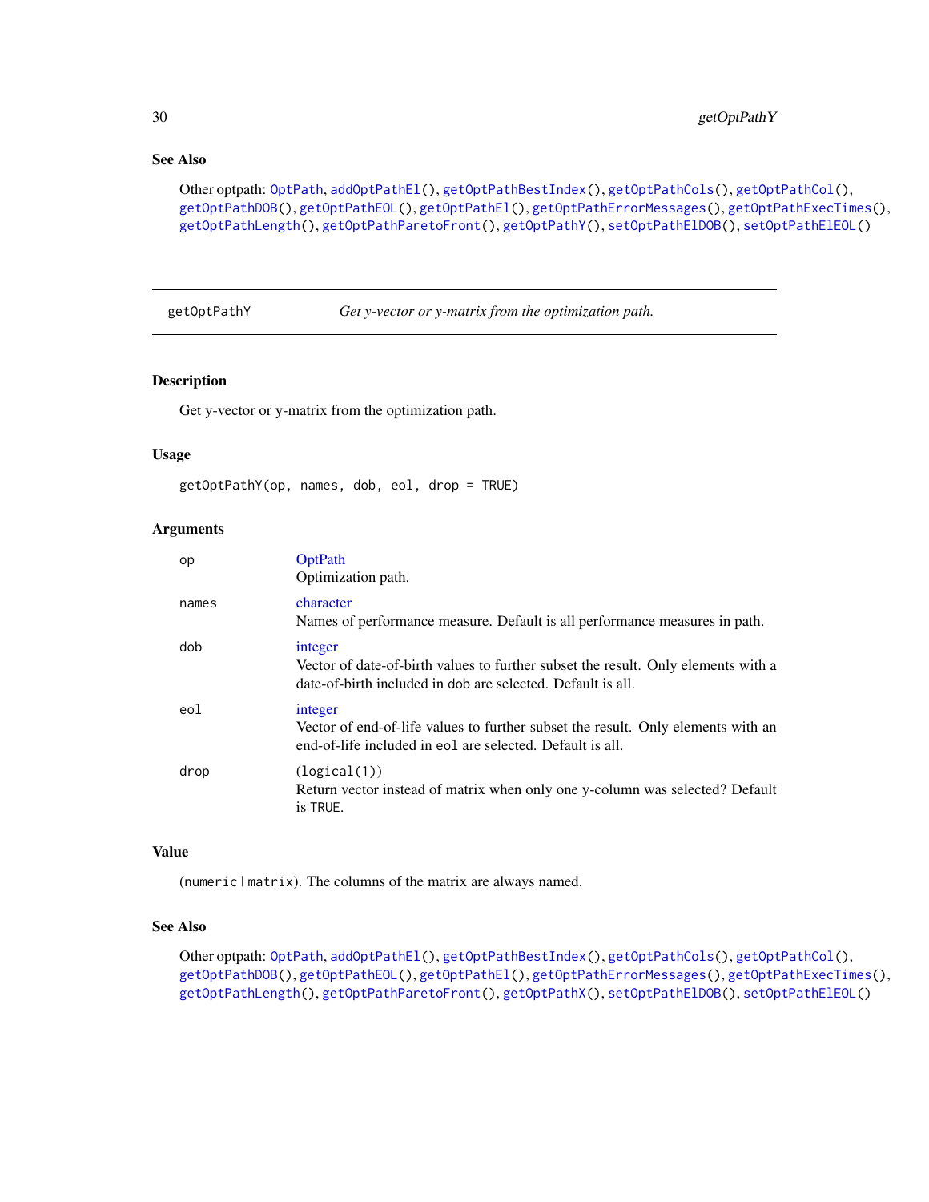## See Also

Other optpath: OptPath, addOptPathEl(), getOptPathBestIndex(), getOptPathCols(), getOptPathCol(), getOptPathDOB(), getOptPathEOL(), getOptPathEl(), getOptPathErrorMessages(), getOptPathExecTimes(), getOptPathLength(), getOptPathParetoFront(), getOptPathY(), setOptPathElDOB(), setOptPathElEOL()

---

# getOptPathY — *Get y-vector or y-matrix from the optimization path.*

## Description

Get y-vector or y-matrix from the optimization path.

## Usage

```
getOptPathY(op, names, dob, eol, drop = TRUE)
```

## Arguments

| | |
|---|---|
| `op` | OptPath<br>Optimization path. |
| `names` | character<br>Names of performance measure. Default is all performance measures in path. |
| `dob` | integer<br>Vector of date-of-birth values to further subset the result. Only elements with a date-of-birth included in `dob` are selected. Default is all. |
| `eol` | integer<br>Vector of end-of-life values to further subset the result. Only elements with an end-of-life included in `eol` are selected. Default is all. |
| `drop` | (`logical(1)`)<br>Return vector instead of matrix when only one y-column was selected? Default is `TRUE`. |

## Value

(`numeric | matrix`). The columns of the matrix are always named.

## See Also

Other optpath: OptPath, addOptPathEl(), getOptPathBestIndex(), getOptPathCols(), getOptPathCol(), getOptPathDOB(), getOptPathEOL(), getOptPathEl(), getOptPathErrorMessages(), getOptPathExecTimes(), getOptPathLength(), getOptPathParetoFront(), getOptPathX(), setOptPathElDOB(), setOptPathElEOL()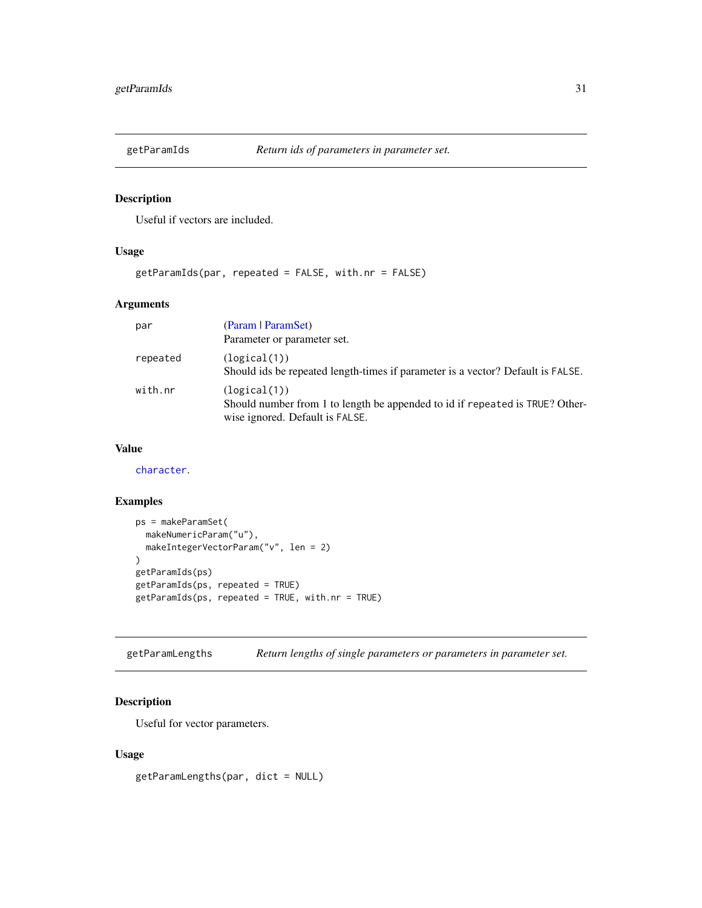## getParamIds — *Return ids of parameters in parameter set.*

### Description

Useful if vectors are included.

### Usage

```
getParamIds(par, repeated = FALSE, with.nr = FALSE)
```

### Arguments

| | |
|---|---|
| `par` | (Param \| ParamSet)<br>Parameter or parameter set. |
| `repeated` | `(logical(1))`<br>Should ids be repeated length-times if parameter is a vector? Default is `FALSE`. |
| `with.nr` | `(logical(1))`<br>Should number from 1 to length be appended to id if `repeated` is `TRUE`? Otherwise ignored. Default is `FALSE`. |

### Value

`character`.

### Examples

```
ps = makeParamSet(
  makeNumericParam("u"),
  makeIntegerVectorParam("v", len = 2)
)
getParamIds(ps)
getParamIds(ps, repeated = TRUE)
getParamIds(ps, repeated = TRUE, with.nr = TRUE)
```

## getParamLengths — *Return lengths of single parameters or parameters in parameter set.*

### Description

Useful for vector parameters.

### Usage

```
getParamLengths(par, dict = NULL)
```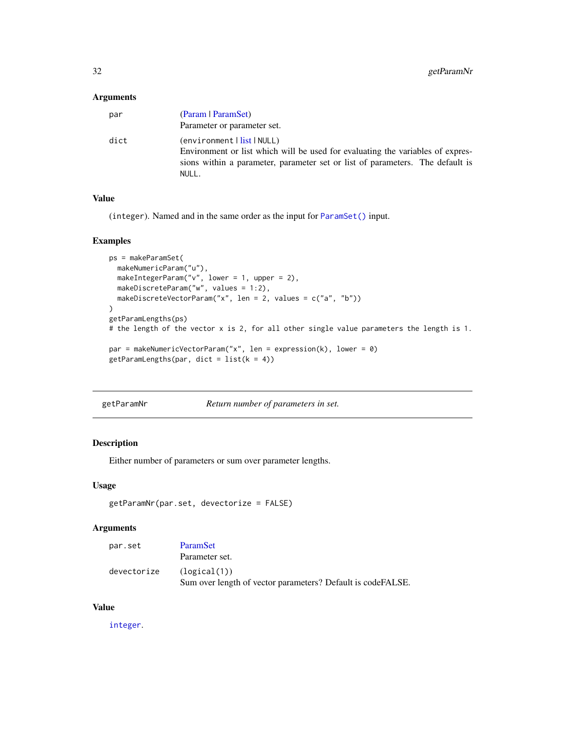### Arguments

| | |
|---|---|
| par | (Param \| ParamSet)<br>Parameter or parameter set. |
| dict | (environment \| list \| NULL)<br>Environment or list which will be used for evaluating the variables of expressions within a parameter, parameter set or list of parameters. The default is NULL. |

### Value

(integer). Named and in the same order as the input for ParamSet() input.

### Examples

```
ps = makeParamSet(
  makeNumericParam("u"),
  makeIntegerParam("v", lower = 1, upper = 2),
  makeDiscreteParam("w", values = 1:2),
  makeDiscreteVectorParam("x", len = 2, values = c("a", "b"))
)
getParamLengths(ps)
# the length of the vector x is 2, for all other single value parameters the length is 1.

par = makeNumericVectorParam("x", len = expression(k), lower = 0)
getParamLengths(par, dict = list(k = 4))
```

---

## getParamNr — *Return number of parameters in set.*

### Description

Either number of parameters or sum over parameter lengths.

### Usage

```
getParamNr(par.set, devectorize = FALSE)
```

### Arguments

| | |
|---|---|
| par.set | ParamSet<br>Parameter set. |
| devectorize | (logical(1))<br>Sum over length of vector parameters? Default is codeFALSE. |

### Value

integer.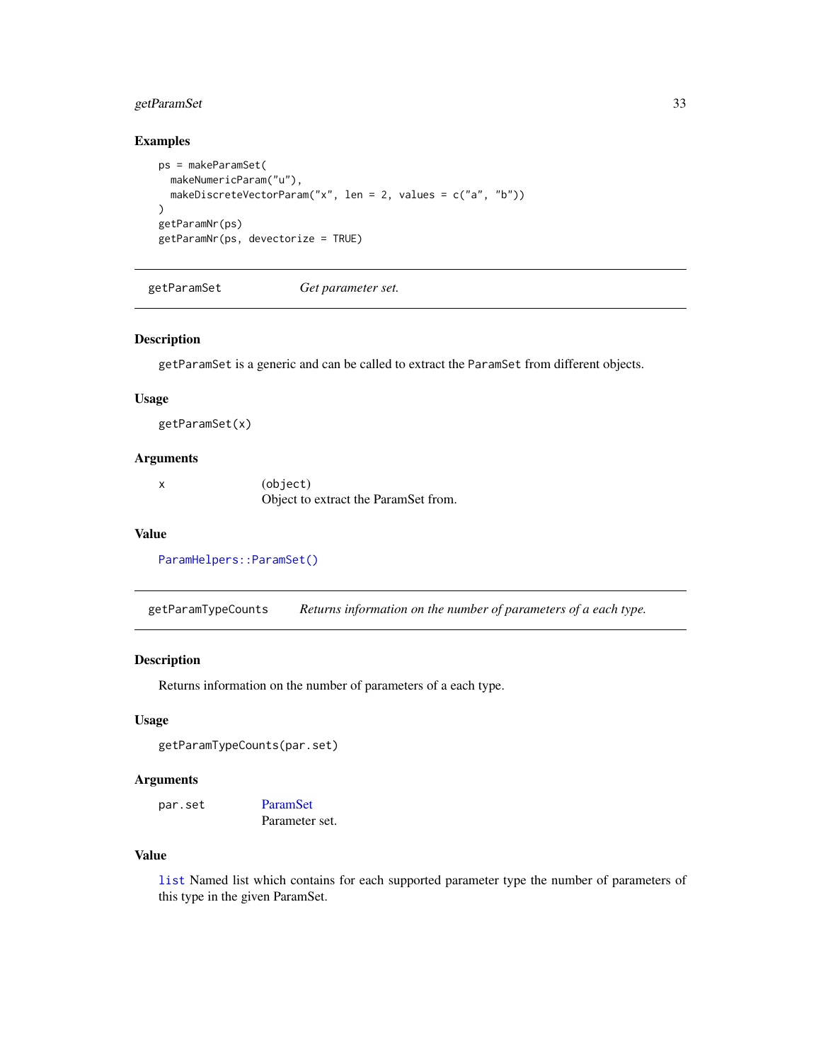### Examples

```
ps = makeParamSet(
  makeNumericParam("u"),
  makeDiscreteVectorParam("x", len = 2, values = c("a", "b"))
)
getParamNr(ps)
getParamNr(ps, devectorize = TRUE)
```

---

## getParamSet — *Get parameter set.*

### Description

`getParamSet` is a generic and can be called to extract the `ParamSet` from different objects.

### Usage

```
getParamSet(x)
```

### Arguments

| | |
|---|---|
| `x` | (object) Object to extract the ParamSet from. |

### Value

`ParamHelpers::ParamSet()`

---

## getParamTypeCounts — *Returns information on the number of parameters of a each type.*

### Description

Returns information on the number of parameters of a each type.

### Usage

```
getParamTypeCounts(par.set)
```

### Arguments

| | |
|---|---|
| `par.set` | ParamSet Parameter set. |

### Value

`list` Named list which contains for each supported parameter type the number of parameters of this type in the given ParamSet.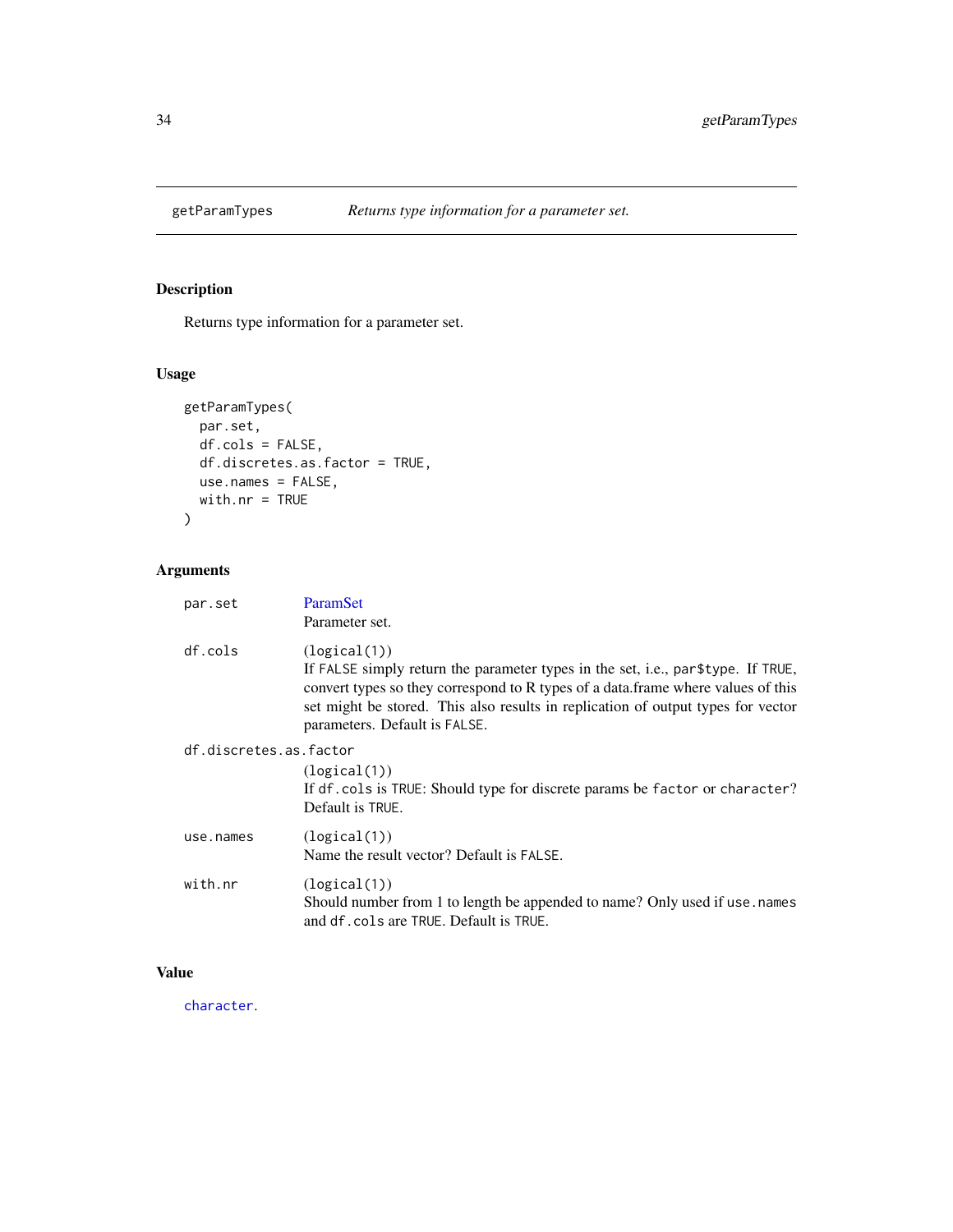## getParamTypes — *Returns type information for a parameter set.*

### Description

Returns type information for a parameter set.

### Usage

```
getParamTypes(
  par.set,
  df.cols = FALSE,
  df.discretes.as.factor = TRUE,
  use.names = FALSE,
  with.nr = TRUE
)
```

### Arguments

| Argument | Description |
|---|---|
| `par.set` | ParamSet<br>Parameter set. |
| `df.cols` | `(logical(1))`<br>If `FALSE` simply return the parameter types in the set, i.e., `par$type`. If `TRUE`, convert types so they correspond to R types of a data.frame where values of this set might be stored. This also results in replication of output types for vector parameters. Default is `FALSE`. |
| `df.discretes.as.factor` | `(logical(1))`<br>If `df.cols` is `TRUE`: Should type for discrete params be `factor` or `character`? Default is `TRUE`. |
| `use.names` | `(logical(1))`<br>Name the result vector? Default is `FALSE`. |
| `with.nr` | `(logical(1))`<br>Should number from 1 to length be appended to name? Only used if `use.names` and `df.cols` are `TRUE`. Default is `TRUE`. |

### Value

`character`.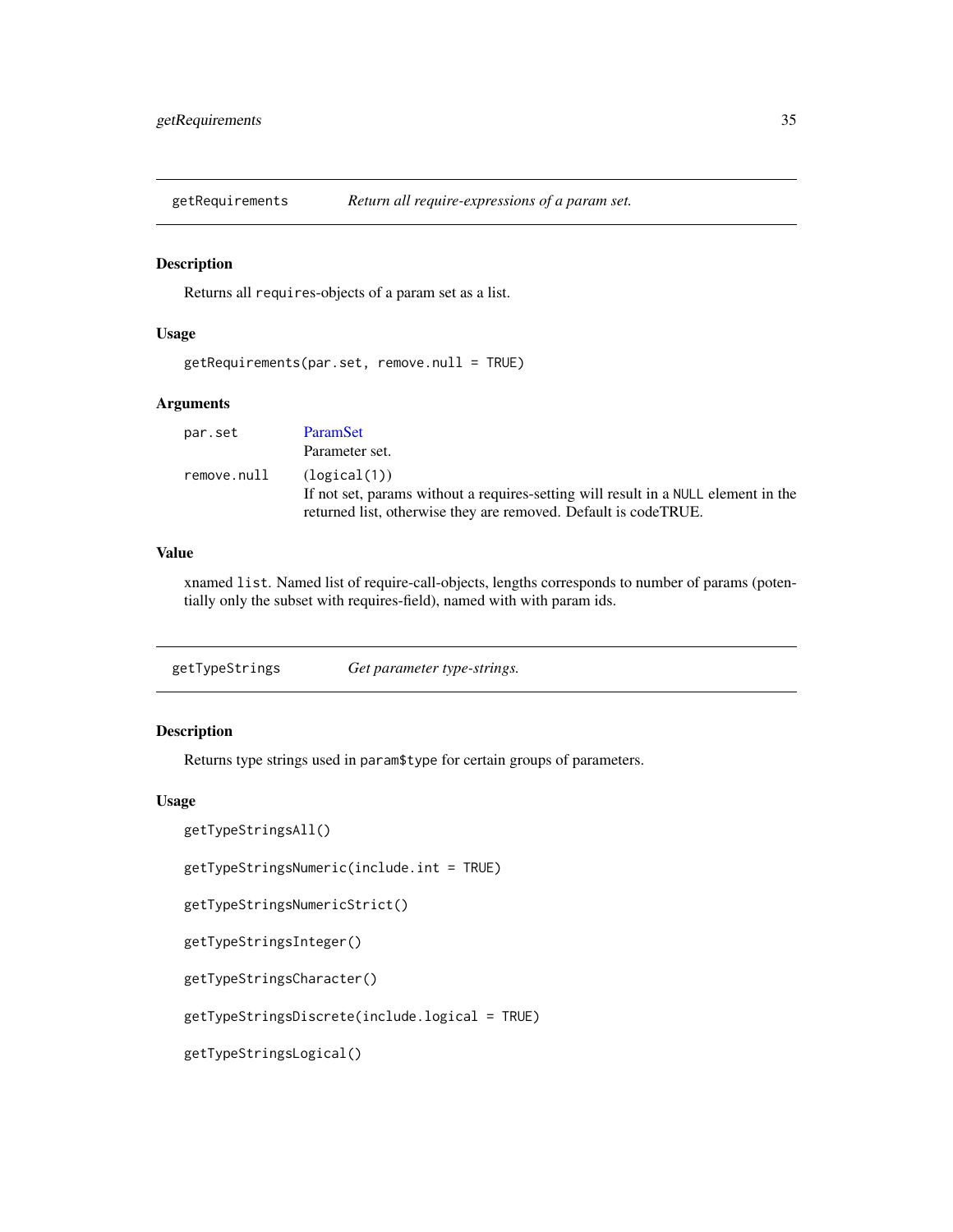## getRequirements *Return all require-expressions of a param set.*

### Description

Returns all `requires`-objects of a param set as a list.

### Usage

```
getRequirements(par.set, remove.null = TRUE)
```

### Arguments

| | |
|---|---|
| `par.set` | ParamSet<br>Parameter set. |
| `remove.null` | `(logical(1))`<br>If not set, params without a requires-setting will result in a `NULL` element in the returned list, otherwise they are removed. Default is codeTRUE. |

### Value

xnamed `list`. Named list of require-call-objects, lengths corresponds to number of params (potentially only the subset with requires-field), named with with param ids.

## getTypeStrings *Get parameter type-strings.*

### Description

Returns type strings used in `param$type` for certain groups of parameters.

### Usage

```
getTypeStringsAll()

getTypeStringsNumeric(include.int = TRUE)

getTypeStringsNumericStrict()

getTypeStringsInteger()

getTypeStringsCharacter()

getTypeStringsDiscrete(include.logical = TRUE)

getTypeStringsLogical()
```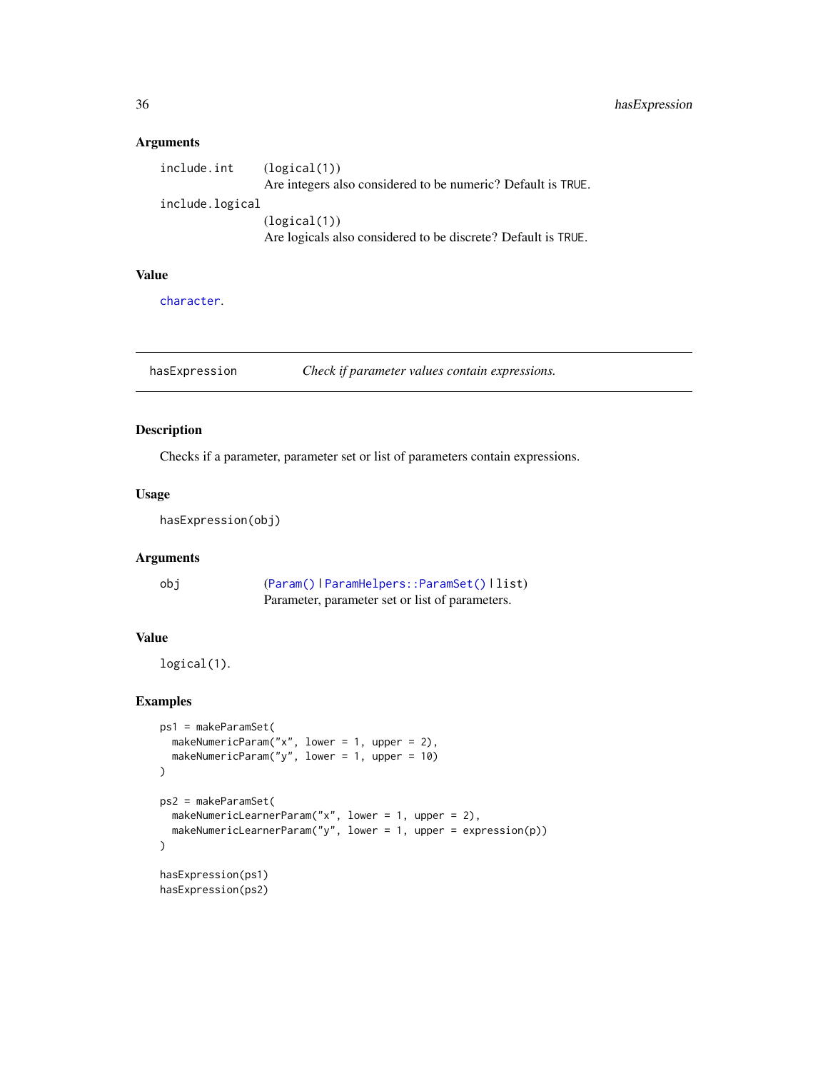### Arguments

include.int (logical(1))
Are integers also considered to be numeric? Default is TRUE.

include.logical (logical(1))
Are logicals also considered to be discrete? Default is TRUE.

### Value

character.

---

## hasExpression — *Check if parameter values contain expressions.*

### Description

Checks if a parameter, parameter set or list of parameters contain expressions.

### Usage

```
hasExpression(obj)
```

### Arguments

obj (Param() | ParamHelpers::ParamSet() | list)
Parameter, parameter set or list of parameters.

### Value

logical(1).

### Examples

```
ps1 = makeParamSet(
  makeNumericParam("x", lower = 1, upper = 2),
  makeNumericParam("y", lower = 1, upper = 10)
)

ps2 = makeParamSet(
  makeNumericLearnerParam("x", lower = 1, upper = 2),
  makeNumericLearnerParam("y", lower = 1, upper = expression(p))
)

hasExpression(ps1)
hasExpression(ps2)
```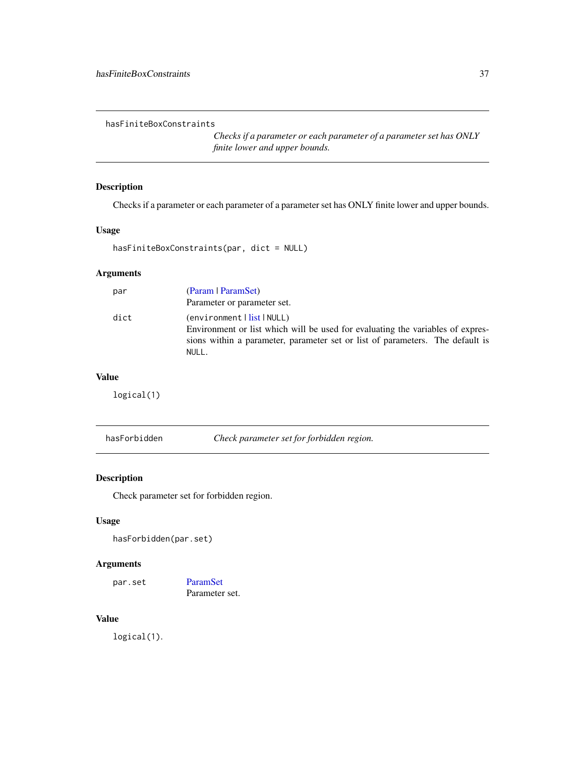## hasFiniteBoxConstraints

*Checks if a parameter or each parameter of a parameter set has ONLY finite lower and upper bounds.*

### Description

Checks if a parameter or each parameter of a parameter set has ONLY finite lower and upper bounds.

### Usage

```
hasFiniteBoxConstraints(par, dict = NULL)
```

### Arguments

| | |
|---|---|
| par | (Param \| ParamSet) Parameter or parameter set. |
| dict | (`environment` \| list \| `NULL`) Environment or list which will be used for evaluating the variables of expressions within a parameter, parameter set or list of parameters. The default is `NULL`. |

### Value

`logical(1)`

## hasForbidden

*Check parameter set for forbidden region.*

### Description

Check parameter set for forbidden region.

### Usage

```
hasForbidden(par.set)
```

### Arguments

| | |
|---|---|
| par.set | ParamSet Parameter set. |

### Value

`logical(1)`.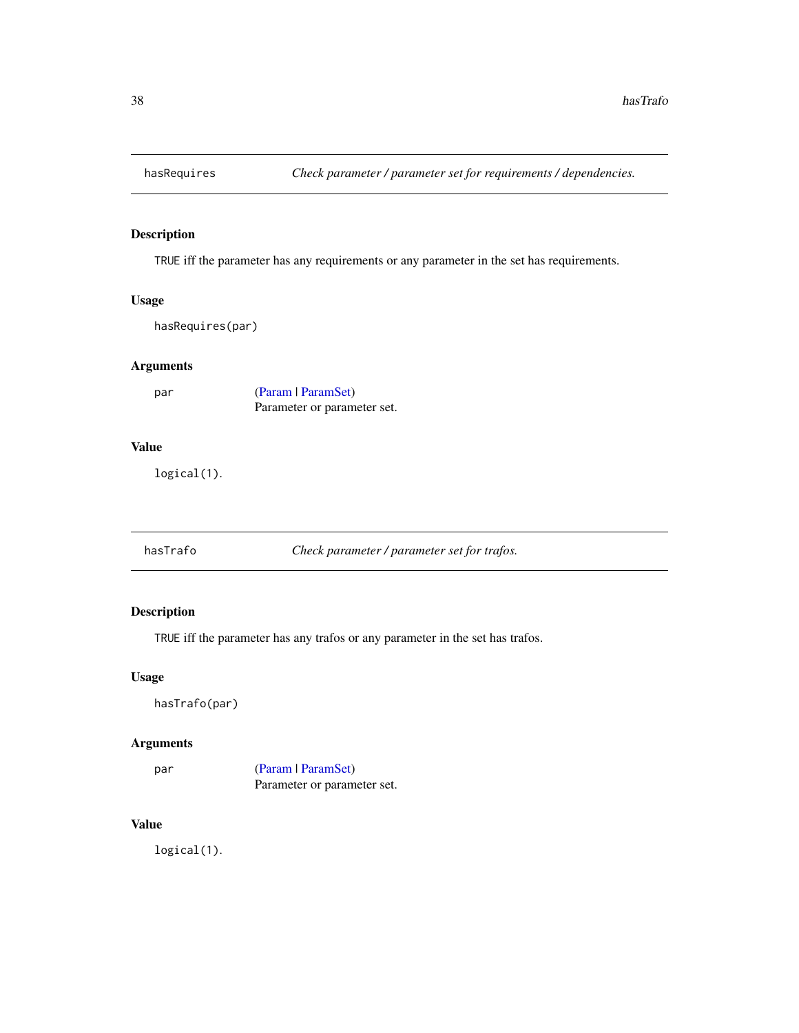## hasRequires *Check parameter / parameter set for requirements / dependencies.*

### Description

`TRUE` iff the parameter has any requirements or any parameter in the set has requirements.

### Usage

```
hasRequires(par)
```

### Arguments

| | |
|---|---|
| `par` | (Param \| ParamSet)<br>Parameter or parameter set. |

### Value

`logical(1)`.

## hasTrafo *Check parameter / parameter set for trafos.*

### Description

`TRUE` iff the parameter has any trafos or any parameter in the set has trafos.

### Usage

```
hasTrafo(par)
```

### Arguments

| | |
|---|---|
| `par` | (Param \| ParamSet)<br>Parameter or parameter set. |

### Value

`logical(1)`.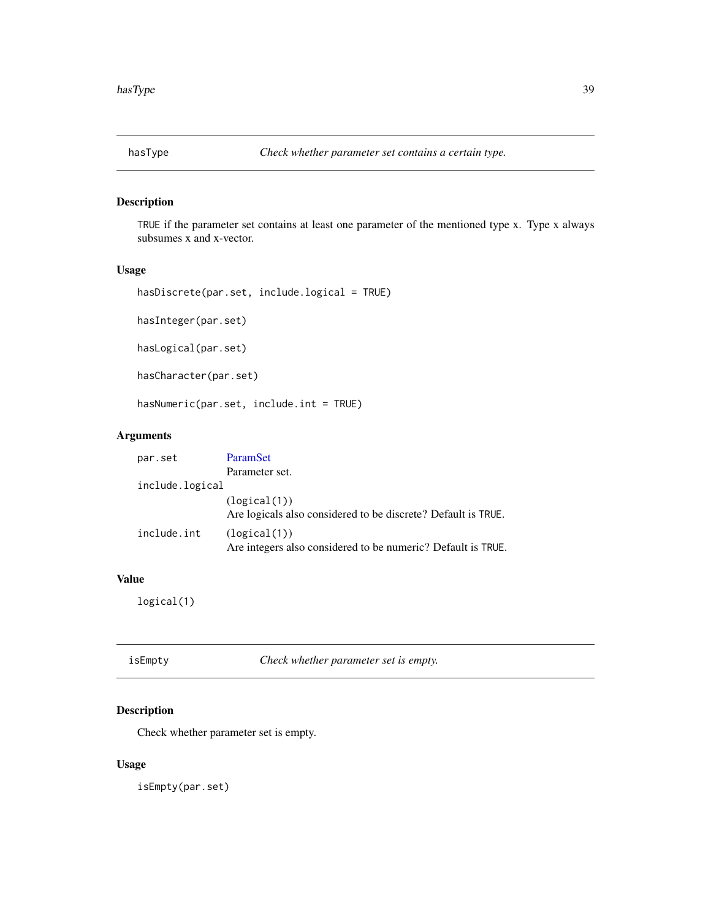## hasType — *Check whether parameter set contains a certain type.*

### Description

TRUE if the parameter set contains at least one parameter of the mentioned type x. Type x always subsumes x and x-vector.

### Usage

```
hasDiscrete(par.set, include.logical = TRUE)

hasInteger(par.set)

hasLogical(par.set)

hasCharacter(par.set)

hasNumeric(par.set, include.int = TRUE)
```

### Arguments

| | |
|---|---|
| par.set | ParamSet<br>Parameter set. |
| include.logical | (logical(1))<br>Are logicals also considered to be discrete? Default is TRUE. |
| include.int | (logical(1))<br>Are integers also considered to be numeric? Default is TRUE. |

### Value

logical(1)

## isEmpty — *Check whether parameter set is empty.*

### Description

Check whether parameter set is empty.

### Usage

```
isEmpty(par.set)
```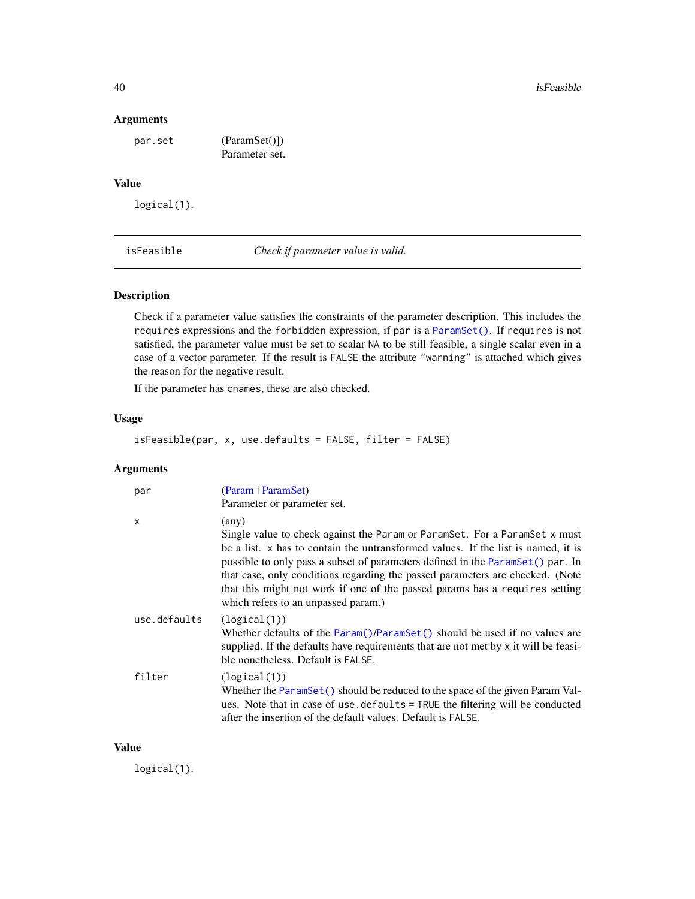### Arguments

| | |
|---|---|
| `par.set` | (ParamSet()]) <br> Parameter set. |

### Value

`logical(1)`.

---

## isFeasible — *Check if parameter value is valid.*

### Description

Check if a parameter value satisfies the constraints of the parameter description. This includes the `requires` expressions and the `forbidden` expression, if `par` is a `ParamSet()`. If `requires` is not satisfied, the parameter value must be set to scalar `NA` to be still feasible, a single scalar even in a case of a vector parameter. If the result is `FALSE` the attribute `"warning"` is attached which gives the reason for the negative result.

If the parameter has `cnames`, these are also checked.

### Usage

```
isFeasible(par, x, use.defaults = FALSE, filter = FALSE)
```

### Arguments

| | |
|---|---|
| `par` | (Param \| ParamSet) <br> Parameter or parameter set. |
| `x` | (any) <br> Single value to check against the `Param` or `ParamSet`. For a `ParamSet` `x` must be a list. `x` has to contain the untransformed values. If the list is named, it is possible to only pass a subset of parameters defined in the `ParamSet()` `par`. In that case, only conditions regarding the passed parameters are checked. (Note that this might not work if one of the passed params has a `requires` setting which refers to an unpassed param.) |
| `use.defaults` | (`logical(1)`) <br> Whether defaults of the `Param()`/`ParamSet()` should be used if no values are supplied. If the defaults have requirements that are not met by `x` it will be feasible nonetheless. Default is `FALSE`. |
| `filter` | (`logical(1)`) <br> Whether the `ParamSet()` should be reduced to the space of the given Param Values. Note that in case of `use.defaults = TRUE` the filtering will be conducted after the insertion of the default values. Default is `FALSE`. |

### Value

`logical(1)`.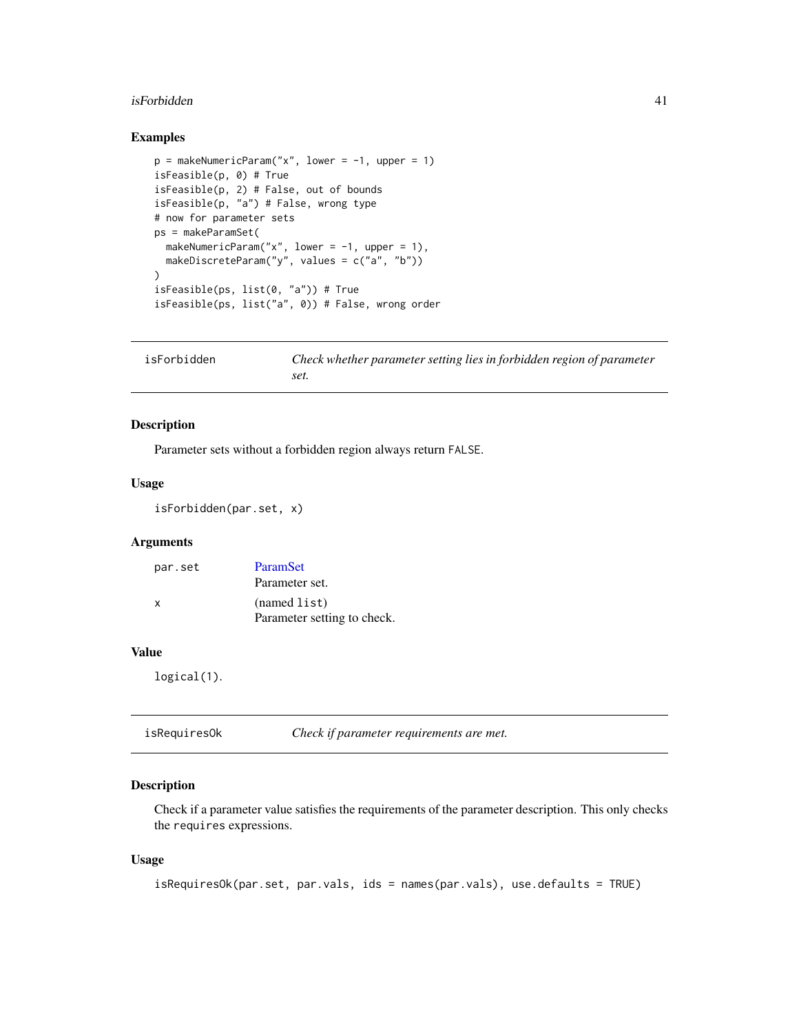### Examples

```
p = makeNumericParam("x", lower = -1, upper = 1)
isFeasible(p, 0) # True
isFeasible(p, 2) # False, out of bounds
isFeasible(p, "a") # False, wrong type
# now for parameter sets
ps = makeParamSet(
  makeNumericParam("x", lower = -1, upper = 1),
  makeDiscreteParam("y", values = c("a", "b"))
)
isFeasible(ps, list(0, "a")) # True
isFeasible(ps, list("a", 0)) # False, wrong order
```

---

## isForbidden — *Check whether parameter setting lies in forbidden region of parameter set.*

### Description

Parameter sets without a forbidden region always return `FALSE`.

### Usage

```
isForbidden(par.set, x)
```

### Arguments

| | |
|---|---|
| par.set | ParamSet<br>Parameter set. |
| x | (named `list`)<br>Parameter setting to check. |

### Value

`logical(1)`.

---

## isRequiresOk — *Check if parameter requirements are met.*

### Description

Check if a parameter value satisfies the requirements of the parameter description. This only checks the `requires` expressions.

### Usage

```
isRequiresOk(par.set, par.vals, ids = names(par.vals), use.defaults = TRUE)
```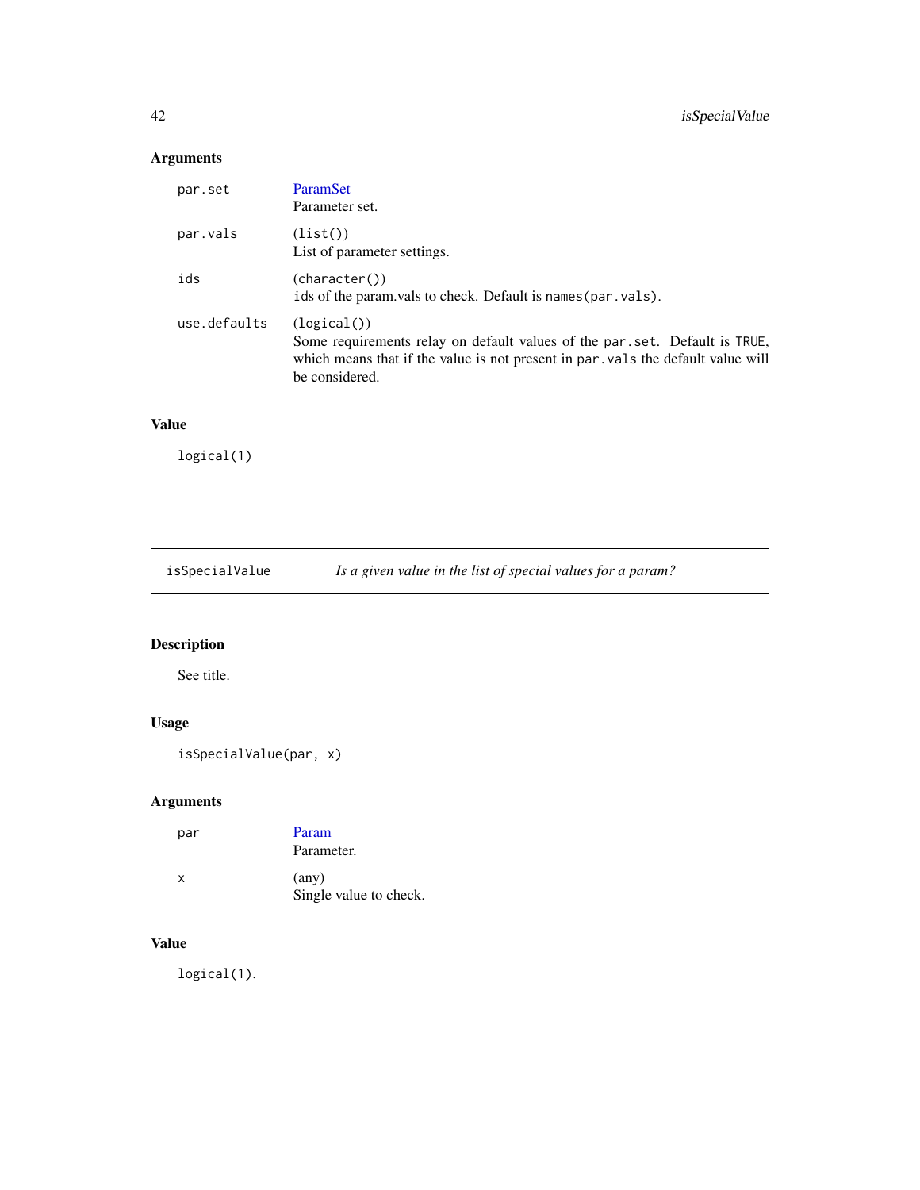## Arguments

| | |
|---|---|
| `par.set` | ParamSet<br>Parameter set. |
| `par.vals` | (`list()`)<br>List of parameter settings. |
| `ids` | (`character()`)<br>`ids` of the param.vals to check. Default is `names(par.vals)`. |
| `use.defaults` | (`logical()`)<br>Some requirements relay on default values of the `par.set`. Default is `TRUE`, which means that if the value is not present in `par.vals` the default value will be considered. |

## Value

`logical(1)`

---

# isSpecialValue — *Is a given value in the list of special values for a param?*

## Description

See title.

## Usage

```
isSpecialValue(par, x)
```

## Arguments

| | |
|---|---|
| `par` | Param<br>Parameter. |
| `x` | (any)<br>Single value to check. |

## Value

`logical(1)`.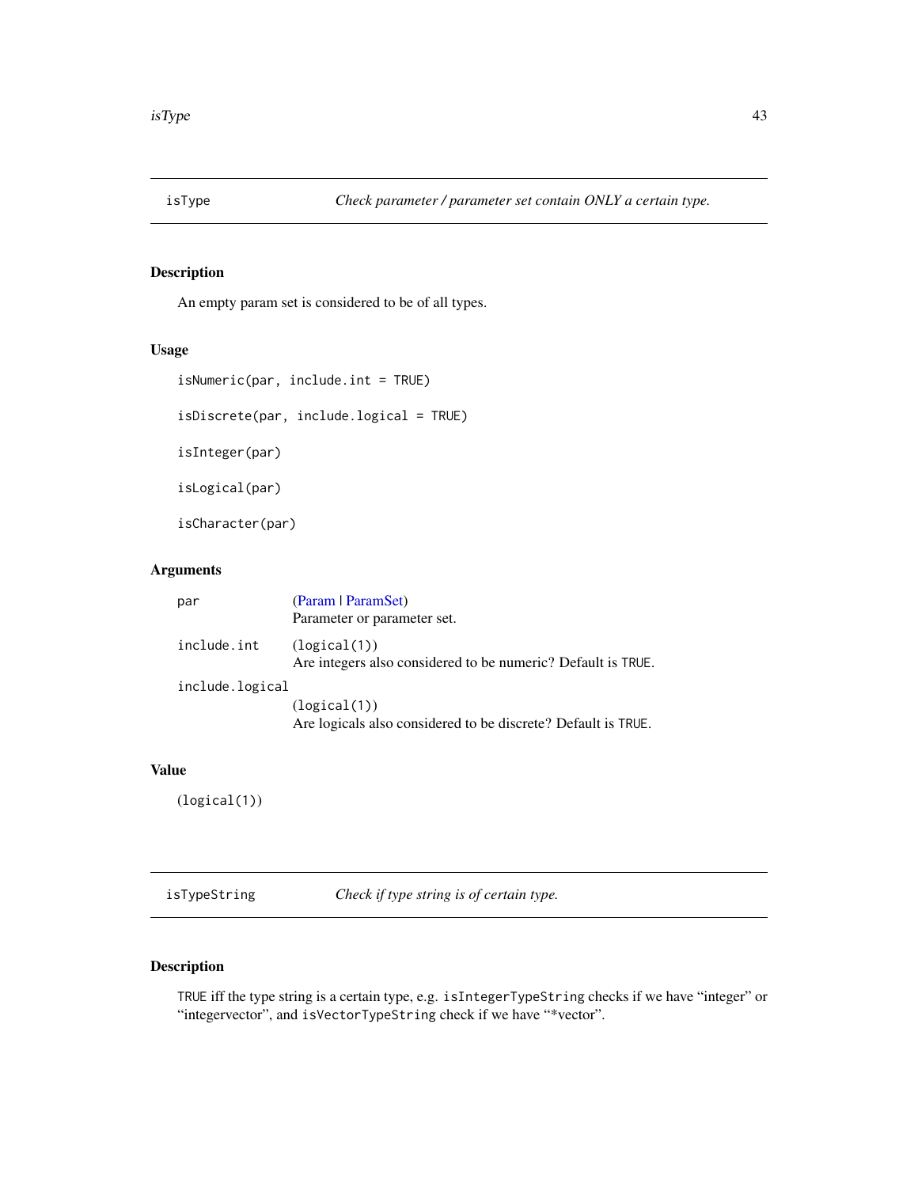## isType — *Check parameter / parameter set contain ONLY a certain type.*

### Description

An empty param set is considered to be of all types.

### Usage

```
isNumeric(par, include.int = TRUE)

isDiscrete(par, include.logical = TRUE)

isInteger(par)

isLogical(par)

isCharacter(par)
```

### Arguments

| | |
|---|---|
| `par` | (Param \| ParamSet)<br>Parameter or parameter set. |
| `include.int` | (`logical(1)`)<br>Are integers also considered to be numeric? Default is `TRUE`. |
| `include.logical` | (`logical(1)`)<br>Are logicals also considered to be discrete? Default is `TRUE`. |

### Value

(`logical(1)`)

## isTypeString — *Check if type string is of certain type.*

### Description

`TRUE` iff the type string is a certain type, e.g. `isIntegerTypeString` checks if we have "integer" or "integervector", and `isVectorTypeString` check if we have "*vector".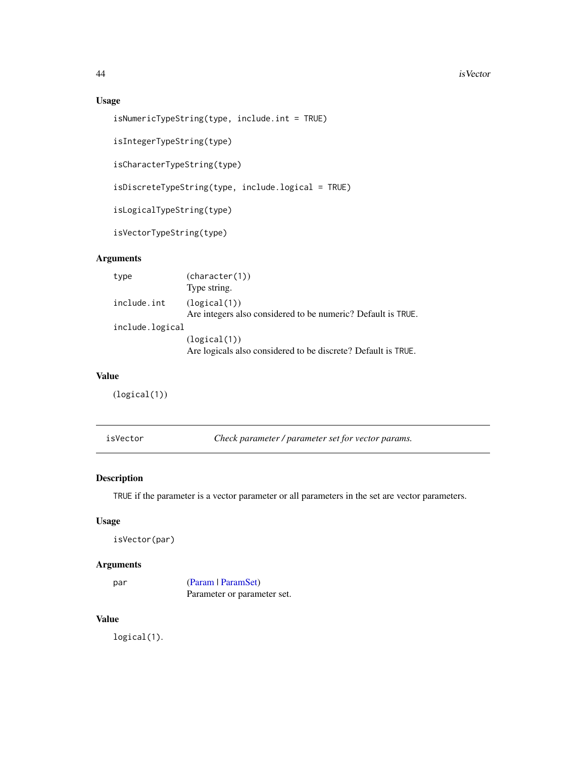### Usage

```
isNumericTypeString(type, include.int = TRUE)

isIntegerTypeString(type)

isCharacterTypeString(type)

isDiscreteTypeString(type, include.logical = TRUE)

isLogicalTypeString(type)

isVectorTypeString(type)
```

### Arguments

| | |
|---|---|
| type | (character(1))<br>Type string. |
| include.int | (logical(1))<br>Are integers also considered to be numeric? Default is TRUE. |
| include.logical | (logical(1))<br>Are logicals also considered to be discrete? Default is TRUE. |

### Value

(logical(1))

---

## isVector — *Check parameter / parameter set for vector params.*

### Description

TRUE if the parameter is a vector parameter or all parameters in the set are vector parameters.

### Usage

```
isVector(par)
```

### Arguments

| | |
|---|---|
| par | (Param \| ParamSet)<br>Parameter or parameter set. |

### Value

logical(1).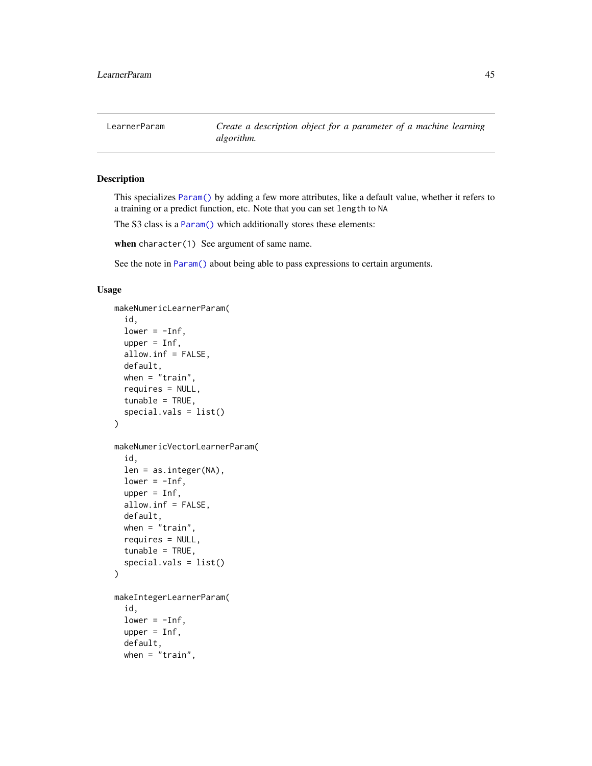## LearnerParam

*Create a description object for a parameter of a machine learning algorithm.*

### Description

This specializes `Param()` by adding a few more attributes, like a default value, whether it refers to a training or a predict function, etc. Note that you can set `length` to `NA`

The S3 class is a `Param()` which additionally stores these elements:

**when** `character(1)` See argument of same name.

See the note in `Param()` about being able to pass expressions to certain arguments.

### Usage

```
makeNumericLearnerParam(
  id,
  lower = -Inf,
  upper = Inf,
  allow.inf = FALSE,
  default,
  when = "train",
  requires = NULL,
  tunable = TRUE,
  special.vals = list()
)

makeNumericVectorLearnerParam(
  id,
  len = as.integer(NA),
  lower = -Inf,
  upper = Inf,
  allow.inf = FALSE,
  default,
  when = "train",
  requires = NULL,
  tunable = TRUE,
  special.vals = list()
)

makeIntegerLearnerParam(
  id,
  lower = -Inf,
  upper = Inf,
  default,
  when = "train",
```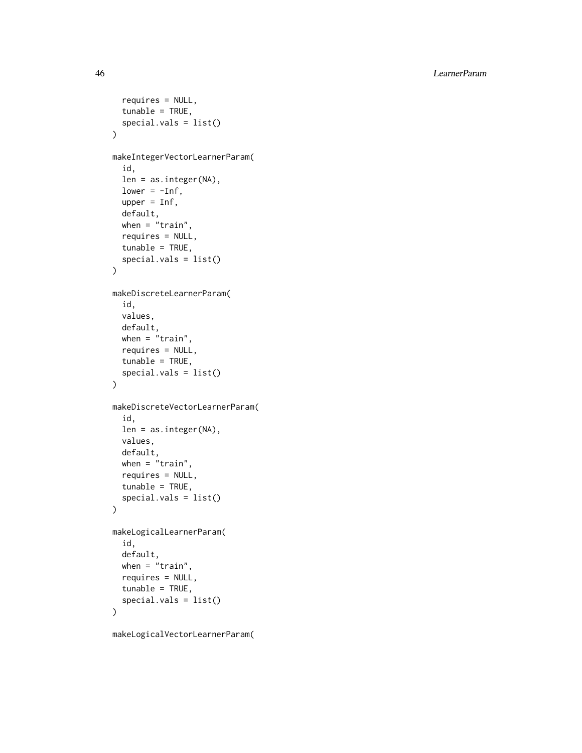```
  requires = NULL,
  tunable = TRUE,
  special.vals = list()
)

makeIntegerVectorLearnerParam(
  id,
  len = as.integer(NA),
  lower = -Inf,
  upper = Inf,
  default,
  when = "train",
  requires = NULL,
  tunable = TRUE,
  special.vals = list()
)

makeDiscreteLearnerParam(
  id,
  values,
  default,
  when = "train",
  requires = NULL,
  tunable = TRUE,
  special.vals = list()
)

makeDiscreteVectorLearnerParam(
  id,
  len = as.integer(NA),
  values,
  default,
  when = "train",
  requires = NULL,
  tunable = TRUE,
  special.vals = list()
)

makeLogicalLearnerParam(
  id,
  default,
  when = "train",
  requires = NULL,
  tunable = TRUE,
  special.vals = list()
)

makeLogicalVectorLearnerParam(
```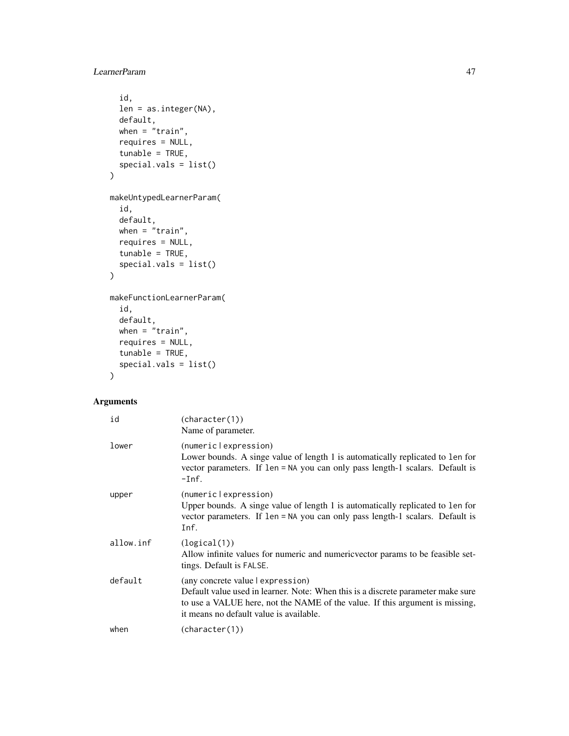```
  id,
  len = as.integer(NA),
  default,
  when = "train",
  requires = NULL,
  tunable = TRUE,
  special.vals = list()
)

makeUntypedLearnerParam(
  id,
  default,
  when = "train",
  requires = NULL,
  tunable = TRUE,
  special.vals = list()
)

makeFunctionLearnerParam(
  id,
  default,
  when = "train",
  requires = NULL,
  tunable = TRUE,
  special.vals = list()
)
```

## Arguments

| | |
|---|---|
| `id` | (`character(1)`)<br>Name of parameter. |
| `lower` | (`numeric|expression`)<br>Lower bounds. A singe value of length 1 is automatically replicated to `len` for vector parameters. If `len = NA` you can only pass length-1 scalars. Default is `-Inf`. |
| `upper` | (`numeric|expression`)<br>Upper bounds. A singe value of length 1 is automatically replicated to `len` for vector parameters. If `len = NA` you can only pass length-1 scalars. Default is `Inf`. |
| `allow.inf` | (`logical(1)`)<br>Allow infinite values for numeric and numericvector params to be feasible settings. Default is `FALSE`. |
| `default` | (any concrete value | expression)<br>Default value used in learner. Note: When this is a discrete parameter make sure to use a VALUE here, not the NAME of the value. If this argument is missing, it means no default value is available. |
| `when` | (`character(1)`) |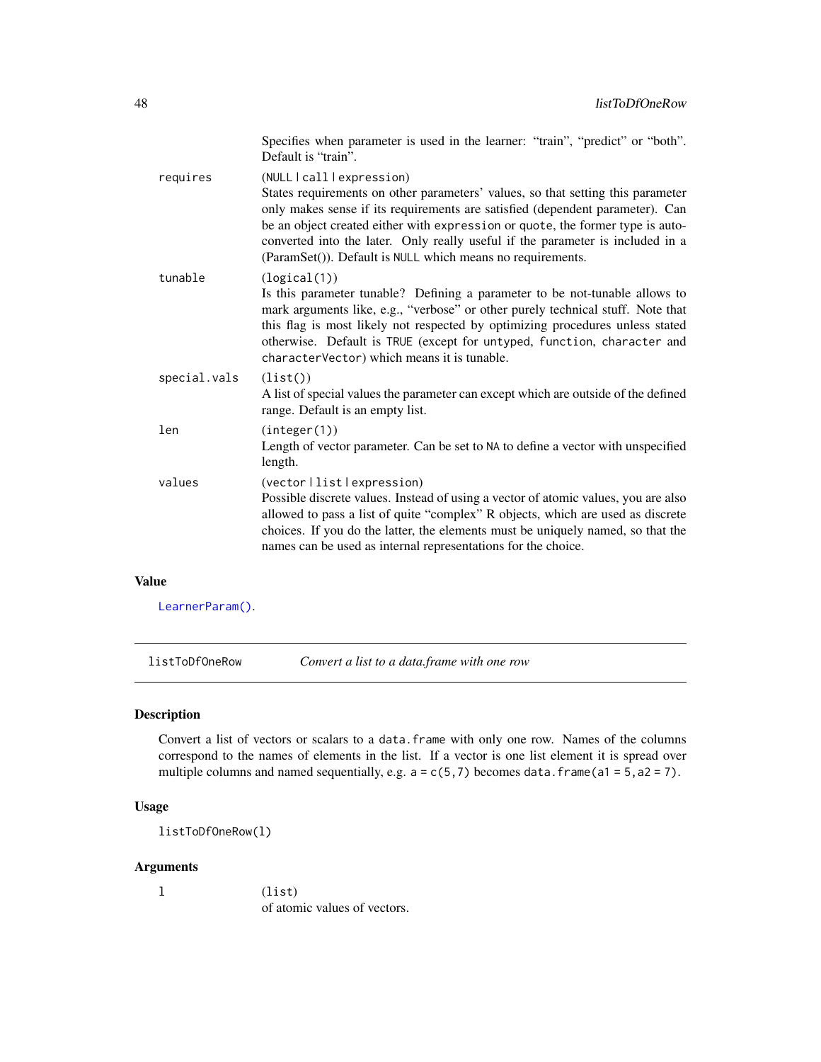Specifies when parameter is used in the learner: "train", "predict" or "both". Default is "train".

requires
: (NULL | call | expression)
States requirements on other parameters' values, so that setting this parameter only makes sense if its requirements are satisfied (dependent parameter). Can be an object created either with `expression` or `quote`, the former type is auto-converted into the later. Only really useful if the parameter is included in a (ParamSet()). Default is `NULL` which means no requirements.

tunable
: (logical(1))
Is this parameter tunable? Defining a parameter to be not-tunable allows to mark arguments like, e.g., "verbose" or other purely technical stuff. Note that this flag is most likely not respected by optimizing procedures unless stated otherwise. Default is `TRUE` (except for `untyped`, `function`, `character` and `characterVector`) which means it is tunable.

special.vals
: (list())
A list of special values the parameter can except which are outside of the defined range. Default is an empty list.

len
: (integer(1))
Length of vector parameter. Can be set to `NA` to define a vector with unspecified length.

values
: (vector | list | expression)
Possible discrete values. Instead of using a vector of atomic values, you are also allowed to pass a list of quite "complex" R objects, which are used as discrete choices. If you do the latter, the elements must be uniquely named, so that the names can be used as internal representations for the choice.

## Value

LearnerParam().

---

# listToDfOneRow — *Convert a list to a data.frame with one row*

## Description

Convert a list of vectors or scalars to a `data.frame` with only one row. Names of the columns correspond to the names of elements in the list. If a vector is one list element it is spread over multiple columns and named sequentially, e.g. `a = c(5,7)` becomes `data.frame(a1 = 5,a2 = 7)`.

## Usage

```
listToDfOneRow(l)
```

## Arguments

l
: (list)
of atomic values of vectors.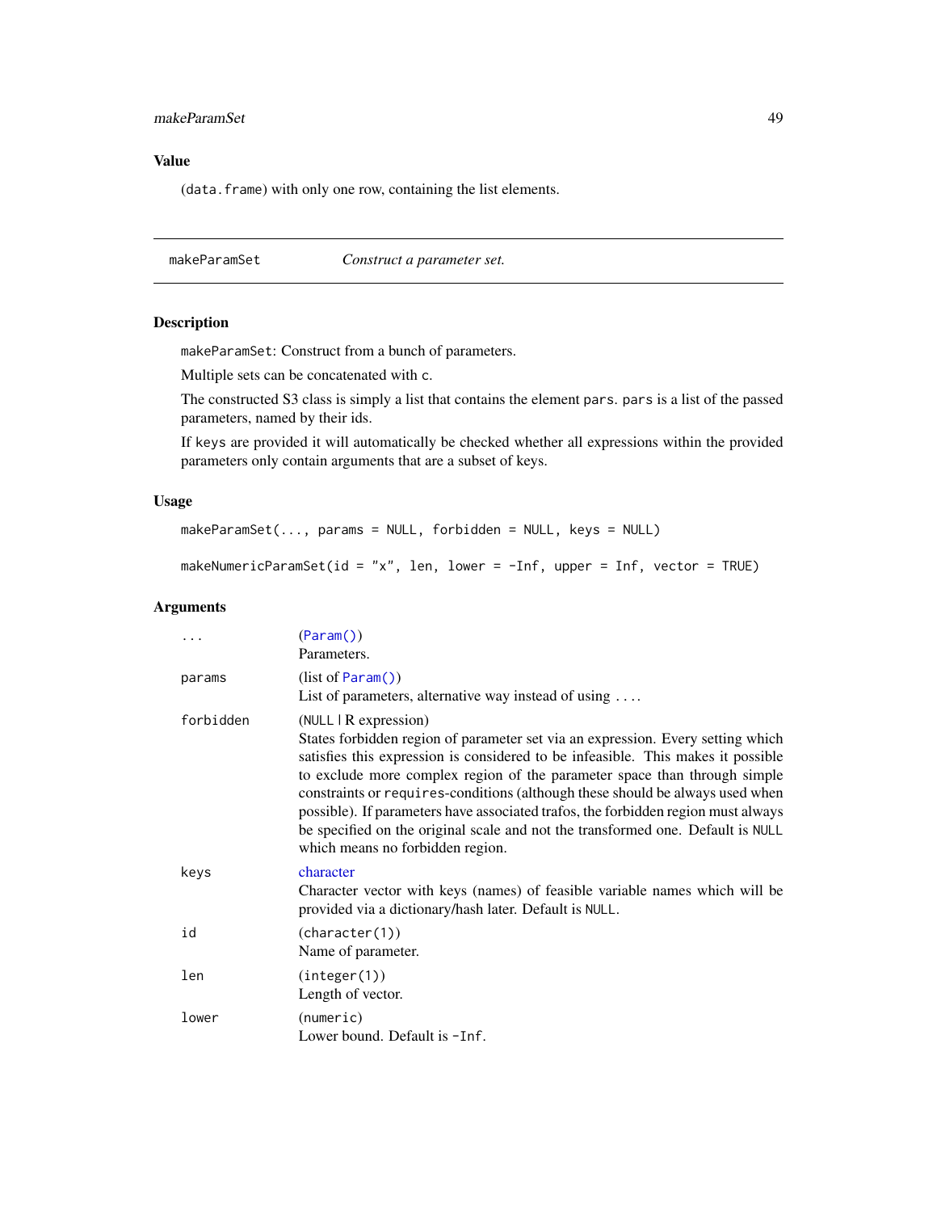## Value

(data.frame) with only one row, containing the list elements.

---

`makeParamSet` *Construct a parameter set.*

---

## Description

`makeParamSet`: Construct from a bunch of parameters.

Multiple sets can be concatenated with `c`.

The constructed S3 class is simply a list that contains the element `pars`. `pars` is a list of the passed parameters, named by their ids.

If `keys` are provided it will automatically be checked whether all expressions within the provided parameters only contain arguments that are a subset of keys.

## Usage

```
makeParamSet(..., params = NULL, forbidden = NULL, keys = NULL)

makeNumericParamSet(id = "x", len, lower = -Inf, upper = Inf, vector = TRUE)
```

## Arguments

| | |
|---|---|
| `...` | (`Param()`)<br>Parameters. |
| `params` | (list of `Param()`)<br>List of parameters, alternative way instead of using `...`. |
| `forbidden` | (`NULL` \| R expression)<br>States forbidden region of parameter set via an expression. Every setting which satisfies this expression is considered to be infeasible. This makes it possible to exclude more complex region of the parameter space than through simple constraints or `requires`-conditions (although these should be always used when possible). If parameters have associated trafos, the forbidden region must always be specified on the original scale and not the transformed one. Default is `NULL` which means no forbidden region. |
| `keys` | character<br>Character vector with keys (names) of feasible variable names which will be provided via a dictionary/hash later. Default is `NULL`. |
| `id` | (`character(1)`)<br>Name of parameter. |
| `len` | (`integer(1)`)<br>Length of vector. |
| `lower` | (`numeric`)<br>Lower bound. Default is `-Inf`. |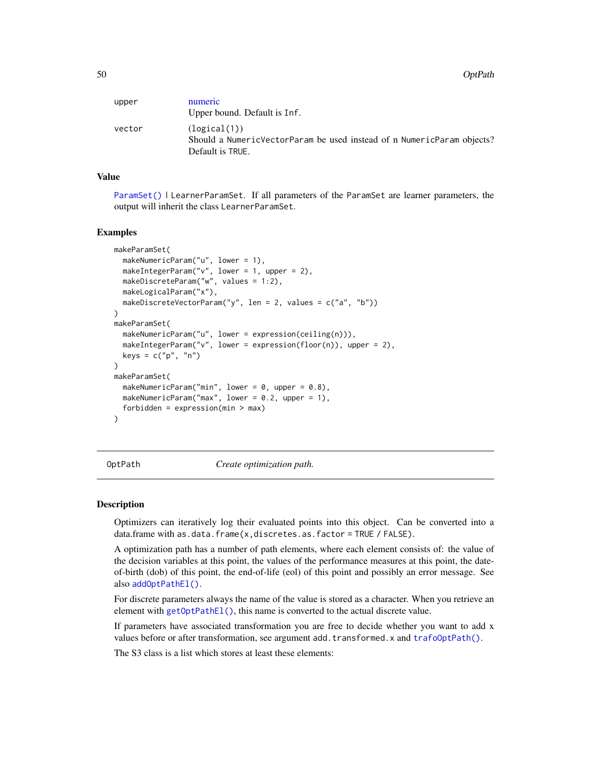| | |
|---|---|
| upper | numeric<br>Upper bound. Default is Inf. |
| vector | (logical(1))<br>Should a NumericVectorParam be used instead of n NumericParam objects? Default is TRUE. |

### Value

ParamSet() | LearnerParamSet. If all parameters of the ParamSet are learner parameters, the output will inherit the class LearnerParamSet.

### Examples

```
makeParamSet(
  makeNumericParam("u", lower = 1),
  makeIntegerParam("v", lower = 1, upper = 2),
  makeDiscreteParam("w", values = 1:2),
  makeLogicalParam("x"),
  makeDiscreteVectorParam("y", len = 2, values = c("a", "b"))
)
makeParamSet(
  makeNumericParam("u", lower = expression(ceiling(n))),
  makeIntegerParam("v", lower = expression(floor(n)), upper = 2),
  keys = c("p", "n")
)
makeParamSet(
  makeNumericParam("min", lower = 0, upper = 0.8),
  makeNumericParam("max", lower = 0.2, upper = 1),
  forbidden = expression(min > max)
)
```

## OptPath — *Create optimization path.*

### Description

Optimizers can iteratively log their evaluated points into this object. Can be converted into a data.frame with as.data.frame(x,discretes.as.factor = TRUE / FALSE).

A optimization path has a number of path elements, where each element consists of: the value of the decision variables at this point, the values of the performance measures at this point, the date-of-birth (dob) of this point, the end-of-life (eol) of this point and possibly an error message. See also addOptPathEl().

For discrete parameters always the name of the value is stored as a character. When you retrieve an element with getOptPathEl(), this name is converted to the actual discrete value.

If parameters have associated transformation you are free to decide whether you want to add x values before or after transformation, see argument add.transformed.x and trafoOptPath().

The S3 class is a list which stores at least these elements: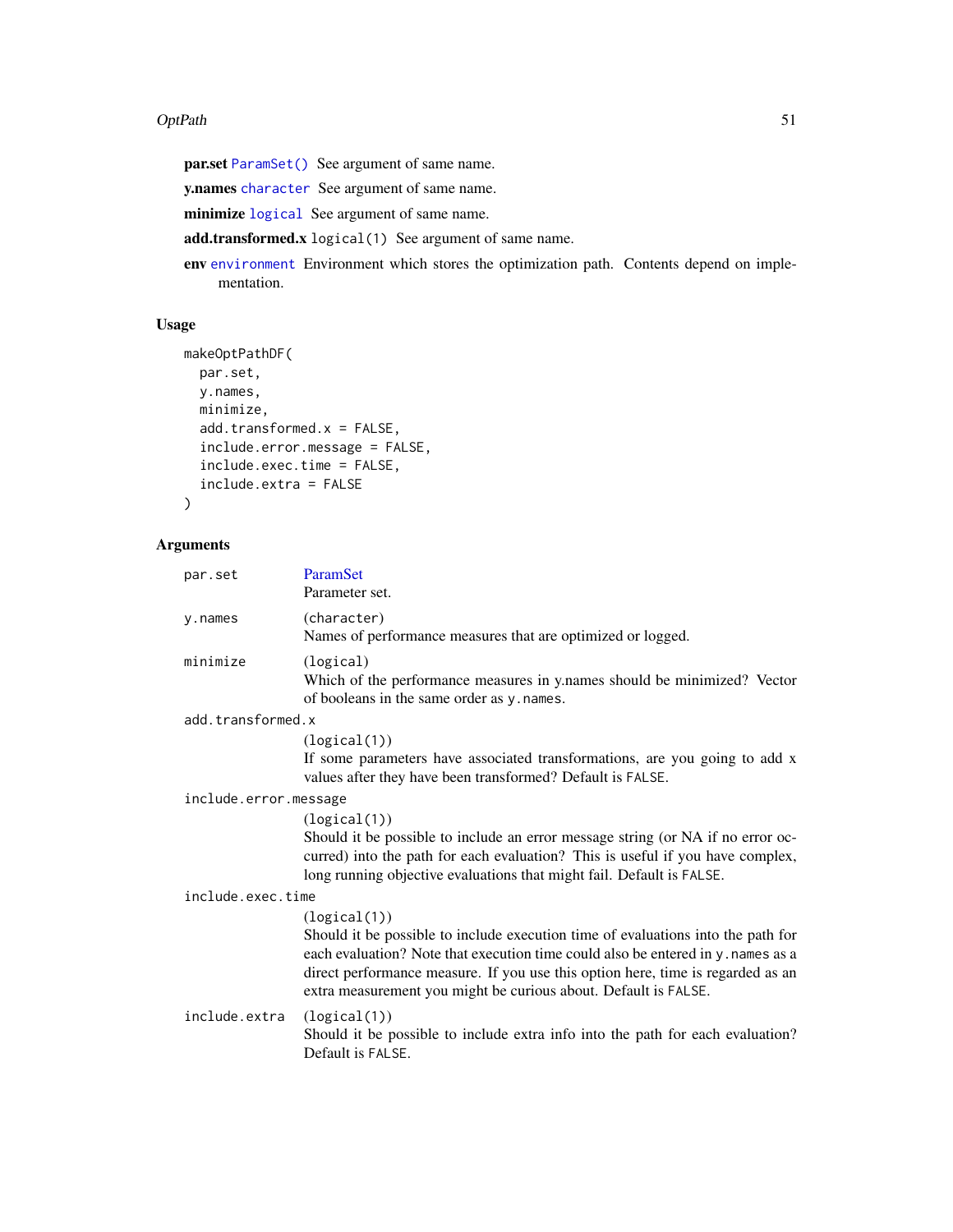**par.set** `ParamSet()` See argument of same name.

**y.names** `character` See argument of same name.

**minimize** `logical` See argument of same name.

**add.transformed.x** `logical(1)` See argument of same name.

**env** `environment` Environment which stores the optimization path. Contents depend on implementation.

## Usage

```
makeOptPathDF(
  par.set,
  y.names,
  minimize,
  add.transformed.x = FALSE,
  include.error.message = FALSE,
  include.exec.time = FALSE,
  include.extra = FALSE
)
```

## Arguments

| | |
|---|---|
| `par.set` | ParamSet<br>Parameter set. |
| `y.names` | (`character`)<br>Names of performance measures that are optimized or logged. |
| `minimize` | (`logical`)<br>Which of the performance measures in y.names should be minimized? Vector of booleans in the same order as `y.names`. |
| `add.transformed.x` | (`logical(1)`)<br>If some parameters have associated transformations, are you going to add x values after they have been transformed? Default is `FALSE`. |
| `include.error.message` | (`logical(1)`)<br>Should it be possible to include an error message string (or NA if no error occurred) into the path for each evaluation? This is useful if you have complex, long running objective evaluations that might fail. Default is `FALSE`. |
| `include.exec.time` | (`logical(1)`)<br>Should it be possible to include execution time of evaluations into the path for each evaluation? Note that execution time could also be entered in `y.names` as a direct performance measure. If you use this option here, time is regarded as an extra measurement you might be curious about. Default is `FALSE`. |
| `include.extra` | (`logical(1)`)<br>Should it be possible to include extra info into the path for each evaluation? Default is `FALSE`. |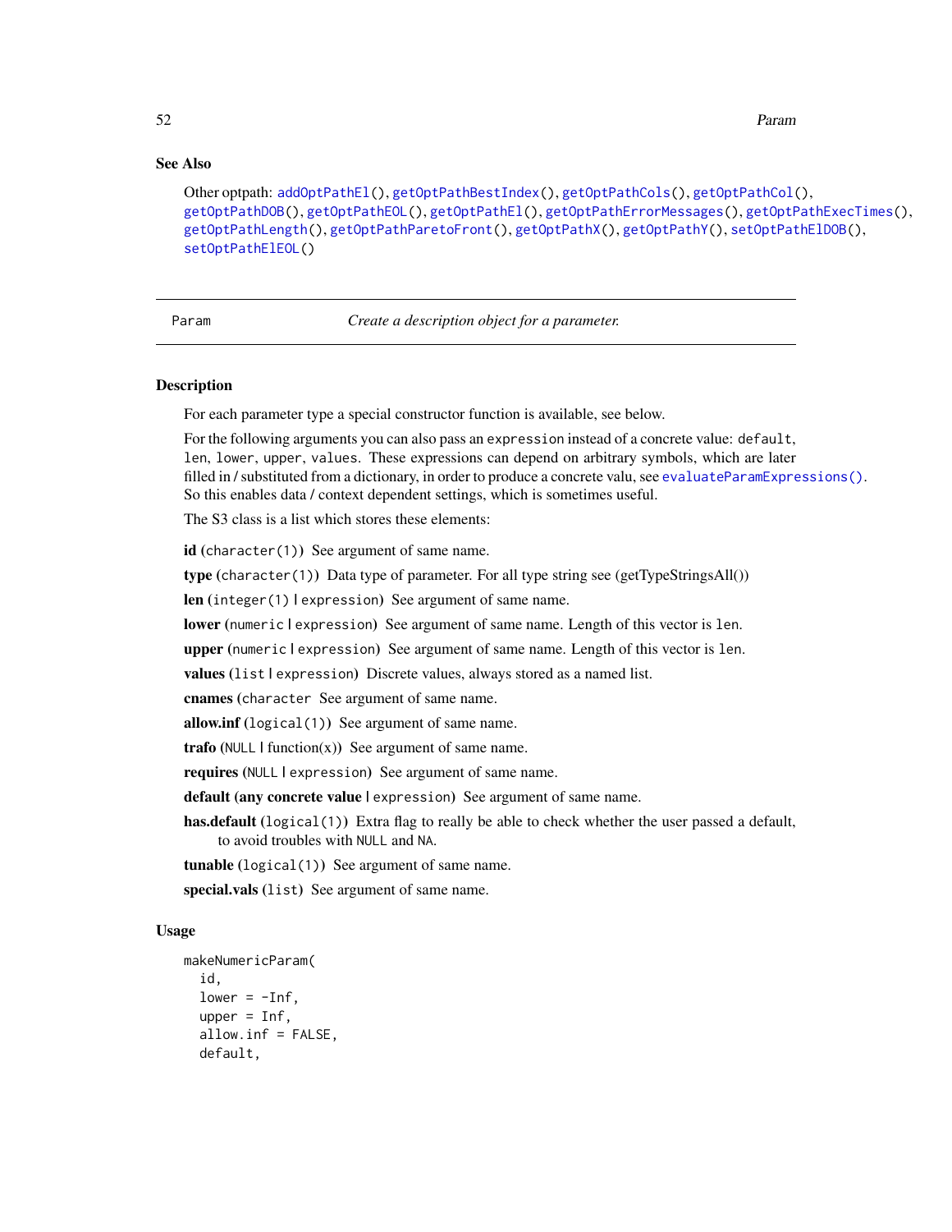## See Also

Other optpath: addOptPathEl(), getOptPathBestIndex(), getOptPathCols(), getOptPathCol(), getOptPathDOB(), getOptPathEOL(), getOptPathEl(), getOptPathErrorMessages(), getOptPathExecTimes(), getOptPathLength(), getOptPathParetoFront(), getOptPathX(), getOptPathY(), setOptPathElDOB(), setOptPathElEOL()

---

# Param — *Create a description object for a parameter.*

## Description

For each parameter type a special constructor function is available, see below.

For the following arguments you can also pass an `expression` instead of a concrete value: `default`, `len`, `lower`, `upper`, `values`. These expressions can depend on arbitrary symbols, which are later filled in / substituted from a dictionary, in order to produce a concrete valu, see `evaluateParamExpressions()`. So this enables data / context dependent settings, which is sometimes useful.

The S3 class is a list which stores these elements:

**id** (`character(1)`) See argument of same name.

**type** (`character(1)`) Data type of parameter. For all type string see (getTypeStringsAll())

**len** (`integer(1)` | `expression`) See argument of same name.

**lower** (`numeric` | `expression`) See argument of same name. Length of this vector is `len`.

**upper** (`numeric` | `expression`) See argument of same name. Length of this vector is `len`.

**values** (`list` | `expression`) Discrete values, always stored as a named list.

**cnames** (`character` See argument of same name.

**allow.inf** (`logical(1)`) See argument of same name.

**trafo** (`NULL` | function(x)) See argument of same name.

**requires** (`NULL` | `expression`) See argument of same name.

**default (any concrete value** | `expression`) See argument of same name.

**has.default** (`logical(1)`) Extra flag to really be able to check whether the user passed a default, to avoid troubles with `NULL` and `NA`.

**tunable** (`logical(1)`) See argument of same name.

**special.vals** (`list`) See argument of same name.

## Usage

```
makeNumericParam(
  id,
  lower = -Inf,
  upper = Inf,
  allow.inf = FALSE,
  default,
```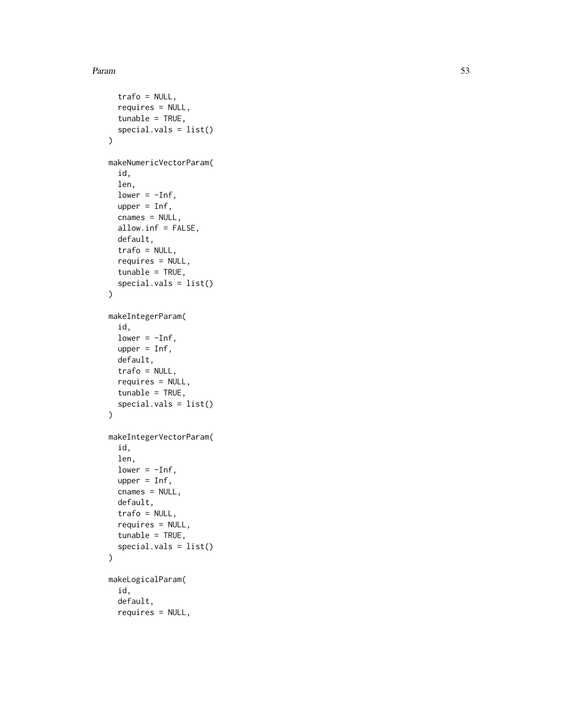```
  trafo = NULL,
  requires = NULL,
  tunable = TRUE,
  special.vals = list()
)

makeNumericVectorParam(
  id,
  len,
  lower = -Inf,
  upper = Inf,
  cnames = NULL,
  allow.inf = FALSE,
  default,
  trafo = NULL,
  requires = NULL,
  tunable = TRUE,
  special.vals = list()
)

makeIntegerParam(
  id,
  lower = -Inf,
  upper = Inf,
  default,
  trafo = NULL,
  requires = NULL,
  tunable = TRUE,
  special.vals = list()
)

makeIntegerVectorParam(
  id,
  len,
  lower = -Inf,
  upper = Inf,
  cnames = NULL,
  default,
  trafo = NULL,
  requires = NULL,
  tunable = TRUE,
  special.vals = list()
)

makeLogicalParam(
  id,
  default,
  requires = NULL,
```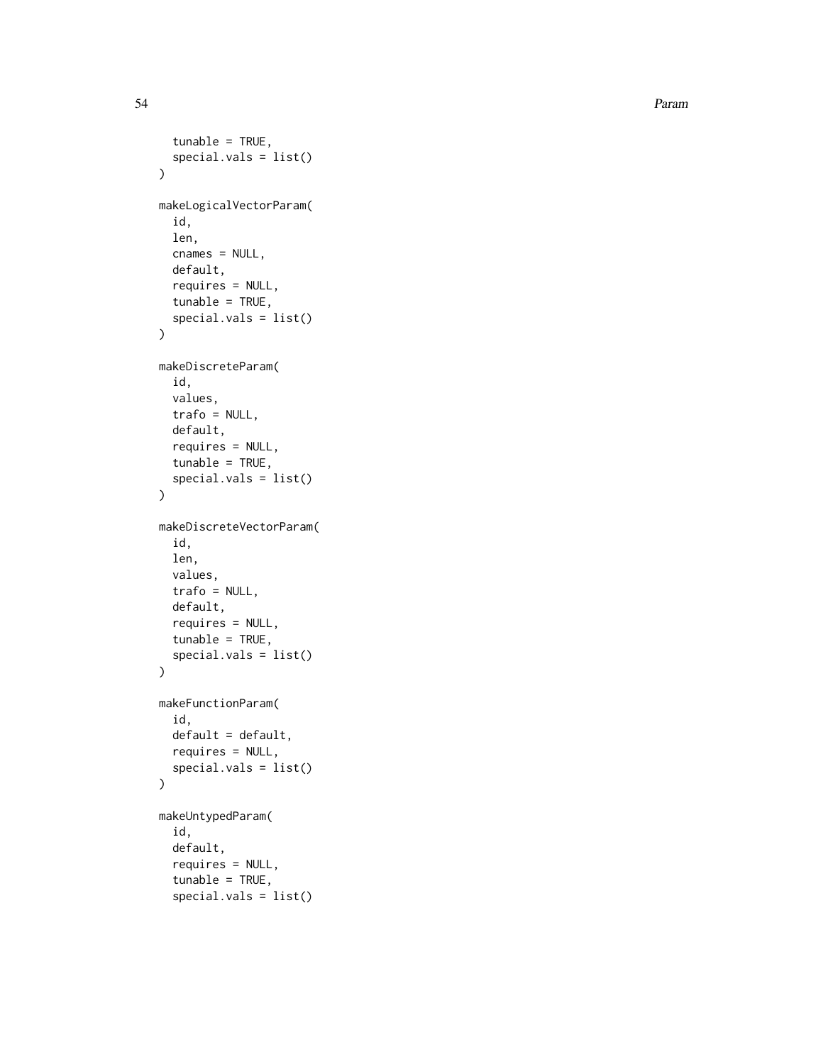```
  tunable = TRUE,
  special.vals = list()
)

makeLogicalVectorParam(
  id,
  len,
  cnames = NULL,
  default,
  requires = NULL,
  tunable = TRUE,
  special.vals = list()
)

makeDiscreteParam(
  id,
  values,
  trafo = NULL,
  default,
  requires = NULL,
  tunable = TRUE,
  special.vals = list()
)

makeDiscreteVectorParam(
  id,
  len,
  values,
  trafo = NULL,
  default,
  requires = NULL,
  tunable = TRUE,
  special.vals = list()
)

makeFunctionParam(
  id,
  default = default,
  requires = NULL,
  special.vals = list()
)

makeUntypedParam(
  id,
  default,
  requires = NULL,
  tunable = TRUE,
  special.vals = list()
```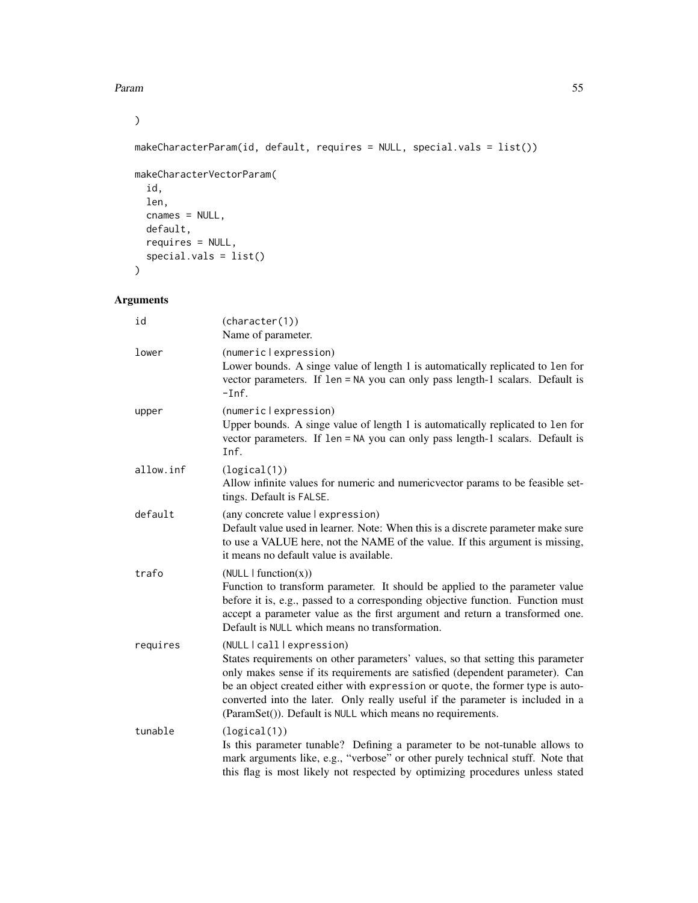```
)

makeCharacterParam(id, default, requires = NULL, special.vals = list())

makeCharacterVectorParam(
  id,
  len,
  cnames = NULL,
  default,
  requires = NULL,
  special.vals = list()
)
```

## Arguments

| | |
|---|---|
| id | (character(1))<br>Name of parameter. |
| lower | (numeric \| expression)<br>Lower bounds. A singe value of length 1 is automatically replicated to len for vector parameters. If len = NA you can only pass length-1 scalars. Default is -Inf. |
| upper | (numeric \| expression)<br>Upper bounds. A singe value of length 1 is automatically replicated to len for vector parameters. If len = NA you can only pass length-1 scalars. Default is Inf. |
| allow.inf | (logical(1))<br>Allow infinite values for numeric and numericvector params to be feasible settings. Default is FALSE. |
| default | (any concrete value \| expression)<br>Default value used in learner. Note: When this is a discrete parameter make sure to use a VALUE here, not the NAME of the value. If this argument is missing, it means no default value is available. |
| trafo | (NULL \| function(x))<br>Function to transform parameter. It should be applied to the parameter value before it is, e.g., passed to a corresponding objective function. Function must accept a parameter value as the first argument and return a transformed one. Default is NULL which means no transformation. |
| requires | (NULL \| call \| expression)<br>States requirements on other parameters' values, so that setting this parameter only makes sense if its requirements are satisfied (dependent parameter). Can be an object created either with expression or quote, the former type is auto-converted into the later. Only really useful if the parameter is included in a (ParamSet()). Default is NULL which means no requirements. |
| tunable | (logical(1))<br>Is this parameter tunable? Defining a parameter to be not-tunable allows to mark arguments like, e.g., "verbose" or other purely technical stuff. Note that this flag is most likely not respected by optimizing procedures unless stated |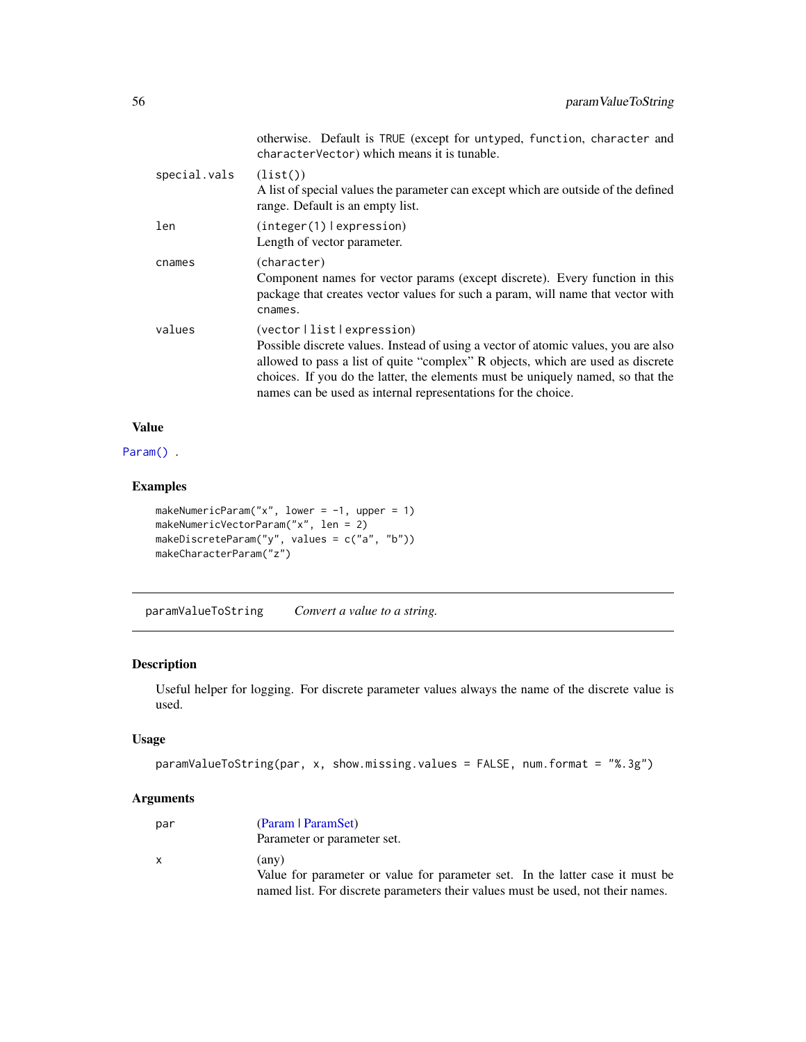otherwise. Default is `TRUE` (except for `untyped`, `function`, `character` and `characterVector`) which means it is tunable.

| | |
|---|---|
| `special.vals` | (`list()`)<br>A list of special values the parameter can except which are outside of the defined range. Default is an empty list. |
| `len` | (`integer(1)` \| `expression`)<br>Length of vector parameter. |
| `cnames` | (`character`)<br>Component names for vector params (except discrete). Every function in this package that creates vector values for such a param, will name that vector with `cnames`. |
| `values` | (`vector` \| `list` \| `expression`)<br>Possible discrete values. Instead of using a vector of atomic values, you are also allowed to pass a list of quite "complex" R objects, which are used as discrete choices. If you do the latter, the elements must be uniquely named, so that the names can be used as internal representations for the choice. |

### Value

`Param()` .

### Examples

```
makeNumericParam("x", lower = -1, upper = 1)
makeNumericVectorParam("x", len = 2)
makeDiscreteParam("y", values = c("a", "b"))
makeCharacterParam("z")
```

---

## `paramValueToString` *Convert a value to a string.*

---

### Description

Useful helper for logging. For discrete parameter values always the name of the discrete value is used.

### Usage

```
paramValueToString(par, x, show.missing.values = FALSE, num.format = "%.3g")
```

### Arguments

| | |
|---|---|
| `par` | (Param \| ParamSet)<br>Parameter or parameter set. |
| `x` | (any)<br>Value for parameter or value for parameter set. In the latter case it must be named list. For discrete parameters their values must be used, not their names. |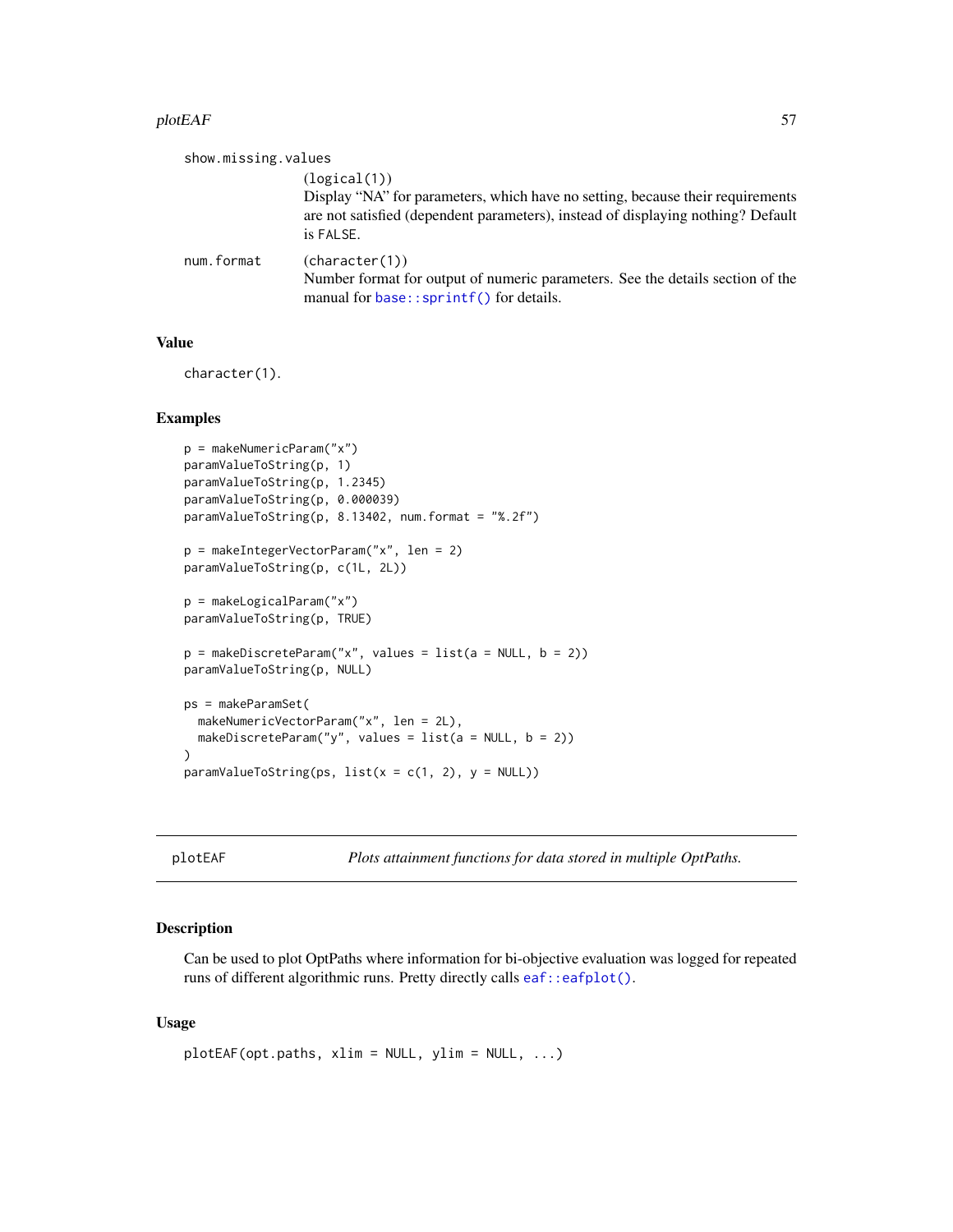show.missing.values
: (logical(1))
Display "NA" for parameters, which have no setting, because their requirements are not satisfied (dependent parameters), instead of displaying nothing? Default is FALSE.

num.format
: (character(1))
Number format for output of numeric parameters. See the details section of the manual for base::sprintf() for details.

### Value

character(1).

### Examples

```
p = makeNumericParam("x")
paramValueToString(p, 1)
paramValueToString(p, 1.2345)
paramValueToString(p, 0.000039)
paramValueToString(p, 8.13402, num.format = "%.2f")

p = makeIntegerVectorParam("x", len = 2)
paramValueToString(p, c(1L, 2L))

p = makeLogicalParam("x")
paramValueToString(p, TRUE)

p = makeDiscreteParam("x", values = list(a = NULL, b = 2))
paramValueToString(p, NULL)

ps = makeParamSet(
  makeNumericVectorParam("x", len = 2L),
  makeDiscreteParam("y", values = list(a = NULL, b = 2))
)
paramValueToString(ps, list(x = c(1, 2), y = NULL))
```

---

## plotEAF — *Plots attainment functions for data stored in multiple OptPaths.*

### Description

Can be used to plot OptPaths where information for bi-objective evaluation was logged for repeated runs of different algorithmic runs. Pretty directly calls eaf::eafplot().

### Usage

```
plotEAF(opt.paths, xlim = NULL, ylim = NULL, ...)
```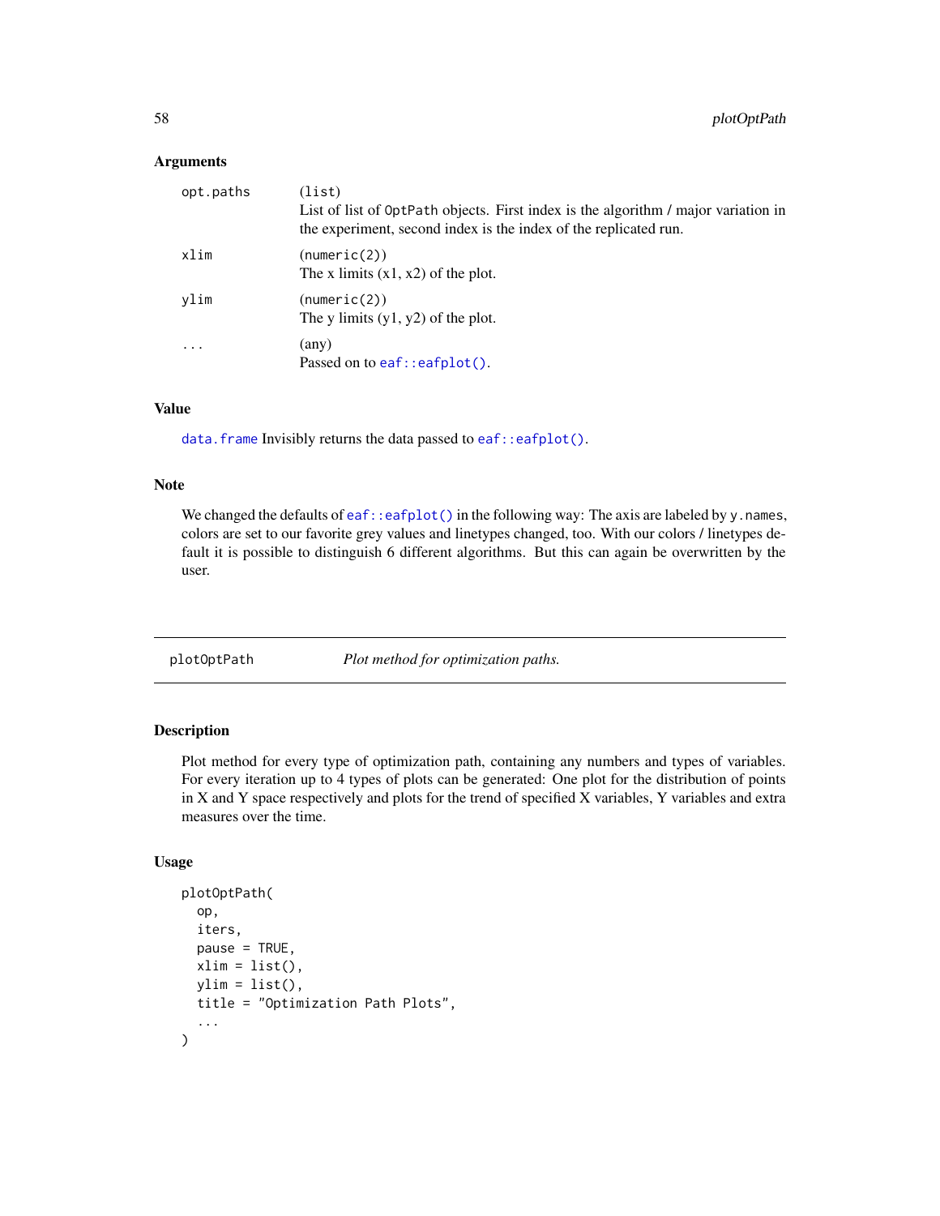### Arguments

| | |
|---|---|
| `opt.paths` | (list)<br>List of list of `OptPath` objects. First index is the algorithm / major variation in the experiment, second index is the index of the replicated run. |
| `xlim` | (numeric(2))<br>The x limits (x1, x2) of the plot. |
| `ylim` | (numeric(2))<br>The y limits (y1, y2) of the plot. |
| `...` | (any)<br>Passed on to `eaf::eafplot()`. |

### Value

`data.frame` Invisibly returns the data passed to `eaf::eafplot()`.

### Note

We changed the defaults of `eaf::eafplot()` in the following way: The axis are labeled by `y.names`, colors are set to our favorite grey values and linetypes changed, too. With our colors / linetypes default it is possible to distinguish 6 different algorithms. But this can again be overwritten by the user.

---

## plotOptPath — *Plot method for optimization paths.*

---

### Description

Plot method for every type of optimization path, containing any numbers and types of variables. For every iteration up to 4 types of plots can be generated: One plot for the distribution of points in X and Y space respectively and plots for the trend of specified X variables, Y variables and extra measures over the time.

### Usage

```
plotOptPath(
  op,
  iters,
  pause = TRUE,
  xlim = list(),
  ylim = list(),
  title = "Optimization Path Plots",
  ...
)
```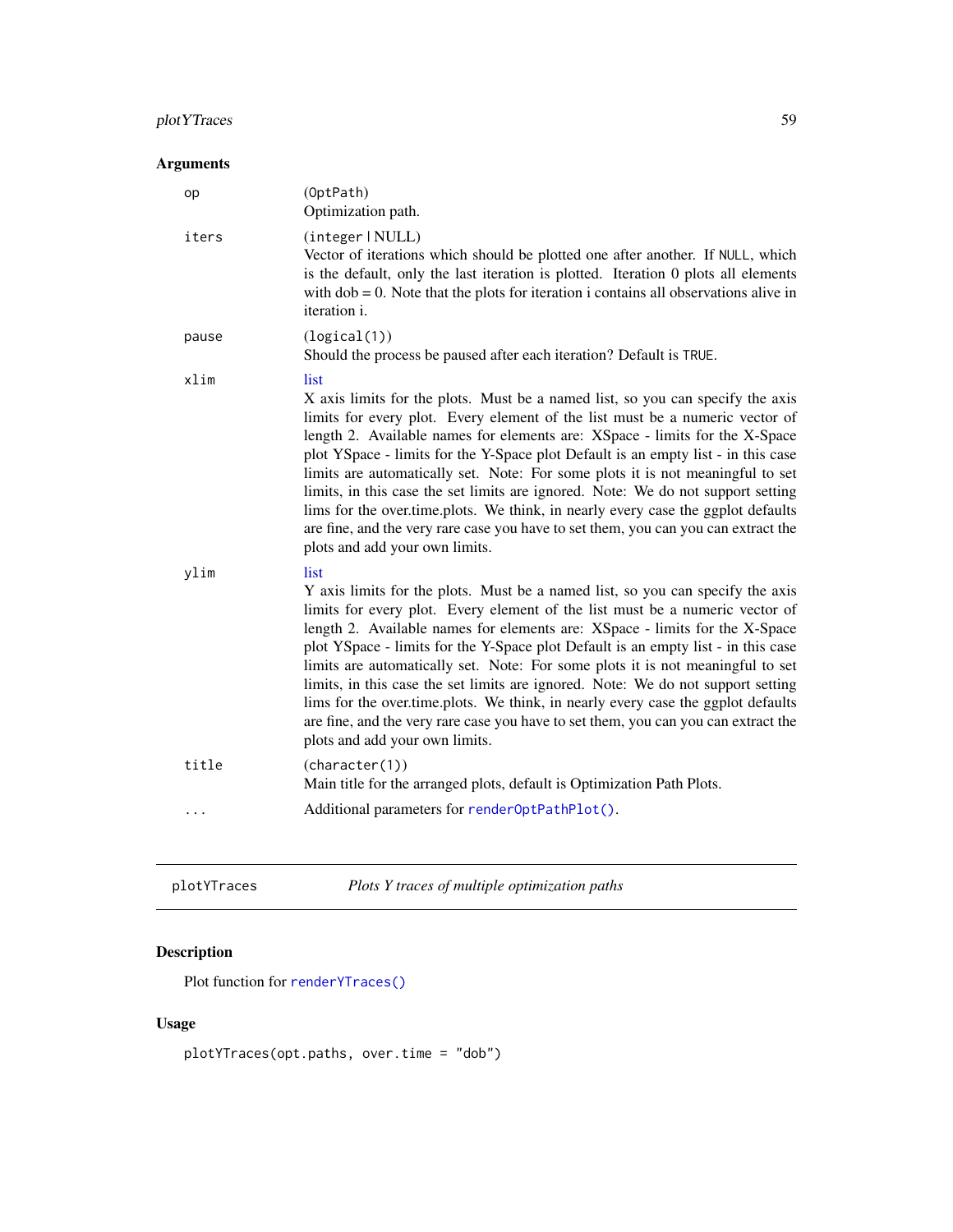## Arguments

**op**
(OptPath)
Optimization path.

**iters**
(integer | NULL)
Vector of iterations which should be plotted one after another. If NULL, which is the default, only the last iteration is plotted. Iteration 0 plots all elements with dob = 0. Note that the plots for iteration i contains all observations alive in iteration i.

**pause**
(logical(1))
Should the process be paused after each iteration? Default is TRUE.

**xlim**
list
X axis limits for the plots. Must be a named list, so you can specify the axis limits for every plot. Every element of the list must be a numeric vector of length 2. Available names for elements are: XSpace - limits for the X-Space plot YSpace - limits for the Y-Space plot Default is an empty list - in this case limits are automatically set. Note: For some plots it is not meaningful to set limits, in this case the set limits are ignored. Note: We do not support setting lims for the over.time.plots. We think, in nearly every case the ggplot defaults are fine, and the very rare case you have to set them, you can you can extract the plots and add your own limits.

**ylim**
list
Y axis limits for the plots. Must be a named list, so you can specify the axis limits for every plot. Every element of the list must be a numeric vector of length 2. Available names for elements are: XSpace - limits for the X-Space plot YSpace - limits for the Y-Space plot Default is an empty list - in this case limits are automatically set. Note: For some plots it is not meaningful to set limits, in this case the set limits are ignored. Note: We do not support setting lims for the over.time.plots. We think, in nearly every case the ggplot defaults are fine, and the very rare case you have to set them, you can you can extract the plots and add your own limits.

**title**
(character(1))
Main title for the arranged plots, default is Optimization Path Plots.

**...**
Additional parameters for renderOptPathPlot().

---

# plotYTraces — *Plots Y traces of multiple optimization paths*

## Description

Plot function for renderYTraces()

## Usage

```
plotYTraces(opt.paths, over.time = "dob")
```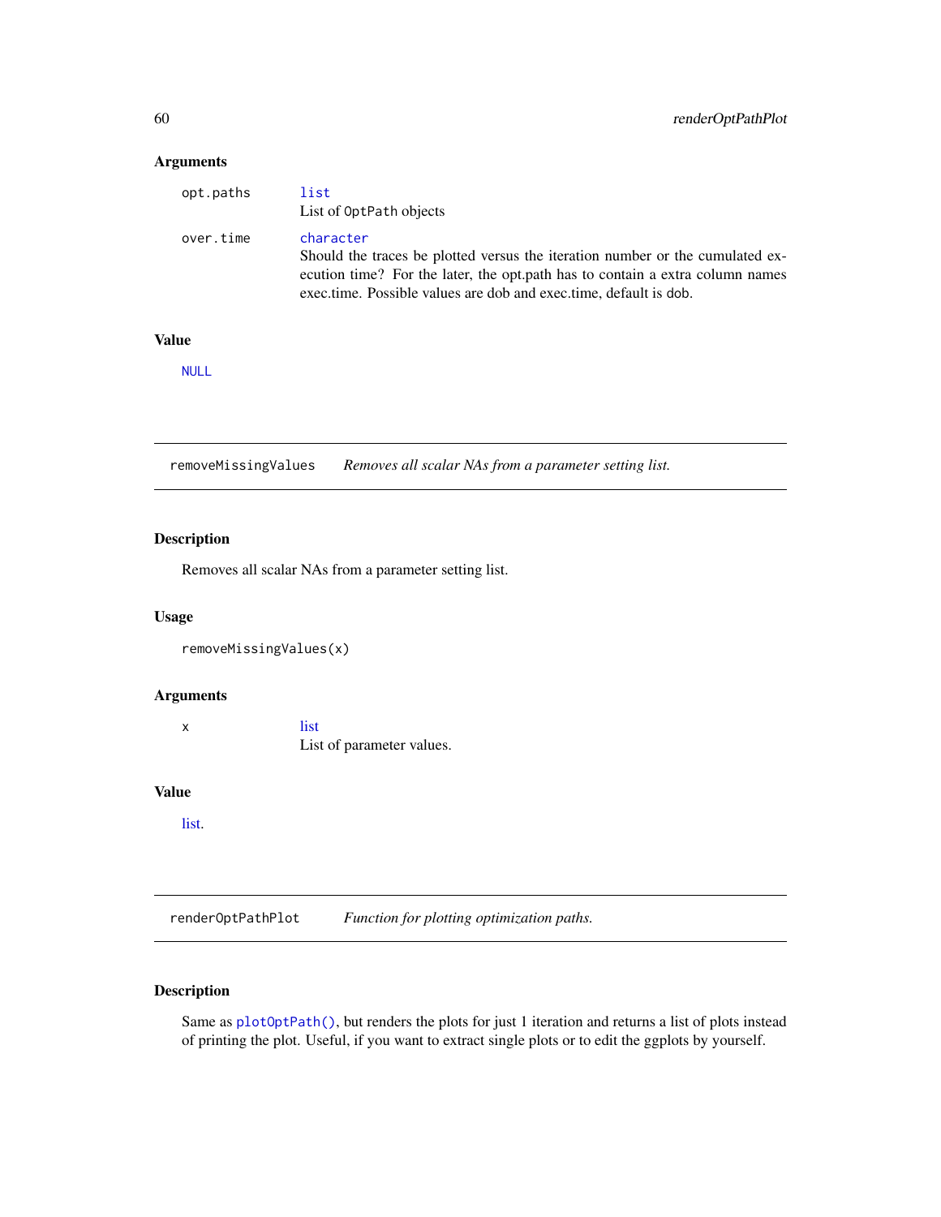### Arguments

opt.paths
: `list`
  List of `OptPath` objects

over.time
: `character`
  Should the traces be plotted versus the iteration number or the cumulated execution time? For the later, the opt.path has to contain a extra column names exec.time. Possible values are dob and exec.time, default is `dob`.

### Value

`NULL`

---

## removeMissingValues — *Removes all scalar NAs from a parameter setting list.*

### Description

Removes all scalar NAs from a parameter setting list.

### Usage

```
removeMissingValues(x)
```

### Arguments

x
: list
  List of parameter values.

### Value

list.

---

## renderOptPathPlot — *Function for plotting optimization paths.*

### Description

Same as `plotOptPath()`, but renders the plots for just 1 iteration and returns a list of plots instead of printing the plot. Useful, if you want to extract single plots or to edit the ggplots by yourself.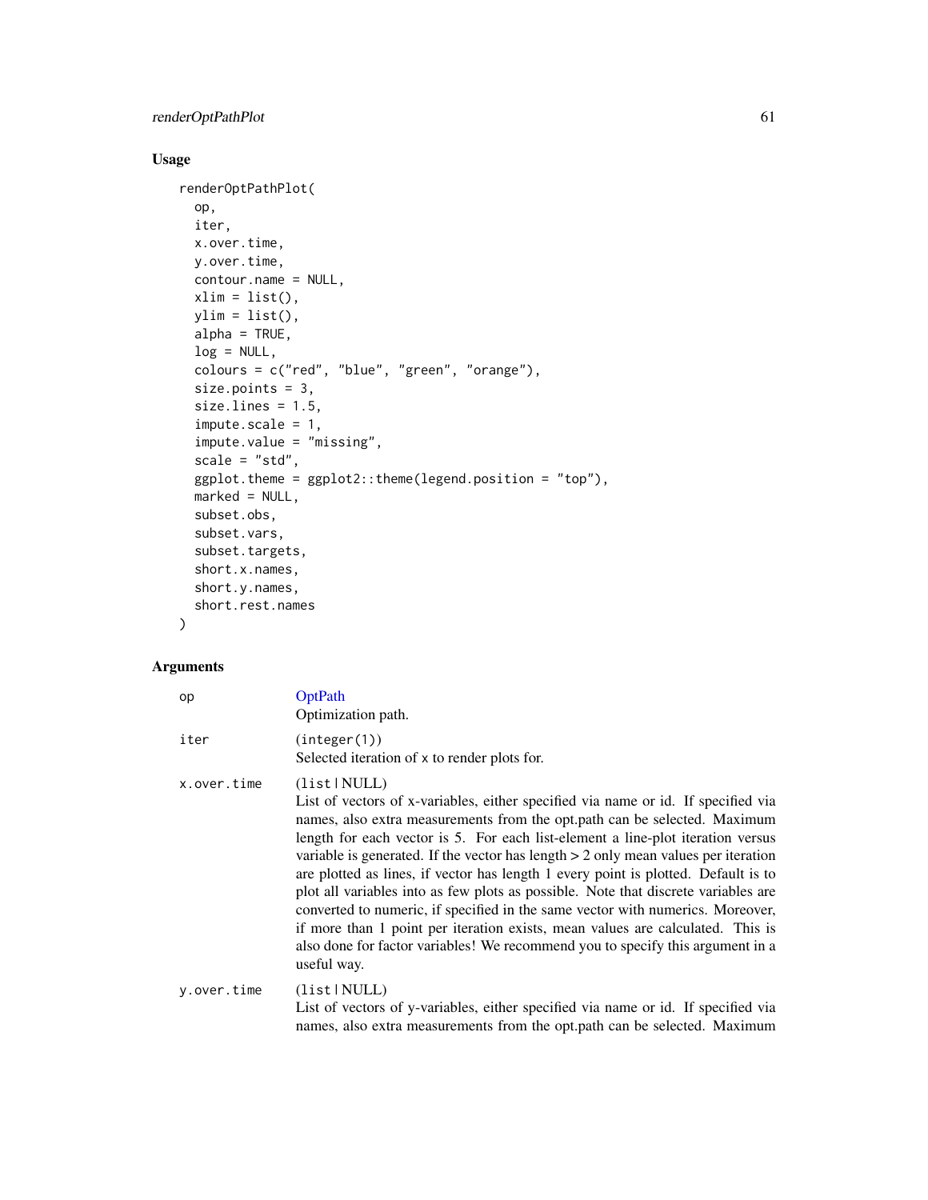## Usage

```
renderOptPathPlot(
  op,
  iter,
  x.over.time,
  y.over.time,
  contour.name = NULL,
  xlim = list(),
  ylim = list(),
  alpha = TRUE,
  log = NULL,
  colours = c("red", "blue", "green", "orange"),
  size.points = 3,
  size.lines = 1.5,
  impute.scale = 1,
  impute.value = "missing",
  scale = "std",
  ggplot.theme = ggplot2::theme(legend.position = "top"),
  marked = NULL,
  subset.obs,
  subset.vars,
  subset.targets,
  short.x.names,
  short.y.names,
  short.rest.names
)
```

## Arguments

| | |
|---|---|
| `op` | OptPath<br>Optimization path. |
| `iter` | (`integer(1)`)<br>Selected iteration of `x` to render plots for. |
| `x.over.time` | (`list` \| NULL)<br>List of vectors of x-variables, either specified via name or id. If specified via names, also extra measurements from the opt.path can be selected. Maximum length for each vector is 5. For each list-element a line-plot iteration versus variable is generated. If the vector has length > 2 only mean values per iteration are plotted as lines, if vector has length 1 every point is plotted. Default is to plot all variables into as few plots as possible. Note that discrete variables are converted to numeric, if specified in the same vector with numerics. Moreover, if more than 1 point per iteration exists, mean values are calculated. This is also done for factor variables! We recommend you to specify this argument in a useful way. |
| `y.over.time` | (`list` \| NULL)<br>List of vectors of y-variables, either specified via name or id. If specified via names, also extra measurements from the opt.path can be selected. Maximum |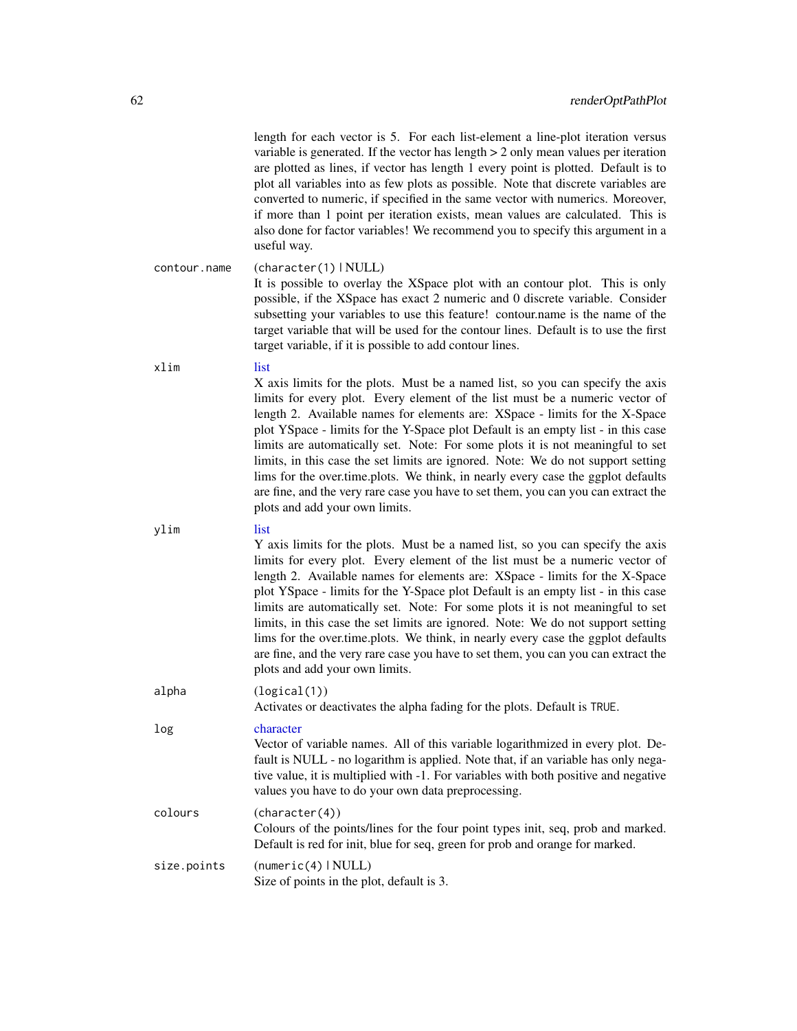length for each vector is 5. For each list-element a line-plot iteration versus variable is generated. If the vector has length > 2 only mean values per iteration are plotted as lines, if vector has length 1 every point is plotted. Default is to plot all variables into as few plots as possible. Note that discrete variables are converted to numeric, if specified in the same vector with numerics. Moreover, if more than 1 point per iteration exists, mean values are calculated. This is also done for factor variables! We recommend you to specify this argument in a useful way.

`contour.name`
: (`character(1)` | NULL)
  It is possible to overlay the XSpace plot with an contour plot. This is only possible, if the XSpace has exact 2 numeric and 0 discrete variable. Consider subsetting your variables to use this feature! contour.name is the name of the target variable that will be used for the contour lines. Default is to use the first target variable, if it is possible to add contour lines.

`xlim`
: list
  X axis limits for the plots. Must be a named list, so you can specify the axis limits for every plot. Every element of the list must be a numeric vector of length 2. Available names for elements are: XSpace - limits for the X-Space plot YSpace - limits for the Y-Space plot Default is an empty list - in this case limits are automatically set. Note: For some plots it is not meaningful to set limits, in this case the set limits are ignored. Note: We do not support setting lims for the over.time.plots. We think, in nearly every case the ggplot defaults are fine, and the very rare case you have to set them, you can you can extract the plots and add your own limits.

`ylim`
: list
  Y axis limits for the plots. Must be a named list, so you can specify the axis limits for every plot. Every element of the list must be a numeric vector of length 2. Available names for elements are: XSpace - limits for the X-Space plot YSpace - limits for the Y-Space plot Default is an empty list - in this case limits are automatically set. Note: For some plots it is not meaningful to set limits, in this case the set limits are ignored. Note: We do not support setting lims for the over.time.plots. We think, in nearly every case the ggplot defaults are fine, and the very rare case you have to set them, you can you can extract the plots and add your own limits.

`alpha`
: (`logical(1)`)
  Activates or deactivates the alpha fading for the plots. Default is `TRUE`.

`log`
: character
  Vector of variable names. All of this variable logarithmized in every plot. Default is NULL - no logarithm is applied. Note that, if an variable has only negative value, it is multiplied with -1. For variables with both positive and negative values you have to do your own data preprocessing.

`colours`
: (`character(4)`)
  Colours of the points/lines for the four point types init, seq, prob and marked. Default is red for init, blue for seq, green for prob and orange for marked.

`size.points`
: (`numeric(4)` | NULL)
  Size of points in the plot, default is 3.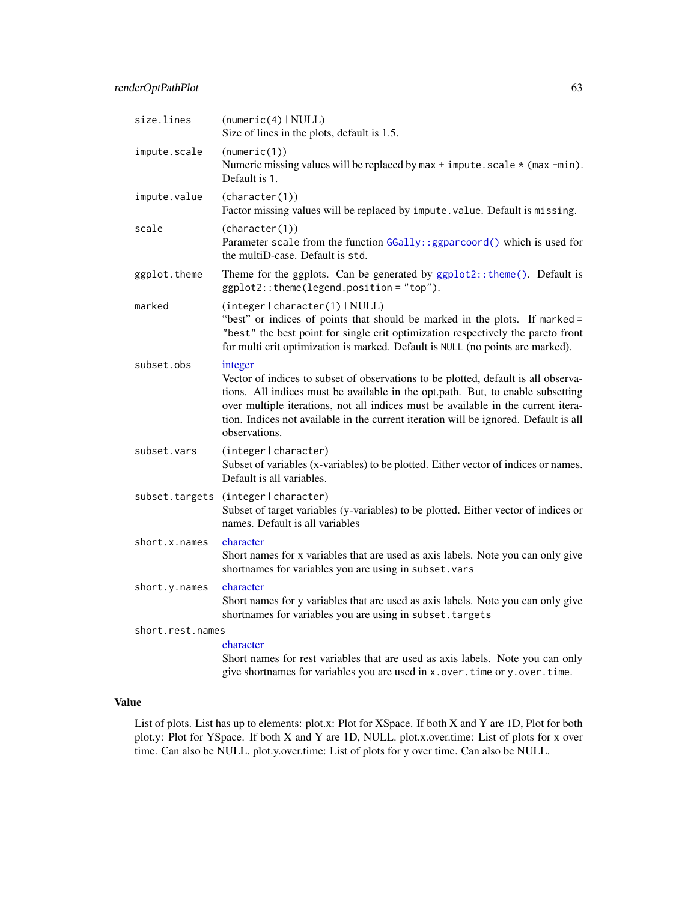size.lines
: (numeric(4) | NULL)
  Size of lines in the plots, default is 1.5.

impute.scale
: (numeric(1))
  Numeric missing values will be replaced by `max + impute.scale * (max -min)`. Default is `1`.

impute.value
: (character(1))
  Factor missing values will be replaced by `impute.value`. Default is `missing`.

scale
: (character(1))
  Parameter `scale` from the function `GGally::ggparcoord()` which is used for the multiD-case. Default is `std`.

ggplot.theme
: Theme for the ggplots. Can be generated by `ggplot2::theme()`. Default is `ggplot2::theme(legend.position = "top")`.

marked
: (integer | character(1) | NULL)
  "best" or indices of points that should be marked in the plots. If `marked = "best"` the best point for single crit optimization respectively the pareto front for multi crit optimization is marked. Default is `NULL` (no points are marked).

subset.obs
: integer
  Vector of indices to subset of observations to be plotted, default is all observations. All indices must be available in the opt.path. But, to enable subsetting over multiple iterations, not all indices must be available in the current iteration. Indices not available in the current iteration will be ignored. Default is all observations.

subset.vars
: (integer | character)
  Subset of variables (x-variables) to be plotted. Either vector of indices or names. Default is all variables.

subset.targets
: (integer | character)
  Subset of target variables (y-variables) to be plotted. Either vector of indices or names. Default is all variables

short.x.names
: character
  Short names for x variables that are used as axis labels. Note you can only give shortnames for variables you are using in `subset.vars`

short.y.names
: character
  Short names for y variables that are used as axis labels. Note you can only give shortnames for variables you are using in `subset.targets`

short.rest.names
: character
  Short names for rest variables that are used as axis labels. Note you can only give shortnames for variables you are used in `x.over.time` or `y.over.time`.

## Value

List of plots. List has up to elements: plot.x: Plot for XSpace. If both X and Y are 1D, Plot for both plot.y: Plot for YSpace. If both X and Y are 1D, NULL. plot.x.over.time: List of plots for x over time. Can also be NULL. plot.y.over.time: List of plots for y over time. Can also be NULL.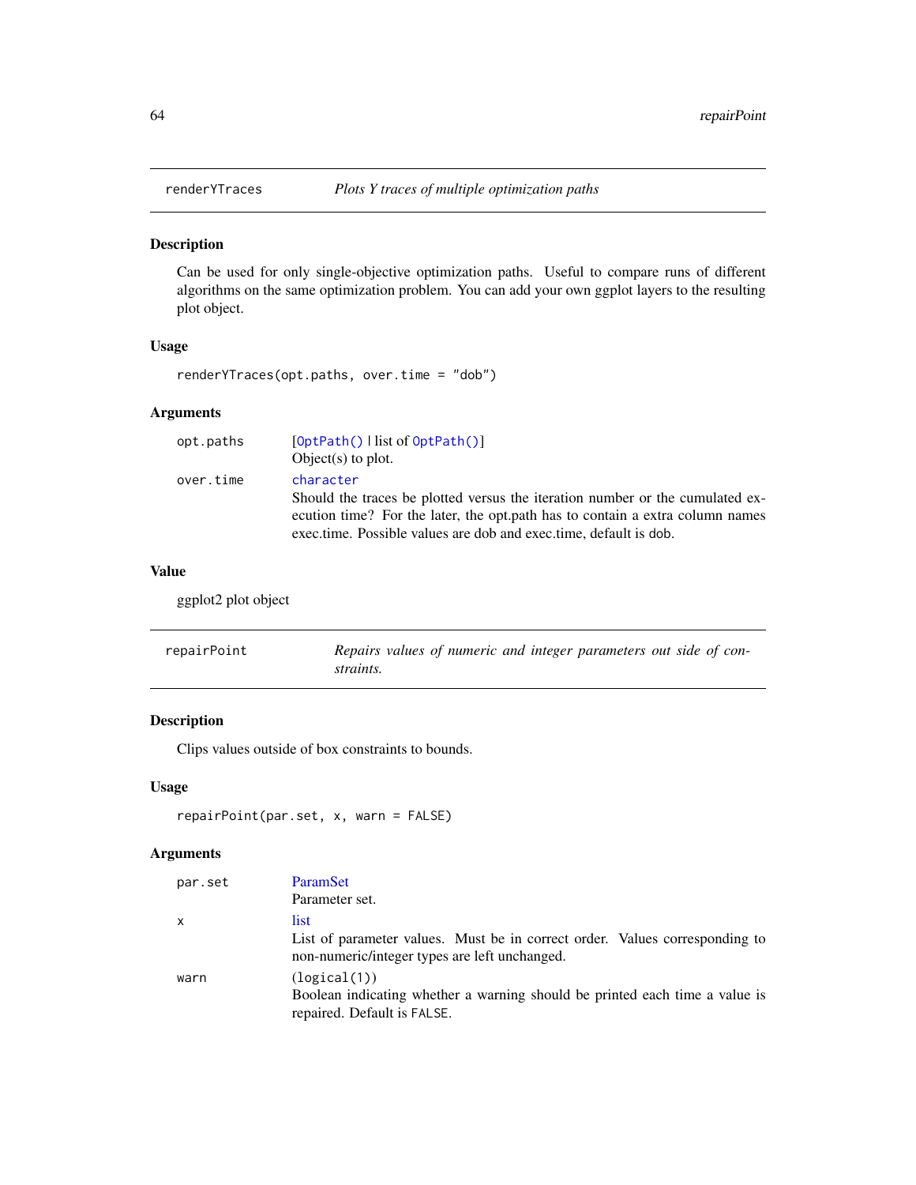## renderYTraces *Plots Y traces of multiple optimization paths*

### Description

Can be used for only single-objective optimization paths. Useful to compare runs of different algorithms on the same optimization problem. You can add your own ggplot layers to the resulting plot object.

### Usage

```
renderYTraces(opt.paths, over.time = "dob")
```

### Arguments

| | |
|---|---|
| opt.paths | [OptPath() \| list of OptPath()]<br>Object(s) to plot. |
| over.time | character<br>Should the traces be plotted versus the iteration number or the cumulated execution time? For the later, the opt.path has to contain a extra column names exec.time. Possible values are dob and exec.time, default is dob. |

### Value

ggplot2 plot object

## repairPoint *Repairs values of numeric and integer parameters out side of constraints.*

### Description

Clips values outside of box constraints to bounds.

### Usage

```
repairPoint(par.set, x, warn = FALSE)
```

### Arguments

| | |
|---|---|
| par.set | ParamSet<br>Parameter set. |
| x | list<br>List of parameter values. Must be in correct order. Values corresponding to non-numeric/integer types are left unchanged. |
| warn | (logical(1))<br>Boolean indicating whether a warning should be printed each time a value is repaired. Default is FALSE. |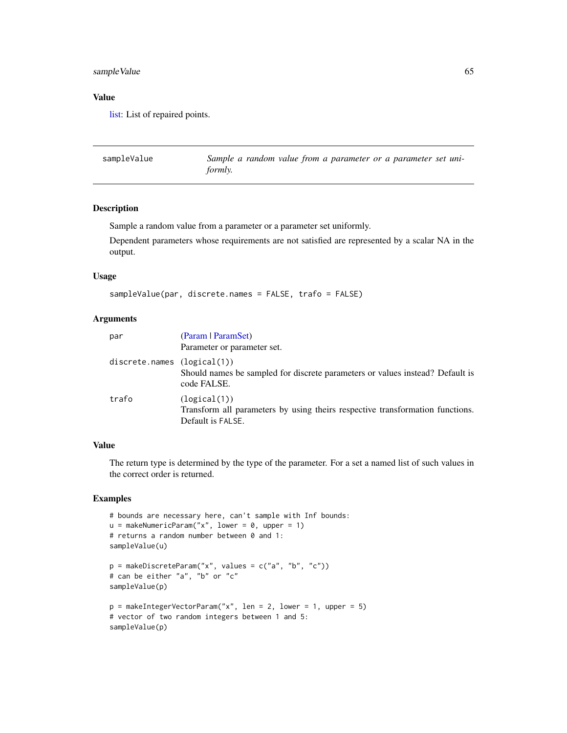### Value

list: List of repaired points.

---

## sampleValue *Sample a random value from a parameter or a parameter set uniformly.*

---

### Description

Sample a random value from a parameter or a parameter set uniformly.

Dependent parameters whose requirements are not satisfied are represented by a scalar NA in the output.

### Usage

```
sampleValue(par, discrete.names = FALSE, trafo = FALSE)
```

### Arguments

| | |
|---|---|
| par | (Param \| ParamSet)<br>Parameter or parameter set. |
| discrete.names | (logical(1))<br>Should names be sampled for discrete parameters or values instead? Default is code FALSE. |
| trafo | (logical(1))<br>Transform all parameters by using theirs respective transformation functions. Default is FALSE. |

### Value

The return type is determined by the type of the parameter. For a set a named list of such values in the correct order is returned.

### Examples

```
# bounds are necessary here, can't sample with Inf bounds:
u = makeNumericParam("x", lower = 0, upper = 1)
# returns a random number between 0 and 1:
sampleValue(u)

p = makeDiscreteParam("x", values = c("a", "b", "c"))
# can be either "a", "b" or "c"
sampleValue(p)

p = makeIntegerVectorParam("x", len = 2, lower = 1, upper = 5)
# vector of two random integers between 1 and 5:
sampleValue(p)
```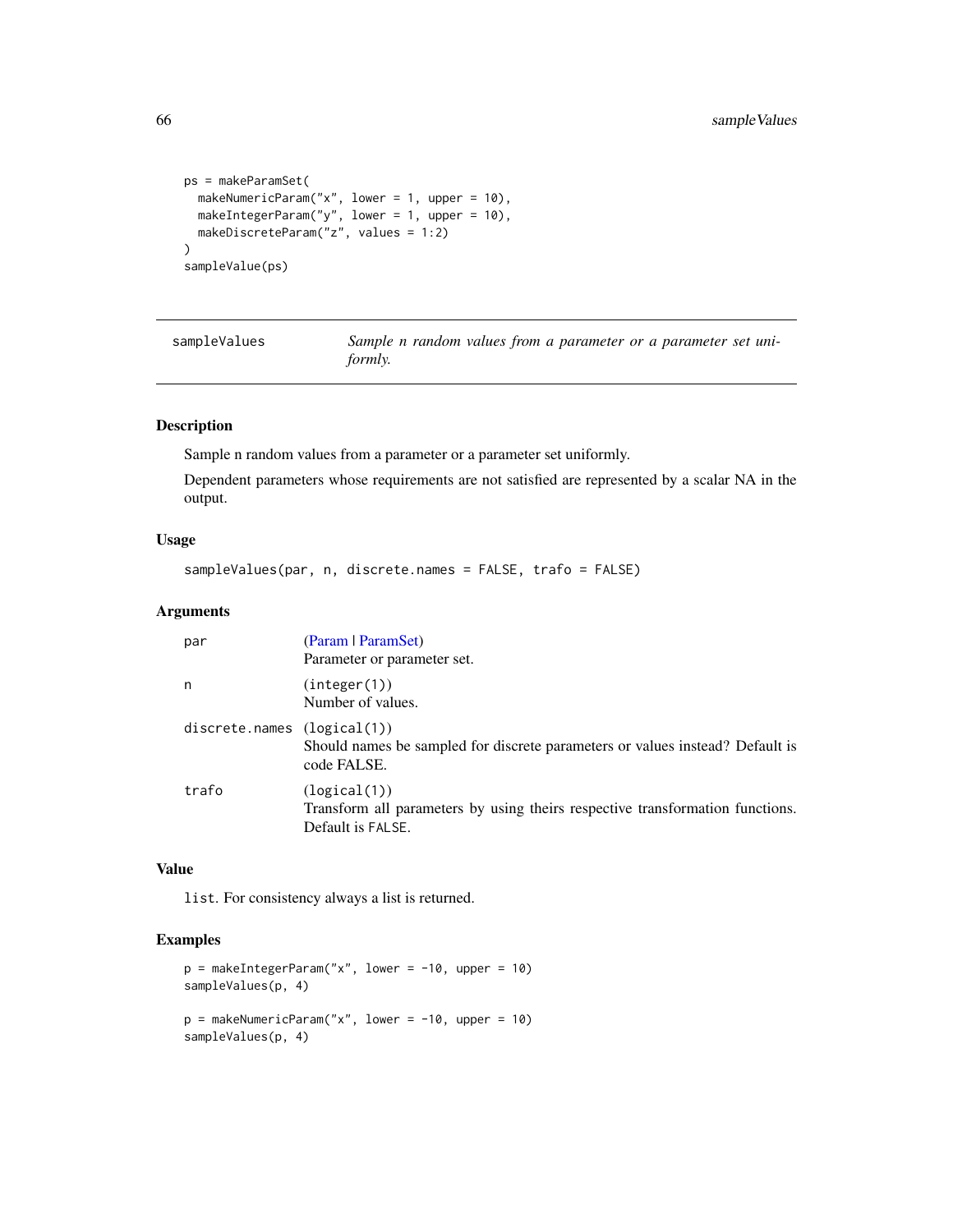```
ps = makeParamSet(
  makeNumericParam("x", lower = 1, upper = 10),
  makeIntegerParam("y", lower = 1, upper = 10),
  makeDiscreteParam("z", values = 1:2)
)
sampleValue(ps)
```

## sampleValues — *Sample n random values from a parameter or a parameter set uniformly.*

### Description

Sample n random values from a parameter or a parameter set uniformly.

Dependent parameters whose requirements are not satisfied are represented by a scalar NA in the output.

### Usage

```
sampleValues(par, n, discrete.names = FALSE, trafo = FALSE)
```

### Arguments

| | |
|---|---|
| par | (Param \| ParamSet) Parameter or parameter set. |
| n | (integer(1)) Number of values. |
| discrete.names | (logical(1)) Should names be sampled for discrete parameters or values instead? Default is code FALSE. |
| trafo | (logical(1)) Transform all parameters by using theirs respective transformation functions. Default is FALSE. |

### Value

list. For consistency always a list is returned.

### Examples

```
p = makeIntegerParam("x", lower = -10, upper = 10)
sampleValues(p, 4)

p = makeNumericParam("x", lower = -10, upper = 10)
sampleValues(p, 4)
```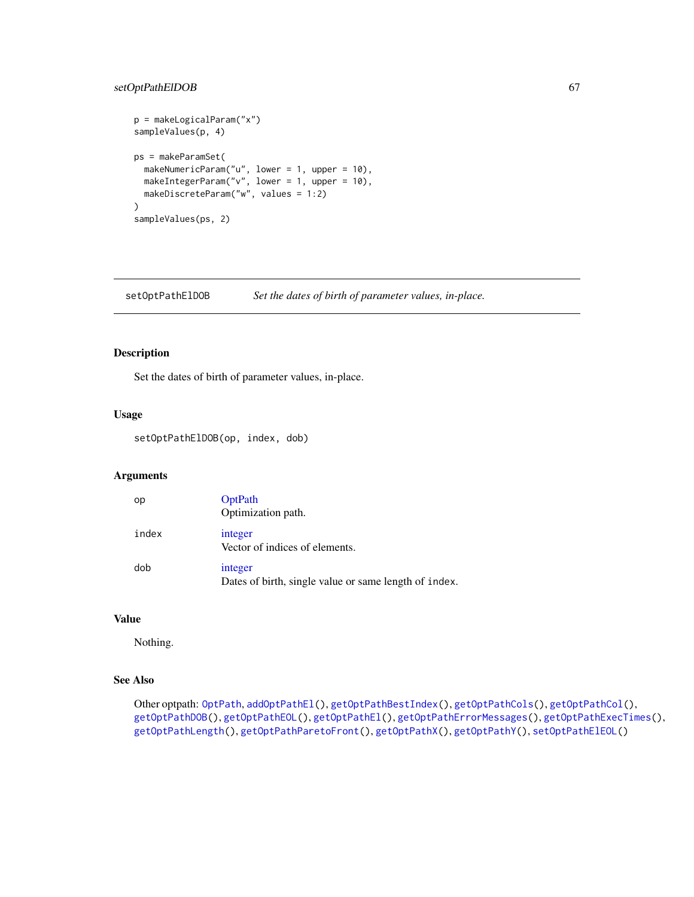```
p = makeLogicalParam("x")
sampleValues(p, 4)

ps = makeParamSet(
  makeNumericParam("u", lower = 1, upper = 10),
  makeIntegerParam("v", lower = 1, upper = 10),
  makeDiscreteParam("w", values = 1:2)
)
sampleValues(ps, 2)
```

---

## setOptPathElDOB — *Set the dates of birth of parameter values, in-place.*

---

### Description

Set the dates of birth of parameter values, in-place.

### Usage

```
setOptPathElDOB(op, index, dob)
```

### Arguments

| | |
|---|---|
| op | OptPath<br>Optimization path. |
| index | integer<br>Vector of indices of elements. |
| dob | integer<br>Dates of birth, single value or same length of `index`. |

### Value

Nothing.

### See Also

Other optpath: `OptPath`, `addOptPathEl()`, `getOptPathBestIndex()`, `getOptPathCols()`, `getOptPathCol()`, `getOptPathDOB()`, `getOptPathEOL()`, `getOptPathEl()`, `getOptPathErrorMessages()`, `getOptPathExecTimes()`, `getOptPathLength()`, `getOptPathParetoFront()`, `getOptPathX()`, `getOptPathY()`, `setOptPathElEOL()`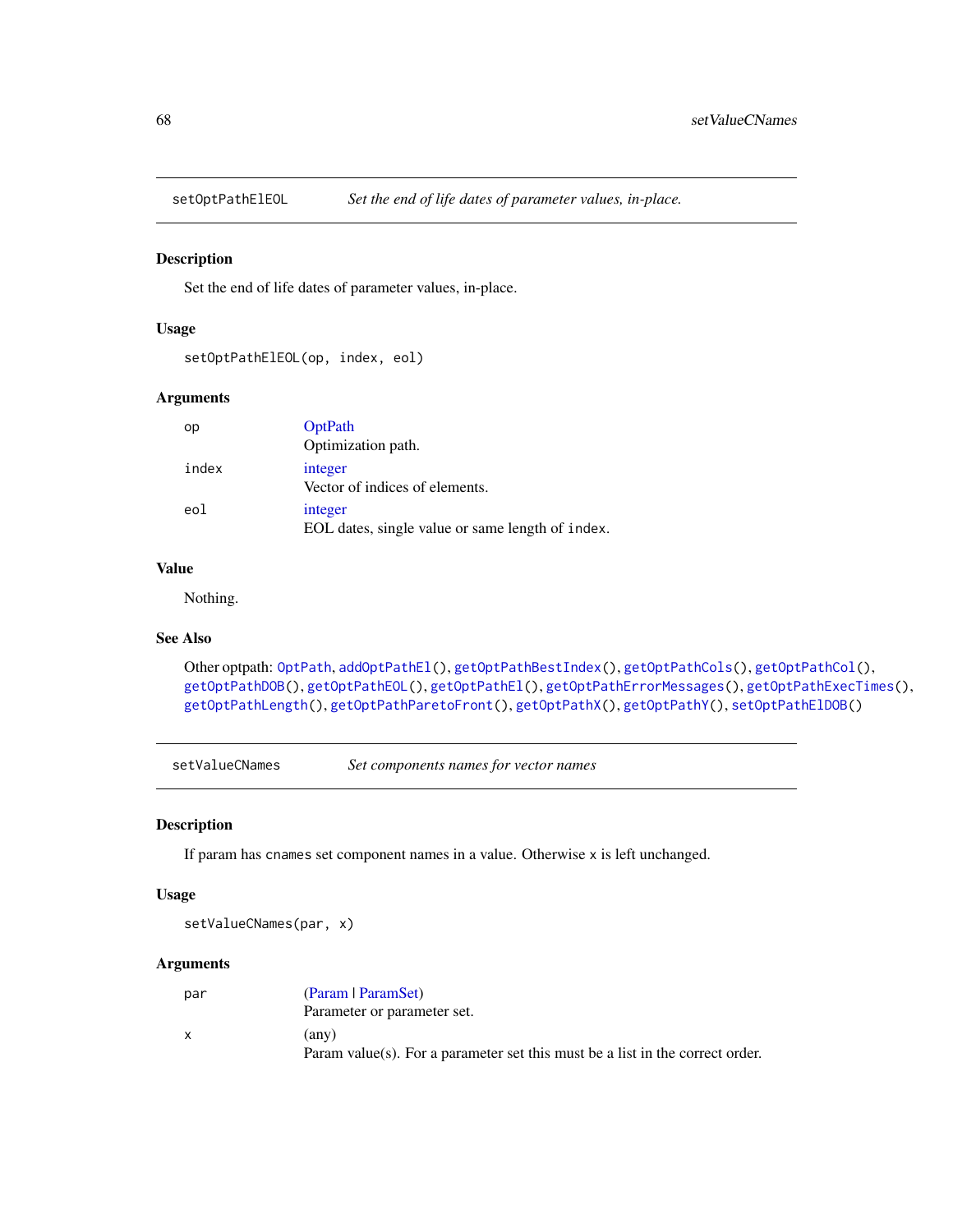## setOptPathElEOL — *Set the end of life dates of parameter values, in-place.*

### Description

Set the end of life dates of parameter values, in-place.

### Usage

```
setOptPathElEOL(op, index, eol)
```

### Arguments

| | |
|---|---|
| `op` | OptPath<br>Optimization path. |
| `index` | integer<br>Vector of indices of elements. |
| `eol` | integer<br>EOL dates, single value or same length of `index`. |

### Value

Nothing.

### See Also

Other optpath: `OptPath`, `addOptPathEl()`, `getOptPathBestIndex()`, `getOptPathCols()`, `getOptPathCol()`, `getOptPathDOB()`, `getOptPathEOL()`, `getOptPathEl()`, `getOptPathErrorMessages()`, `getOptPathExecTimes()`, `getOptPathLength()`, `getOptPathParetoFront()`, `getOptPathX()`, `getOptPathY()`, `setOptPathElDOB()`

## setValueCNames — *Set components names for vector names*

### Description

If param has `cnames` set component names in a value. Otherwise `x` is left unchanged.

### Usage

```
setValueCNames(par, x)
```

### Arguments

| | |
|---|---|
| `par` | (Param \| ParamSet)<br>Parameter or parameter set. |
| `x` | (any)<br>Param value(s). For a parameter set this must be a list in the correct order. |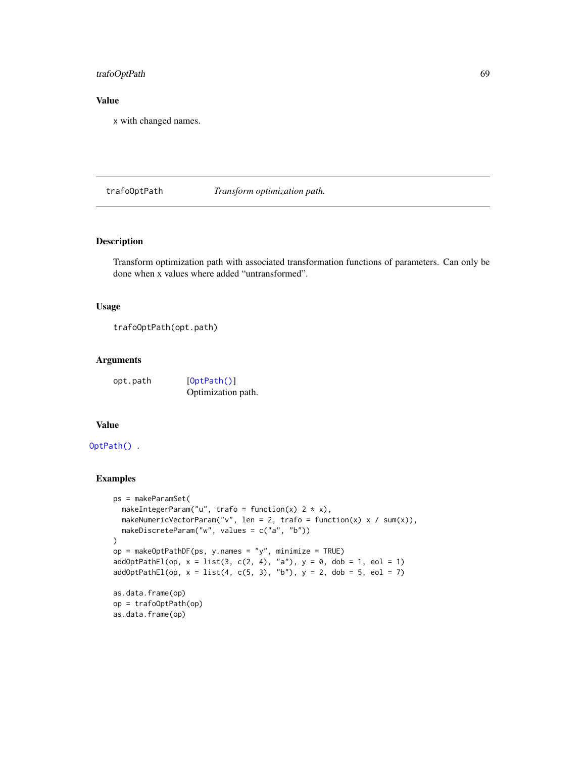## Value

x with changed names.

---

**trafoOptPath** — *Transform optimization path.*

---

## Description

Transform optimization path with associated transformation functions of parameters. Can only be done when x values where added "untransformed".

## Usage

```
trafoOptPath(opt.path)
```

## Arguments

| | |
|---|---|
| opt.path | [OptPath()] Optimization path. |

## Value

OptPath() .

## Examples

```
ps = makeParamSet(
  makeIntegerParam("u", trafo = function(x) 2 * x),
  makeNumericVectorParam("v", len = 2, trafo = function(x) x / sum(x)),
  makeDiscreteParam("w", values = c("a", "b"))
)
op = makeOptPathDF(ps, y.names = "y", minimize = TRUE)
addOptPathEl(op, x = list(3, c(2, 4), "a"), y = 0, dob = 1, eol = 1)
addOptPathEl(op, x = list(4, c(5, 3), "b"), y = 2, dob = 5, eol = 7)

as.data.frame(op)
op = trafoOptPath(op)
as.data.frame(op)
```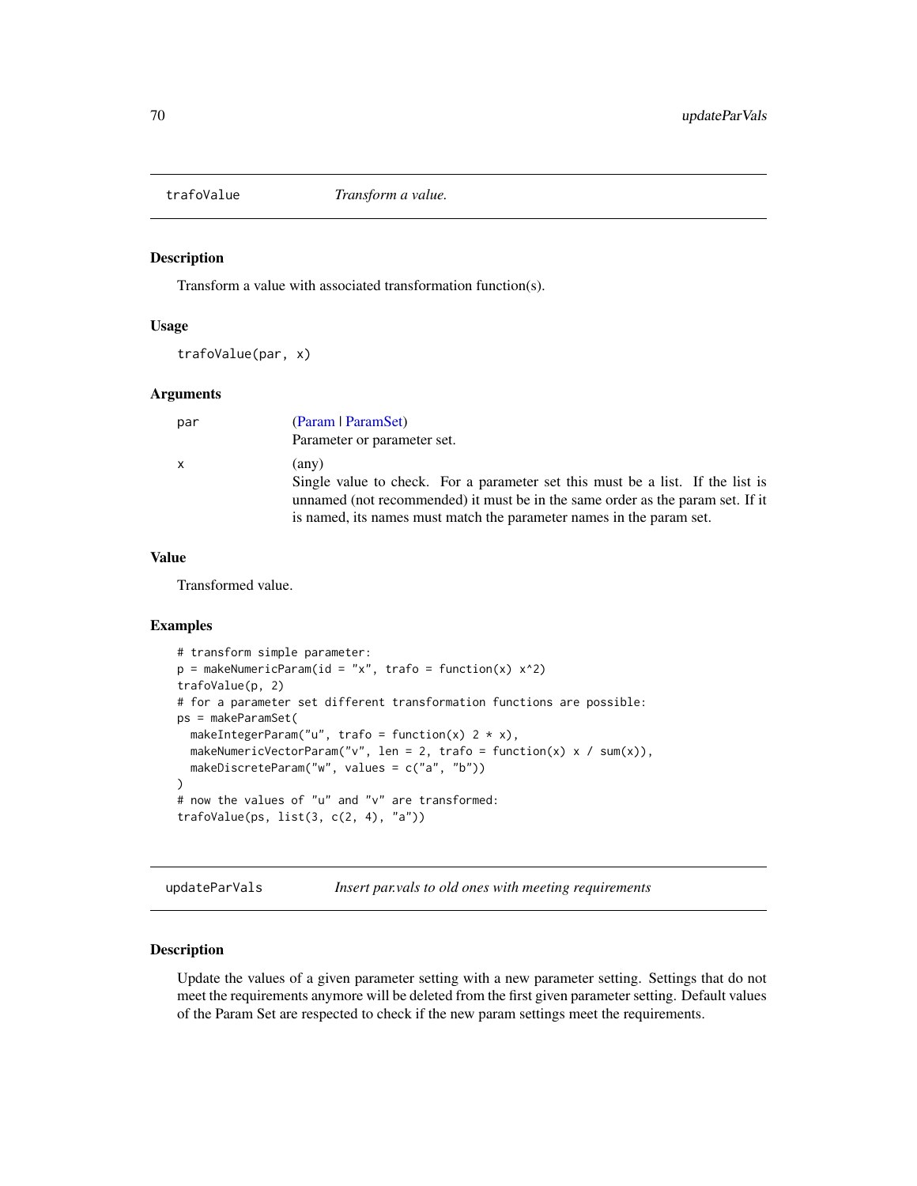## trafoValue — *Transform a value.*

### Description

Transform a value with associated transformation function(s).

### Usage

```
trafoValue(par, x)
```

### Arguments

| | |
|---|---|
| par | (Param \| ParamSet)<br>Parameter or parameter set. |
| x | (any)<br>Single value to check. For a parameter set this must be a list. If the list is unnamed (not recommended) it must be in the same order as the param set. If it is named, its names must match the parameter names in the param set. |

### Value

Transformed value.

### Examples

```
# transform simple parameter:
p = makeNumericParam(id = "x", trafo = function(x) x^2)
trafoValue(p, 2)
# for a parameter set different transformation functions are possible:
ps = makeParamSet(
  makeIntegerParam("u", trafo = function(x) 2 * x),
  makeNumericVectorParam("v", len = 2, trafo = function(x) x / sum(x)),
  makeDiscreteParam("w", values = c("a", "b"))
)
# now the values of "u" and "v" are transformed:
trafoValue(ps, list(3, c(2, 4), "a"))
```

## updateParVals — *Insert par.vals to old ones with meeting requirements*

### Description

Update the values of a given parameter setting with a new parameter setting. Settings that do not meet the requirements anymore will be deleted from the first given parameter setting. Default values of the Param Set are respected to check if the new param settings meet the requirements.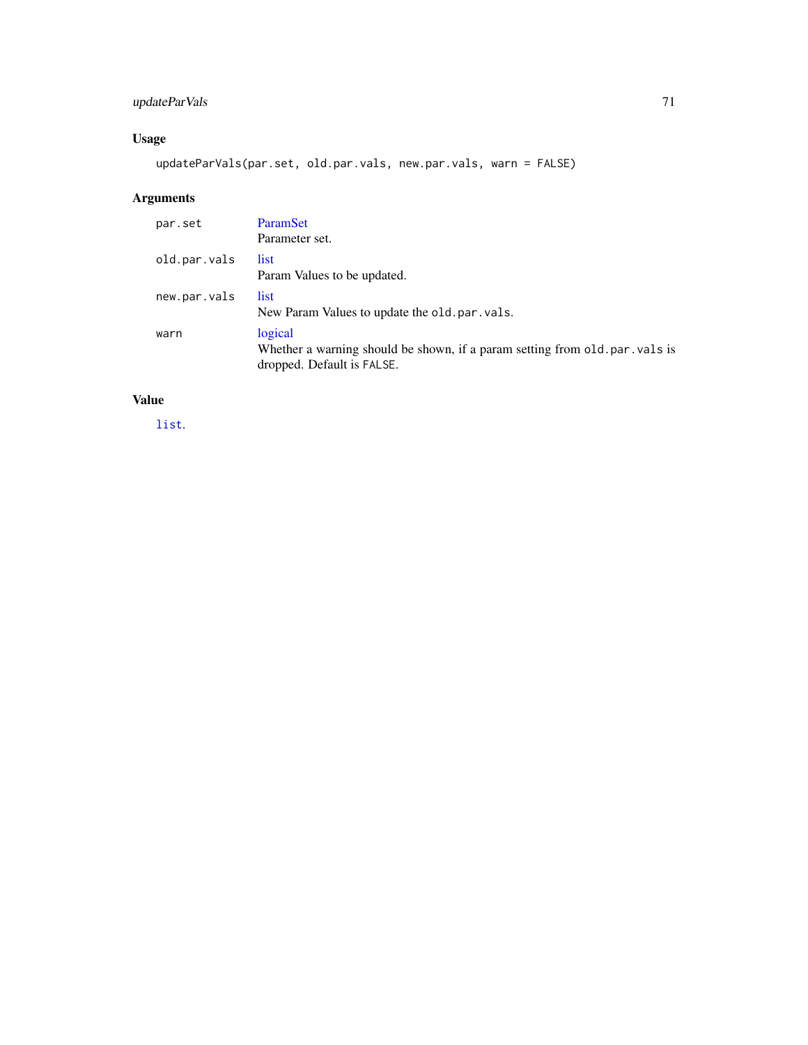## Usage

```
updateParVals(par.set, old.par.vals, new.par.vals, warn = FALSE)
```

## Arguments

| | |
|---|---|
| `par.set` | ParamSet<br>Parameter set. |
| `old.par.vals` | list<br>Param Values to be updated. |
| `new.par.vals` | list<br>New Param Values to update the `old.par.vals`. |
| `warn` | logical<br>Whether a warning should be shown, if a param setting from `old.par.vals` is dropped. Default is `FALSE`. |

## Value

`list`.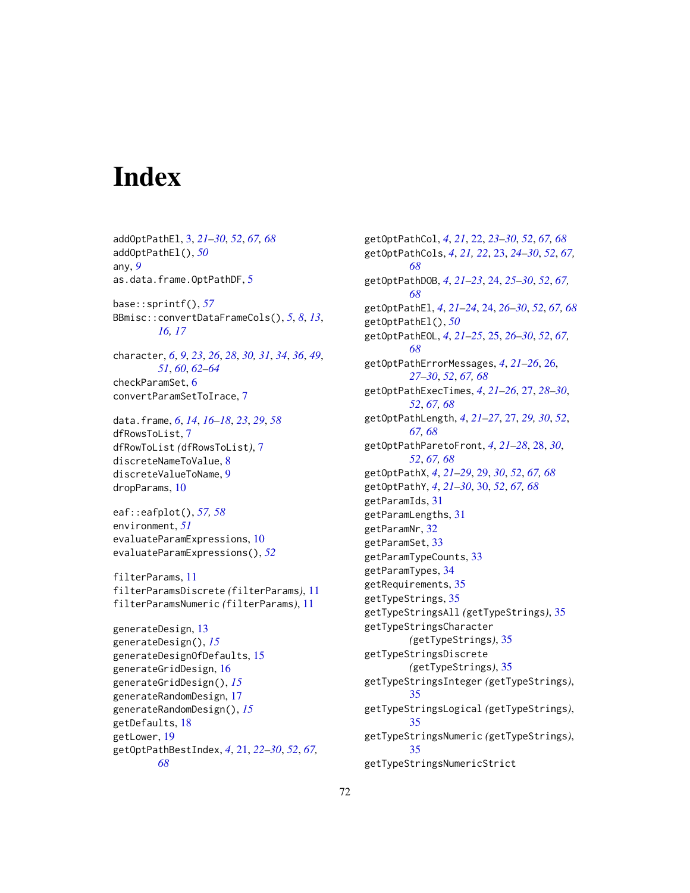# Index

addOptPathEl, 3, *21–30*, *52*, *67, 68*
addOptPathEl(), *50*
any, *9*
as.data.frame.OptPathDF, 5

base::sprintf(), *57*
BBmisc::convertDataFrameCols(), *5*, *8*, *13*, *16, 17*

character, *6*, *9*, *23*, *26*, *28*, *30, 31*, *34*, *36*, *49*, *51*, *60*, *62–64*
checkParamSet, 6
convertParamSetToIrace, 7

data.frame, *6*, *14*, *16–18*, *23*, *29*, *58*
dfRowsToList, 7
dfRowToList *(dfRowsToList)*, 7
discreteNameToValue, 8
discreteValueToName, 9
dropParams, 10

eaf::eafplot(), *57, 58*
environment, *51*
evaluateParamExpressions, 10
evaluateParamExpressions(), *52*

filterParams, 11
filterParamsDiscrete *(filterParams)*, 11
filterParamsNumeric *(filterParams)*, 11

generateDesign, 13
generateDesign(), *15*
generateDesignOfDefaults, 15
generateGridDesign, 16
generateGridDesign(), *15*
generateRandomDesign, 17
generateRandomDesign(), *15*
getDefaults, 18
getLower, 19
getOptPathBestIndex, *4*, 21, *22–30*, *52*, *67, 68*
getOptPathCol, *4*, *21*, 22, *23–30*, *52*, *67, 68*
getOptPathCols, *4*, *21, 22*, 23, *24–30*, *52*, *67, 68*
getOptPathDOB, *4*, *21–23*, 24, *25–30*, *52*, *67, 68*
getOptPathEl, *4*, *21–24*, 24, *26–30*, *52*, *67, 68*
getOptPathEl(), *50*
getOptPathEOL, *4*, *21–25*, 25, *26–30*, *52*, *67, 68*
getOptPathErrorMessages, *4*, *21–26*, 26, *27–30*, *52*, *67, 68*
getOptPathExecTimes, *4*, *21–26*, 27, *28–30*, *52*, *67, 68*
getOptPathLength, *4*, *21–27*, 27, *29, 30*, *52*, *67, 68*
getOptPathParetoFront, *4*, *21–28*, 28, *30*, *52*, *67, 68*
getOptPathX, *4*, *21–29*, 29, *30*, *52*, *67, 68*
getOptPathY, *4*, *21–30*, 30, *52*, *67, 68*
getParamIds, 31
getParamLengths, 31
getParamNr, 32
getParamSet, 33
getParamTypeCounts, 33
getParamTypes, 34
getRequirements, 35
getTypeStrings, 35
getTypeStringsAll *(getTypeStrings)*, 35
getTypeStringsCharacter *(getTypeStrings)*, 35
getTypeStringsDiscrete *(getTypeStrings)*, 35
getTypeStringsInteger *(getTypeStrings)*, 35
getTypeStringsLogical *(getTypeStrings)*, 35
getTypeStringsNumeric *(getTypeStrings)*, 35
getTypeStringsNumericStrict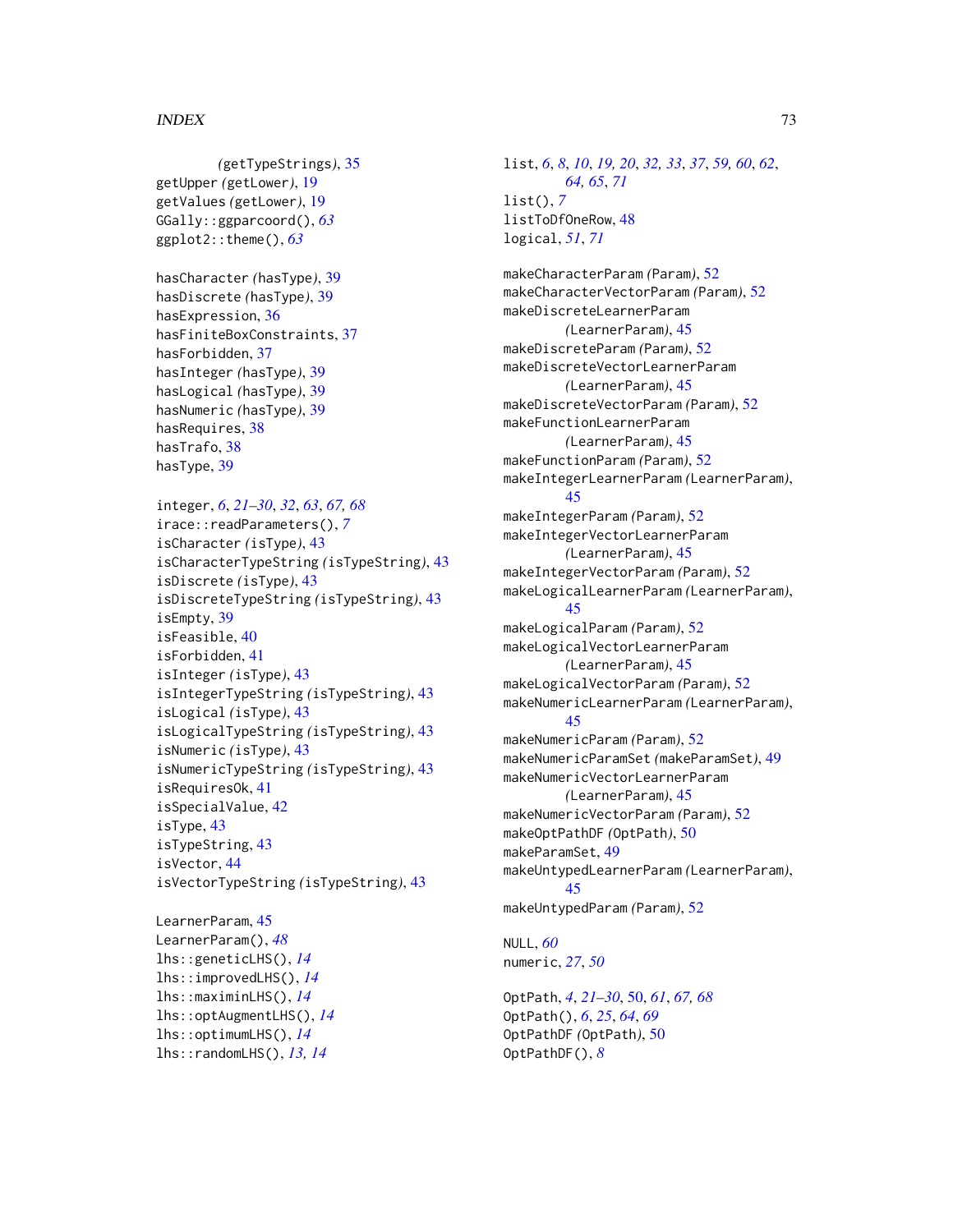(getTypeStrings), 35
getUpper (getLower), 19
getValues (getLower), 19
GGally::ggparcoord(), *63*
ggplot2::theme(), *63*

hasCharacter (hasType), 39
hasDiscrete (hasType), 39
hasExpression, 36
hasFiniteBoxConstraints, 37
hasForbidden, 37
hasInteger (hasType), 39
hasLogical (hasType), 39
hasNumeric (hasType), 39
hasRequires, 38
hasTrafo, 38
hasType, 39

integer, *6*, *21–30*, *32*, *63*, *67, 68*
irace::readParameters(), *7*
isCharacter (isType), 43
isCharacterTypeString (isTypeString), 43
isDiscrete (isType), 43
isDiscreteTypeString (isTypeString), 43
isEmpty, 39
isFeasible, 40
isForbidden, 41
isInteger (isType), 43
isIntegerTypeString (isTypeString), 43
isLogical (isType), 43
isLogicalTypeString (isTypeString), 43
isNumeric (isType), 43
isNumericTypeString (isTypeString), 43
isRequiresOk, 41
isSpecialValue, 42
isType, 43
isTypeString, 43
isVector, 44
isVectorTypeString (isTypeString), 43

LearnerParam, 45
LearnerParam(), *48*
lhs::geneticLHS(), *14*
lhs::improvedLHS(), *14*
lhs::maximinLHS(), *14*
lhs::optAugmentLHS(), *14*
lhs::optimumLHS(), *14*
lhs::randomLHS(), *13, 14*

list, *6*, *8*, *10*, *19, 20*, *32, 33*, *37*, *59, 60*, *62*, *64, 65*, *71*
list(), *7*
listToDfOneRow, 48
logical, *51*, *71*

makeCharacterParam (Param), 52
makeCharacterVectorParam (Param), 52
makeDiscreteLearnerParam (LearnerParam), 45
makeDiscreteParam (Param), 52
makeDiscreteVectorLearnerParam (LearnerParam), 45
makeDiscreteVectorParam (Param), 52
makeFunctionLearnerParam (LearnerParam), 45
makeFunctionParam (Param), 52
makeIntegerLearnerParam (LearnerParam), 45
makeIntegerParam (Param), 52
makeIntegerVectorLearnerParam (LearnerParam), 45
makeIntegerVectorParam (Param), 52
makeLogicalLearnerParam (LearnerParam), 45
makeLogicalParam (Param), 52
makeLogicalVectorLearnerParam (LearnerParam), 45
makeLogicalVectorParam (Param), 52
makeNumericLearnerParam (LearnerParam), 45
makeNumericParam (Param), 52
makeNumericParamSet (makeParamSet), 49
makeNumericVectorLearnerParam (LearnerParam), 45
makeNumericVectorParam (Param), 52
makeOptPathDF (OptPath), 50
makeParamSet, 49
makeUntypedLearnerParam (LearnerParam), 45
makeUntypedParam (Param), 52

NULL, *60*
numeric, *27*, *50*

OptPath, *4*, *21–30*, 50, *61*, *67, 68*
OptPath(), *6*, *25*, *64*, *69*
OptPathDF (OptPath), 50
OptPathDF(), *8*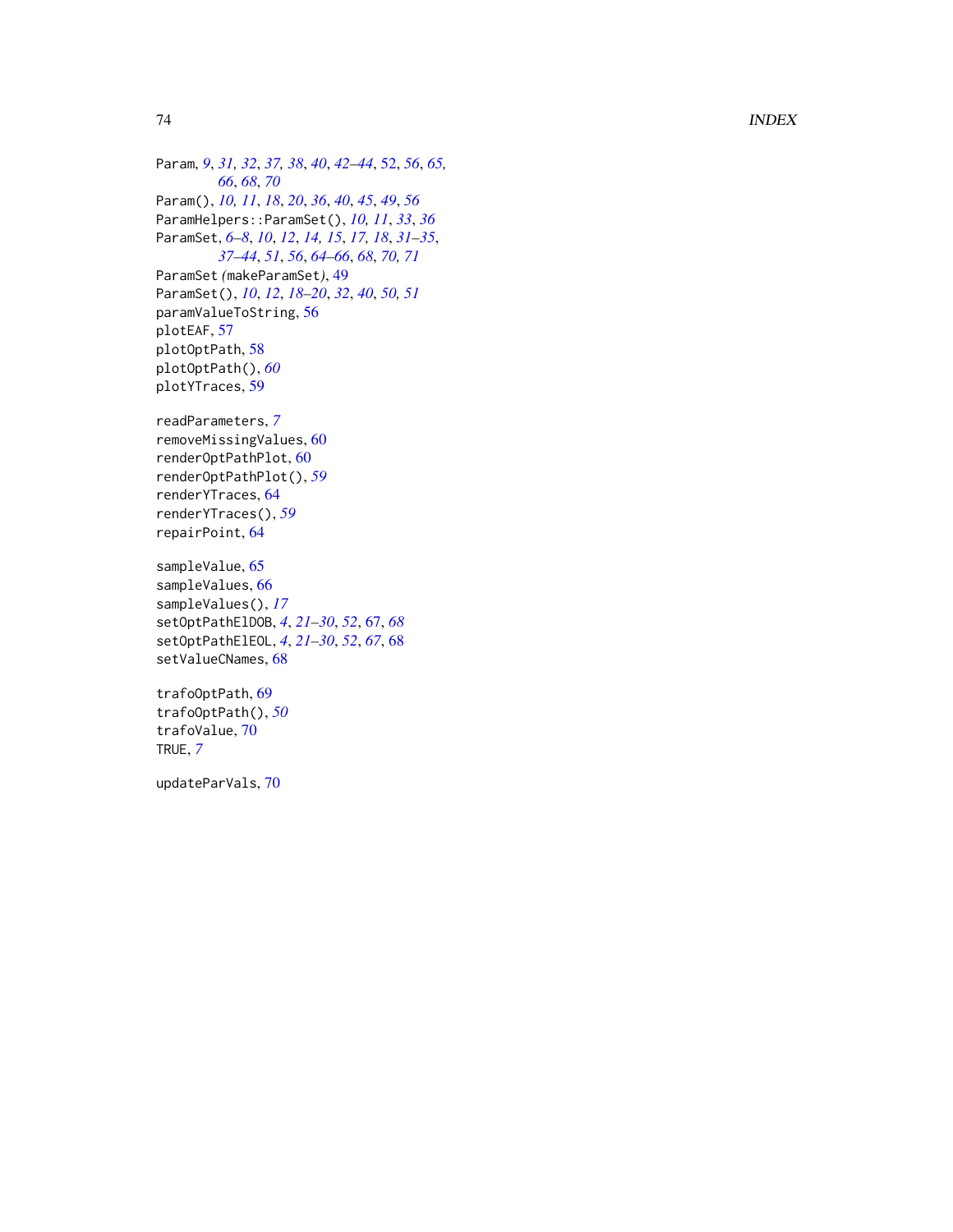Param, *9*, *31, 32*, *37, 38*, *40*, *42–44*, 52, *56*, *65, 66*, *68*, *70*
Param(), *10, 11*, *18*, *20*, *36*, *40*, *45*, *49*, *56*
ParamHelpers::ParamSet(), *10, 11*, *33*, *36*
ParamSet, *6–8*, *10*, *12*, *14, 15*, *17, 18*, *31–35*, *37–44*, *51*, *56*, *64–66*, *68*, *70, 71*
ParamSet *(*makeParamSet*)*, 49
ParamSet(), *10*, *12*, *18–20*, *32*, *40*, *50, 51*
paramValueToString, 56
plotEAF, 57
plotOptPath, 58
plotOptPath(), *60*
plotYTraces, 59

readParameters, *7*
removeMissingValues, 60
renderOptPathPlot, 60
renderOptPathPlot(), *59*
renderYTraces, 64
renderYTraces(), *59*
repairPoint, 64

sampleValue, 65
sampleValues, 66
sampleValues(), *17*
setOptPathElDOB, *4*, *21–30*, *52*, 67, *68*
setOptPathElEOL, *4*, *21–30*, *52*, *67*, 68
setValueCNames, 68

trafoOptPath, 69
trafoOptPath(), *50*
trafoValue, 70
TRUE, *7*

updateParVals, 70